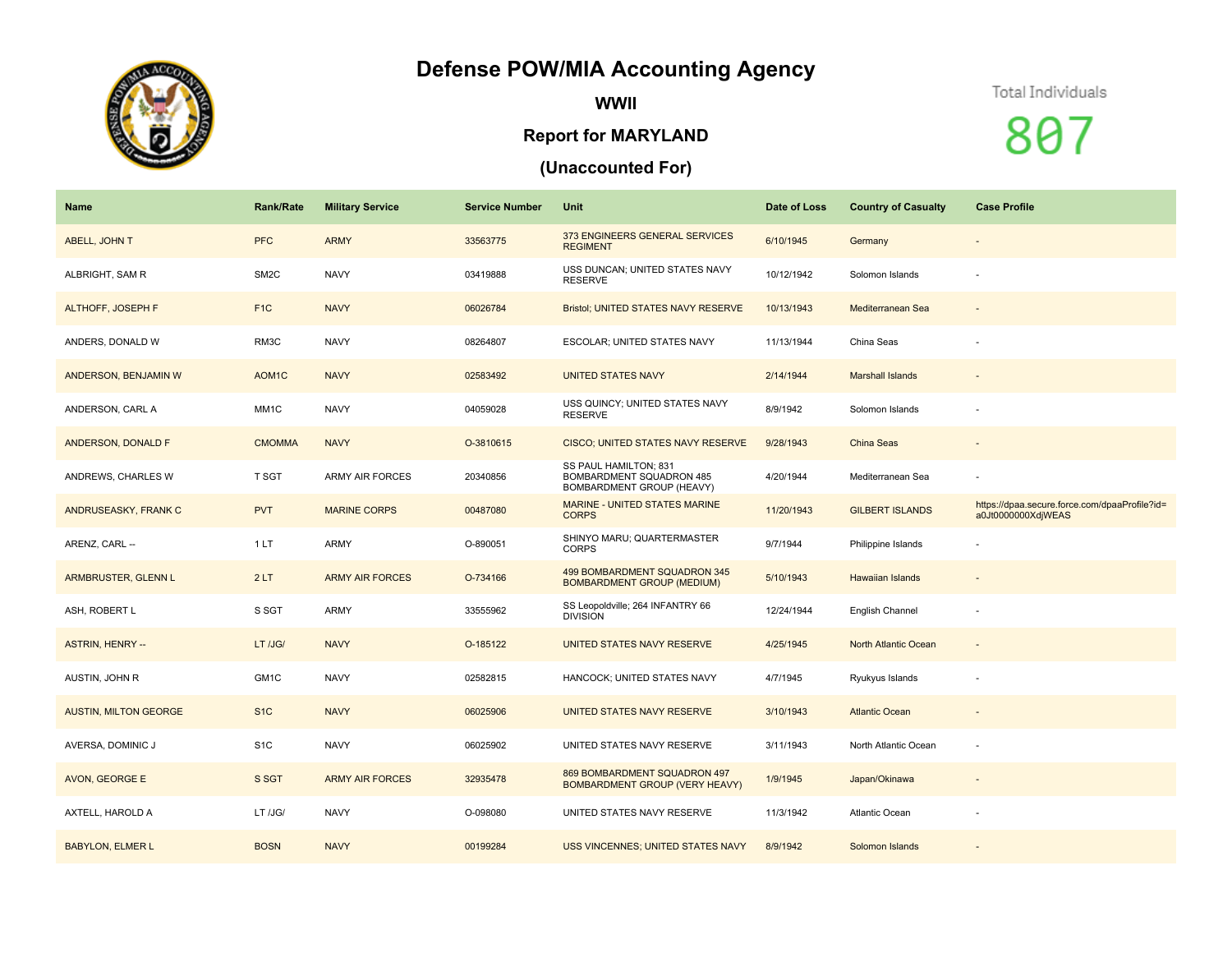# Defense POW/MIA Accounting Agency

## WWII

## Report for MARYLAND

## (Unaccounted For)

Total Individuals

807

| Name | Rank/Rate | Military Service | Service Number | Unit | Date of Loss | Country of Casualty | Case Profile |
|---|---|---|---|---|---|---|---|
| ABELL, JOHN T | PFC | ARMY | 33563775 | 373 ENGINEERS GENERAL SERVICES REGIMENT | 6/10/1945 | Germany | - |
| ALBRIGHT, SAM R | SM2C | NAVY | 03419888 | USS DUNCAN; UNITED STATES NAVY RESERVE | 10/12/1942 | Solomon Islands | - |
| ALTHOFF, JOSEPH F | F1C | NAVY | 06026784 | Bristol; UNITED STATES NAVY RESERVE | 10/13/1943 | Mediterranean Sea | - |
| ANDERS, DONALD W | RM3C | NAVY | 08264807 | ESCOLAR; UNITED STATES NAVY | 11/13/1944 | China Seas | - |
| ANDERSON, BENJAMIN W | AOM1C | NAVY | 02583492 | UNITED STATES NAVY | 2/14/1944 | Marshall Islands | - |
| ANDERSON, CARL A | MM1C | NAVY | 04059028 | USS QUINCY; UNITED STATES NAVY RESERVE | 8/9/1942 | Solomon Islands | - |
| ANDERSON, DONALD F | CMOMMA | NAVY | O-3810615 | CISCO; UNITED STATES NAVY RESERVE | 9/28/1943 | China Seas | - |
| ANDREWS, CHARLES W | T SGT | ARMY AIR FORCES | 20340856 | SS PAUL HAMILTON; 831 BOMBARDMENT SQUADRON 485 BOMBARDMENT GROUP (HEAVY) | 4/20/1944 | Mediterranean Sea | - |
| ANDRUSEASKY, FRANK C | PVT | MARINE CORPS | 00487080 | MARINE - UNITED STATES MARINE CORPS | 11/20/1943 | GILBERT ISLANDS | https://dpaa.secure.force.com/dpaaProfile?id=a0Jt0000000XdjWEAS |
| ARENZ, CARL -- | 1 LT | ARMY | O-890051 | SHINYO MARU; QUARTERMASTER CORPS | 9/7/1944 | Philippine Islands | - |
| ARMBRUSTER, GLENN L | 2 LT | ARMY AIR FORCES | O-734166 | 499 BOMBARDMENT SQUADRON 345 BOMBARDMENT GROUP (MEDIUM) | 5/10/1943 | Hawaiian Islands | - |
| ASH, ROBERT L | S SGT | ARMY | 33555962 | SS Leopoldville; 264 INFANTRY 66 DIVISION | 12/24/1944 | English Channel | - |
| ASTRIN, HENRY -- | LT /JG/ | NAVY | O-185122 | UNITED STATES NAVY RESERVE | 4/25/1945 | North Atlantic Ocean | - |
| AUSTIN, JOHN R | GM1C | NAVY | 02582815 | HANCOCK; UNITED STATES NAVY | 4/7/1945 | Ryukyus Islands | - |
| AUSTIN, MILTON GEORGE | S1C | NAVY | 06025906 | UNITED STATES NAVY RESERVE | 3/10/1943 | Atlantic Ocean | - |
| AVERSA, DOMINIC J | S1C | NAVY | 06025902 | UNITED STATES NAVY RESERVE | 3/11/1943 | North Atlantic Ocean | - |
| AVON, GEORGE E | S SGT | ARMY AIR FORCES | 32935478 | 869 BOMBARDMENT SQUADRON 497 BOMBARDMENT GROUP (VERY HEAVY) | 1/9/1945 | Japan/Okinawa | - |
| AXTELL, HAROLD A | LT /JG/ | NAVY | O-098080 | UNITED STATES NAVY RESERVE | 11/3/1942 | Atlantic Ocean | - |
| BABYLON, ELMER L | BOSN | NAVY | 00199284 | USS VINCENNES; UNITED STATES NAVY | 8/9/1942 | Solomon Islands | - |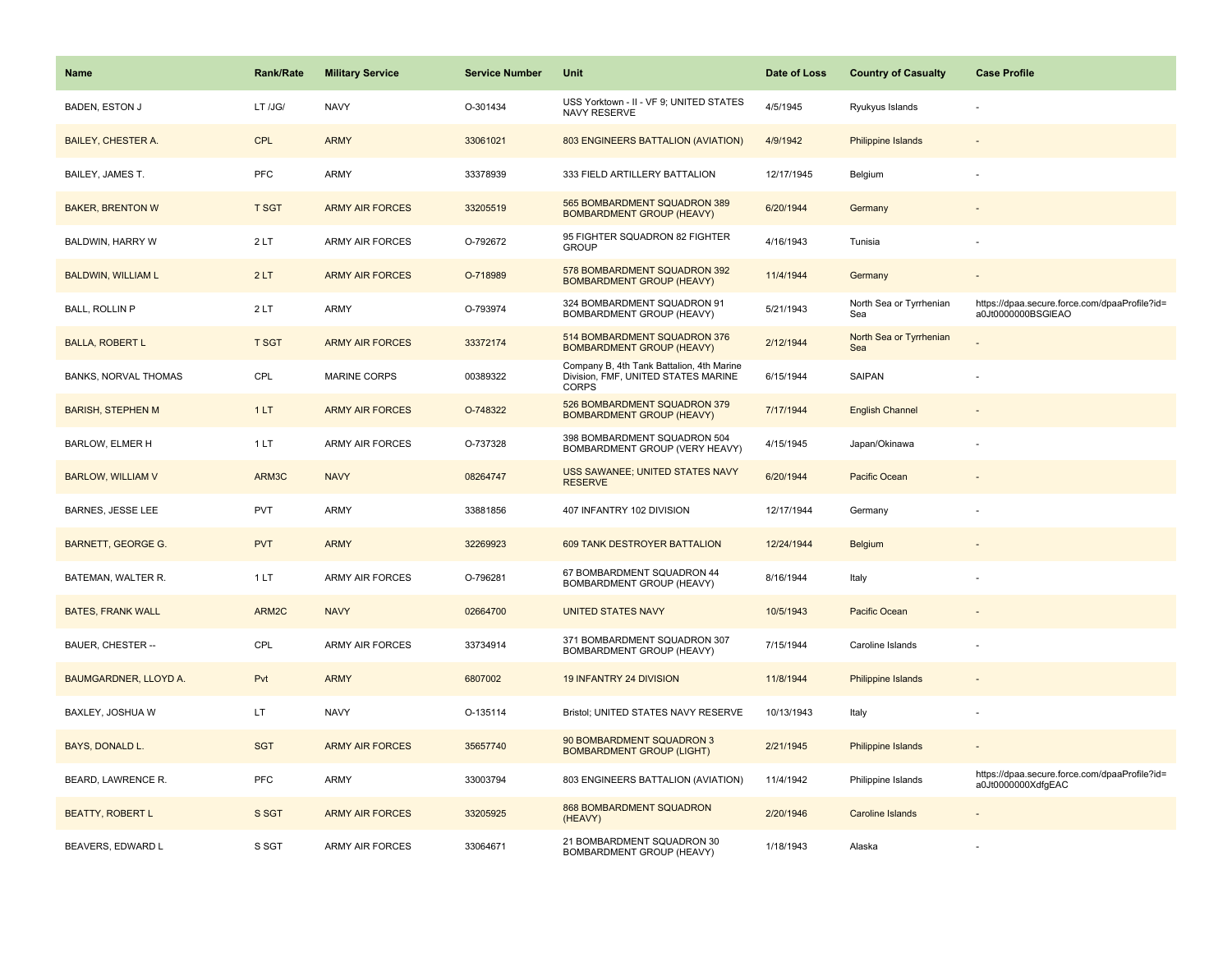| Name | Rank/Rate | Military Service | Service Number | Unit | Date of Loss | Country of Casualty | Case Profile |
|---|---|---|---|---|---|---|---|
| BADEN, ESTON J | LT /JG/ | NAVY | O-301434 | USS Yorktown - II - VF 9; UNITED STATES NAVY RESERVE | 4/5/1945 | Ryukyus Islands | - |
| BAILEY, CHESTER A. | CPL | ARMY | 33061021 | 803 ENGINEERS BATTALION (AVIATION) | 4/9/1942 | Philippine Islands | - |
| BAILEY, JAMES T. | PFC | ARMY | 33378939 | 333 FIELD ARTILLERY BATTALION | 12/17/1945 | Belgium | - |
| BAKER, BRENTON W | T SGT | ARMY AIR FORCES | 33205519 | 565 BOMBARDMENT SQUADRON 389 BOMBARDMENT GROUP (HEAVY) | 6/20/1944 | Germany | - |
| BALDWIN, HARRY W | 2 LT | ARMY AIR FORCES | O-792672 | 95 FIGHTER SQUADRON 82 FIGHTER GROUP | 4/16/1943 | Tunisia | - |
| BALDWIN, WILLIAM L | 2 LT | ARMY AIR FORCES | O-718989 | 578 BOMBARDMENT SQUADRON 392 BOMBARDMENT GROUP (HEAVY) | 11/4/1944 | Germany | - |
| BALL, ROLLIN P | 2 LT | ARMY | O-793974 | 324 BOMBARDMENT SQUADRON 91 BOMBARDMENT GROUP (HEAVY) | 5/21/1943 | North Sea or Tyrrhenian Sea | https://dpaa.secure.force.com/dpaaProfile?id=a0Jt0000000BSGlEAO |
| BALLA, ROBERT L | T SGT | ARMY AIR FORCES | 33372174 | 514 BOMBARDMENT SQUADRON 376 BOMBARDMENT GROUP (HEAVY) | 2/12/1944 | North Sea or Tyrrhenian Sea | - |
| BANKS, NORVAL THOMAS | CPL | MARINE CORPS | 00389322 | Company B, 4th Tank Battalion, 4th Marine Division, FMF, UNITED STATES MARINE CORPS | 6/15/1944 | SAIPAN | - |
| BARISH, STEPHEN M | 1 LT | ARMY AIR FORCES | O-748322 | 526 BOMBARDMENT SQUADRON 379 BOMBARDMENT GROUP (HEAVY) | 7/17/1944 | English Channel | - |
| BARLOW, ELMER H | 1 LT | ARMY AIR FORCES | O-737328 | 398 BOMBARDMENT SQUADRON 504 BOMBARDMENT GROUP (VERY HEAVY) | 4/15/1945 | Japan/Okinawa | - |
| BARLOW, WILLIAM V | ARM3C | NAVY | 08264747 | USS SAWANEE; UNITED STATES NAVY RESERVE | 6/20/1944 | Pacific Ocean | - |
| BARNES, JESSE LEE | PVT | ARMY | 33881856 | 407 INFANTRY 102 DIVISION | 12/17/1944 | Germany | - |
| BARNETT, GEORGE G. | PVT | ARMY | 32269923 | 609 TANK DESTROYER BATTALION | 12/24/1944 | Belgium | - |
| BATEMAN, WALTER R. | 1 LT | ARMY AIR FORCES | O-796281 | 67 BOMBARDMENT SQUADRON 44 BOMBARDMENT GROUP (HEAVY) | 8/16/1944 | Italy | - |
| BATES, FRANK WALL | ARM2C | NAVY | 02664700 | UNITED STATES NAVY | 10/5/1943 | Pacific Ocean | - |
| BAUER, CHESTER -- | CPL | ARMY AIR FORCES | 33734914 | 371 BOMBARDMENT SQUADRON 307 BOMBARDMENT GROUP (HEAVY) | 7/15/1944 | Caroline Islands | - |
| BAUMGARDNER, LLOYD A. | Pvt | ARMY | 6807002 | 19 INFANTRY 24 DIVISION | 11/8/1944 | Philippine Islands | - |
| BAXLEY, JOSHUA W | LT | NAVY | O-135114 | Bristol; UNITED STATES NAVY RESERVE | 10/13/1943 | Italy | - |
| BAYS, DONALD L. | SGT | ARMY AIR FORCES | 35657740 | 90 BOMBARDMENT SQUADRON 3 BOMBARDMENT GROUP (LIGHT) | 2/21/1945 | Philippine Islands | - |
| BEARD, LAWRENCE R. | PFC | ARMY | 33003794 | 803 ENGINEERS BATTALION (AVIATION) | 11/4/1942 | Philippine Islands | https://dpaa.secure.force.com/dpaaProfile?id=a0Jt0000000XdfgEAC |
| BEATTY, ROBERT L | S SGT | ARMY AIR FORCES | 33205925 | 868 BOMBARDMENT SQUADRON (HEAVY) | 2/20/1946 | Caroline Islands | - |
| BEAVERS, EDWARD L | S SGT | ARMY AIR FORCES | 33064671 | 21 BOMBARDMENT SQUADRON 30 BOMBARDMENT GROUP (HEAVY) | 1/18/1943 | Alaska | - |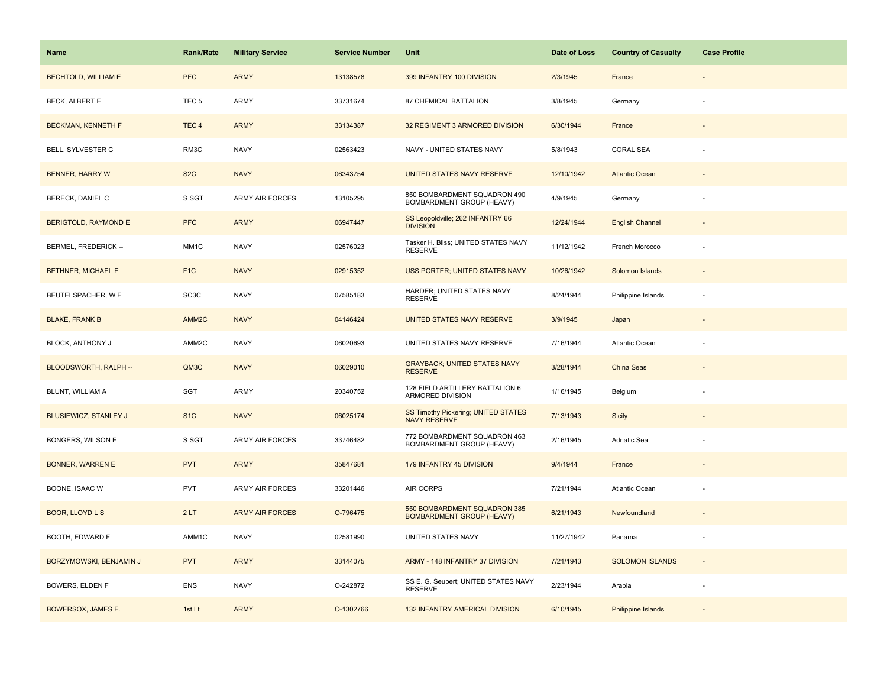| Name | Rank/Rate | Military Service | Service Number | Unit | Date of Loss | Country of Casualty | Case Profile |
|---|---|---|---|---|---|---|---|
| BECHTOLD, WILLIAM E | PFC | ARMY | 13138578 | 399 INFANTRY 100 DIVISION | 2/3/1945 | France | - |
| BECK, ALBERT E | TEC 5 | ARMY | 33731674 | 87 CHEMICAL BATTALION | 3/8/1945 | Germany | - |
| BECKMAN, KENNETH F | TEC 4 | ARMY | 33134387 | 32 REGIMENT 3 ARMORED DIVISION | 6/30/1944 | France | - |
| BELL, SYLVESTER C | RM3C | NAVY | 02563423 | NAVY - UNITED STATES NAVY | 5/8/1943 | CORAL SEA | - |
| BENNER, HARRY W | S2C | NAVY | 06343754 | UNITED STATES NAVY RESERVE | 12/10/1942 | Atlantic Ocean | - |
| BERECK, DANIEL C | S SGT | ARMY AIR FORCES | 13105295 | 850 BOMBARDMENT SQUADRON 490 BOMBARDMENT GROUP (HEAVY) | 4/9/1945 | Germany | - |
| BERIGTOLD, RAYMOND E | PFC | ARMY | 06947447 | SS Leopoldville; 262 INFANTRY 66 DIVISION | 12/24/1944 | English Channel | - |
| BERMEL, FREDERICK -- | MM1C | NAVY | 02576023 | Tasker H. Bliss; UNITED STATES NAVY RESERVE | 11/12/1942 | French Morocco | - |
| BETHNER, MICHAEL E | F1C | NAVY | 02915352 | USS PORTER; UNITED STATES NAVY | 10/26/1942 | Solomon Islands | - |
| BEUTELSPACHER, W F | SC3C | NAVY | 07585183 | HARDER; UNITED STATES NAVY RESERVE | 8/24/1944 | Philippine Islands | - |
| BLAKE, FRANK B | AMM2C | NAVY | 04146424 | UNITED STATES NAVY RESERVE | 3/9/1945 | Japan | - |
| BLOCK, ANTHONY J | AMM2C | NAVY | 06020693 | UNITED STATES NAVY RESERVE | 7/16/1944 | Atlantic Ocean | - |
| BLOODSWORTH, RALPH -- | QM3C | NAVY | 06029010 | GRAYBACK; UNITED STATES NAVY RESERVE | 3/28/1944 | China Seas | - |
| BLUNT, WILLIAM A | SGT | ARMY | 20340752 | 128 FIELD ARTILLERY BATTALION 6 ARMORED DIVISION | 1/16/1945 | Belgium | - |
| BLUSIEWICZ, STANLEY J | S1C | NAVY | 06025174 | SS Timothy Pickering; UNITED STATES NAVY RESERVE | 7/13/1943 | Sicily | - |
| BONGERS, WILSON E | S SGT | ARMY AIR FORCES | 33746482 | 772 BOMBARDMENT SQUADRON 463 BOMBARDMENT GROUP (HEAVY) | 2/16/1945 | Adriatic Sea | - |
| BONNER, WARREN E | PVT | ARMY | 35847681 | 179 INFANTRY 45 DIVISION | 9/4/1944 | France | - |
| BOONE, ISAAC W | PVT | ARMY AIR FORCES | 33201446 | AIR CORPS | 7/21/1944 | Atlantic Ocean | - |
| BOOR, LLOYD L S | 2 LT | ARMY AIR FORCES | O-796475 | 550 BOMBARDMENT SQUADRON 385 BOMBARDMENT GROUP (HEAVY) | 6/21/1943 | Newfoundland | - |
| BOOTH, EDWARD F | AMM1C | NAVY | 02581990 | UNITED STATES NAVY | 11/27/1942 | Panama | - |
| BORZYMOWSKI, BENJAMIN J | PVT | ARMY | 33144075 | ARMY - 148 INFANTRY 37 DIVISION | 7/21/1943 | SOLOMON ISLANDS | - |
| BOWERS, ELDEN F | ENS | NAVY | O-242872 | SS E. G. Seubert; UNITED STATES NAVY RESERVE | 2/23/1944 | Arabia | - |
| BOWERSOX, JAMES F. | 1st Lt | ARMY | O-1302766 | 132 INFANTRY AMERICAL DIVISION | 6/10/1945 | Philippine Islands | - |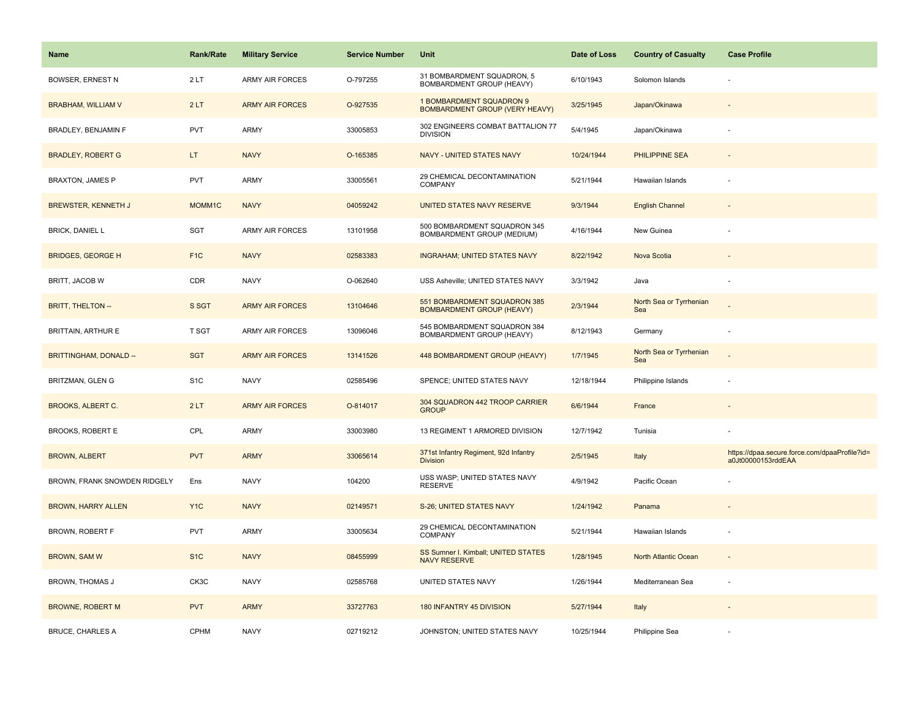| Name | Rank/Rate | Military Service | Service Number | Unit | Date of Loss | Country of Casualty | Case Profile |
|---|---|---|---|---|---|---|---|
| BOWSER, ERNEST N | 2 LT | ARMY AIR FORCES | O-797255 | 31 BOMBARDMENT SQUADRON, 5 BOMBARDMENT GROUP (HEAVY) | 6/10/1943 | Solomon Islands | - |
| BRABHAM, WILLIAM V | 2 LT | ARMY AIR FORCES | O-927535 | 1 BOMBARDMENT SQUADRON 9 BOMBARDMENT GROUP (VERY HEAVY) | 3/25/1945 | Japan/Okinawa | - |
| BRADLEY, BENJAMIN F | PVT | ARMY | 33005853 | 302 ENGINEERS COMBAT BATTALION 77 DIVISION | 5/4/1945 | Japan/Okinawa | - |
| BRADLEY, ROBERT G | LT | NAVY | O-165385 | NAVY - UNITED STATES NAVY | 10/24/1944 | PHILIPPINE SEA | - |
| BRAXTON, JAMES P | PVT | ARMY | 33005561 | 29 CHEMICAL DECONTAMINATION COMPANY | 5/21/1944 | Hawaiian Islands | - |
| BREWSTER, KENNETH J | MOMM1C | NAVY | 04059242 | UNITED STATES NAVY RESERVE | 9/3/1944 | English Channel | - |
| BRICK, DANIEL L | SGT | ARMY AIR FORCES | 13101958 | 500 BOMBARDMENT SQUADRON 345 BOMBARDMENT GROUP (MEDIUM) | 4/16/1944 | New Guinea | - |
| BRIDGES, GEORGE H | F1C | NAVY | 02583383 | INGRAHAM; UNITED STATES NAVY | 8/22/1942 | Nova Scotia | - |
| BRITT, JACOB W | CDR | NAVY | O-062640 | USS Asheville; UNITED STATES NAVY | 3/3/1942 | Java | - |
| BRITT, THELTON -- | S SGT | ARMY AIR FORCES | 13104646 | 551 BOMBARDMENT SQUADRON 385 BOMBARDMENT GROUP (HEAVY) | 2/3/1944 | North Sea or Tyrrhenian Sea | - |
| BRITTAIN, ARTHUR E | T SGT | ARMY AIR FORCES | 13096046 | 545 BOMBARDMENT SQUADRON 384 BOMBARDMENT GROUP (HEAVY) | 8/12/1943 | Germany | - |
| BRITTINGHAM, DONALD -- | SGT | ARMY AIR FORCES | 13141526 | 448 BOMBARDMENT GROUP (HEAVY) | 1/7/1945 | North Sea or Tyrrhenian Sea | - |
| BRITZMAN, GLEN G | S1C | NAVY | 02585496 | SPENCE; UNITED STATES NAVY | 12/18/1944 | Philippine Islands | - |
| BROOKS, ALBERT C. | 2 LT | ARMY AIR FORCES | O-814017 | 304 SQUADRON 442 TROOP CARRIER GROUP | 6/6/1944 | France | - |
| BROOKS, ROBERT E | CPL | ARMY | 33003980 | 13 REGIMENT 1 ARMORED DIVISION | 12/7/1942 | Tunisia | - |
| BROWN, ALBERT | PVT | ARMY | 33065614 | 371st Infantry Regiment, 92d Infantry Division | 2/5/1945 | Italy | https://dpaa.secure.force.com/dpaaProfile?id=a0Jt00000153rddEAA |
| BROWN, FRANK SNOWDEN RIDGELY | Ens | NAVY | 104200 | USS WASP; UNITED STATES NAVY RESERVE | 4/9/1942 | Pacific Ocean | - |
| BROWN, HARRY ALLEN | Y1C | NAVY | 02149571 | S-26; UNITED STATES NAVY | 1/24/1942 | Panama | - |
| BROWN, ROBERT F | PVT | ARMY | 33005634 | 29 CHEMICAL DECONTAMINATION COMPANY | 5/21/1944 | Hawaiian Islands | - |
| BROWN, SAM W | S1C | NAVY | 08455999 | SS Sumner I. Kimball; UNITED STATES NAVY RESERVE | 1/28/1945 | North Atlantic Ocean | - |
| BROWN, THOMAS J | CK3C | NAVY | 02585768 | UNITED STATES NAVY | 1/26/1944 | Mediterranean Sea | - |
| BROWNE, ROBERT M | PVT | ARMY | 33727763 | 180 INFANTRY 45 DIVISION | 5/27/1944 | Italy | - |
| BRUCE, CHARLES A | CPHM | NAVY | 02719212 | JOHNSTON; UNITED STATES NAVY | 10/25/1944 | Philippine Sea | - |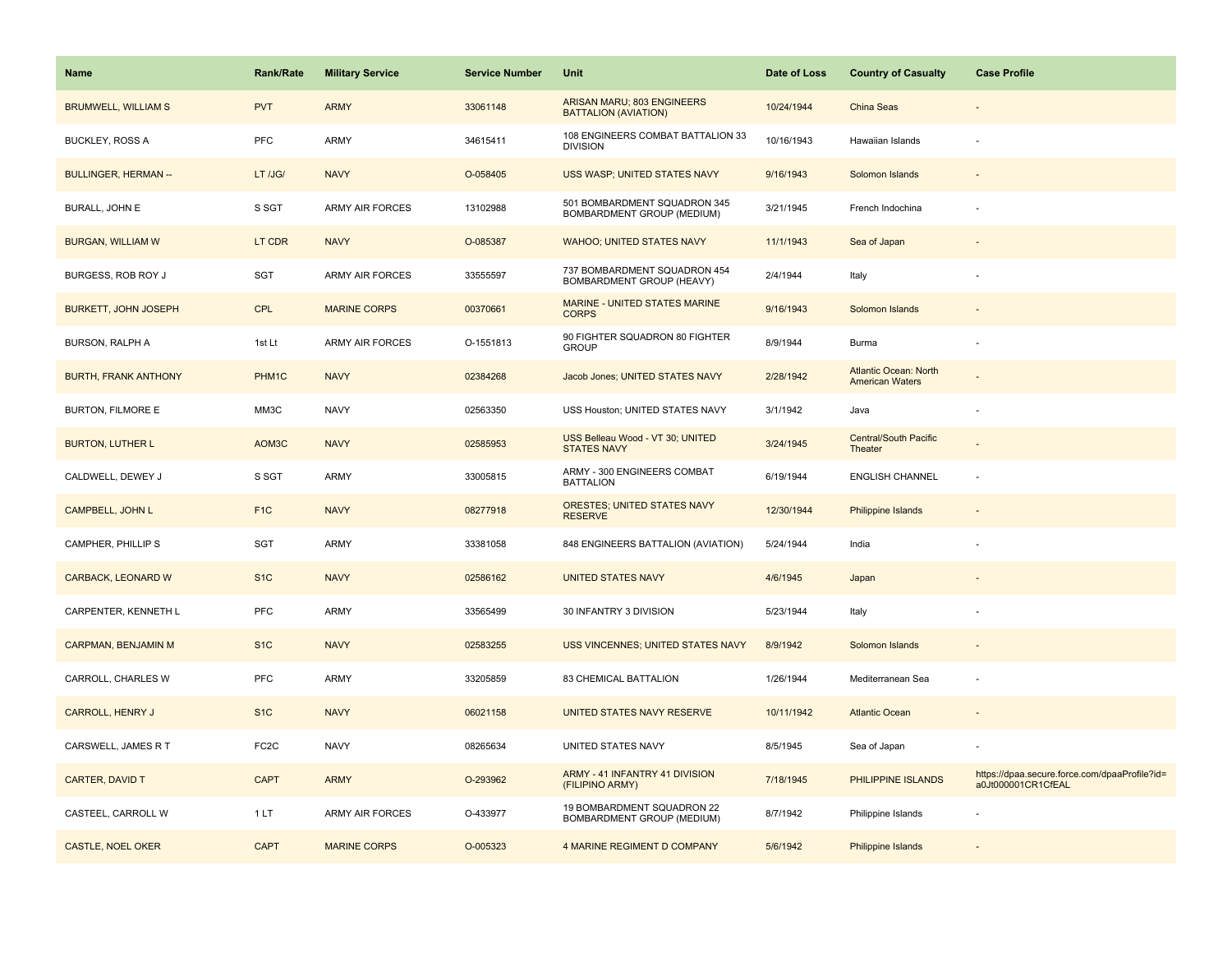| Name | Rank/Rate | Military Service | Service Number | Unit | Date of Loss | Country of Casualty | Case Profile |
|---|---|---|---|---|---|---|---|
| BRUMWELL, WILLIAM S | PVT | ARMY | 33061148 | ARISAN MARU; 803 ENGINEERS BATTALION (AVIATION) | 10/24/1944 | China Seas | - |
| BUCKLEY, ROSS A | PFC | ARMY | 34615411 | 108 ENGINEERS COMBAT BATTALION 33 DIVISION | 10/16/1943 | Hawaiian Islands | - |
| BULLINGER, HERMAN -- | LT /JG/ | NAVY | O-058405 | USS WASP; UNITED STATES NAVY | 9/16/1943 | Solomon Islands | - |
| BURALL, JOHN E | S SGT | ARMY AIR FORCES | 13102988 | 501 BOMBARDMENT SQUADRON 345 BOMBARDMENT GROUP (MEDIUM) | 3/21/1945 | French Indochina | - |
| BURGAN, WILLIAM W | LT CDR | NAVY | O-085387 | WAHOO; UNITED STATES NAVY | 11/1/1943 | Sea of Japan | - |
| BURGESS, ROB ROY J | SGT | ARMY AIR FORCES | 33555597 | 737 BOMBARDMENT SQUADRON 454 BOMBARDMENT GROUP (HEAVY) | 2/4/1944 | Italy | - |
| BURKETT, JOHN JOSEPH | CPL | MARINE CORPS | 00370661 | MARINE - UNITED STATES MARINE CORPS | 9/16/1943 | Solomon Islands | - |
| BURSON, RALPH A | 1st Lt | ARMY AIR FORCES | O-1551813 | 90 FIGHTER SQUADRON 80 FIGHTER GROUP | 8/9/1944 | Burma | - |
| BURTH, FRANK ANTHONY | PHM1C | NAVY | 02384268 | Jacob Jones; UNITED STATES NAVY | 2/28/1942 | Atlantic Ocean: North American Waters | - |
| BURTON, FILMORE E | MM3C | NAVY | 02563350 | USS Houston; UNITED STATES NAVY | 3/1/1942 | Java | - |
| BURTON, LUTHER L | AOM3C | NAVY | 02585953 | USS Belleau Wood - VT 30; UNITED STATES NAVY | 3/24/1945 | Central/South Pacific Theater | - |
| CALDWELL, DEWEY J | S SGT | ARMY | 33005815 | ARMY - 300 ENGINEERS COMBAT BATTALION | 6/19/1944 | ENGLISH CHANNEL | - |
| CAMPBELL, JOHN L | F1C | NAVY | 08277918 | ORESTES; UNITED STATES NAVY RESERVE | 12/30/1944 | Philippine Islands | - |
| CAMPHER, PHILLIP S | SGT | ARMY | 33381058 | 848 ENGINEERS BATTALION (AVIATION) | 5/24/1944 | India | - |
| CARBACK, LEONARD W | S1C | NAVY | 02586162 | UNITED STATES NAVY | 4/6/1945 | Japan | - |
| CARPENTER, KENNETH L | PFC | ARMY | 33565499 | 30 INFANTRY 3 DIVISION | 5/23/1944 | Italy | - |
| CARPMAN, BENJAMIN M | S1C | NAVY | 02583255 | USS VINCENNES; UNITED STATES NAVY | 8/9/1942 | Solomon Islands | - |
| CARROLL, CHARLES W | PFC | ARMY | 33205859 | 83 CHEMICAL BATTALION | 1/26/1944 | Mediterranean Sea | - |
| CARROLL, HENRY J | S1C | NAVY | 06021158 | UNITED STATES NAVY RESERVE | 10/11/1942 | Atlantic Ocean | - |
| CARSWELL, JAMES R T | FC2C | NAVY | 08265634 | UNITED STATES NAVY | 8/5/1945 | Sea of Japan | - |
| CARTER, DAVID T | CAPT | ARMY | O-293962 | ARMY - 41 INFANTRY 41 DIVISION (FILIPINO ARMY) | 7/18/1945 | PHILIPPINE ISLANDS | https://dpaa.secure.force.com/dpaaProfile?id=a0Jt000001CR1CfEAL |
| CASTEEL, CARROLL W | 1 LT | ARMY AIR FORCES | O-433977 | 19 BOMBARDMENT SQUADRON 22 BOMBARDMENT GROUP (MEDIUM) | 8/7/1942 | Philippine Islands | - |
| CASTLE, NOEL OKER | CAPT | MARINE CORPS | O-005323 | 4 MARINE REGIMENT D COMPANY | 5/6/1942 | Philippine Islands | - |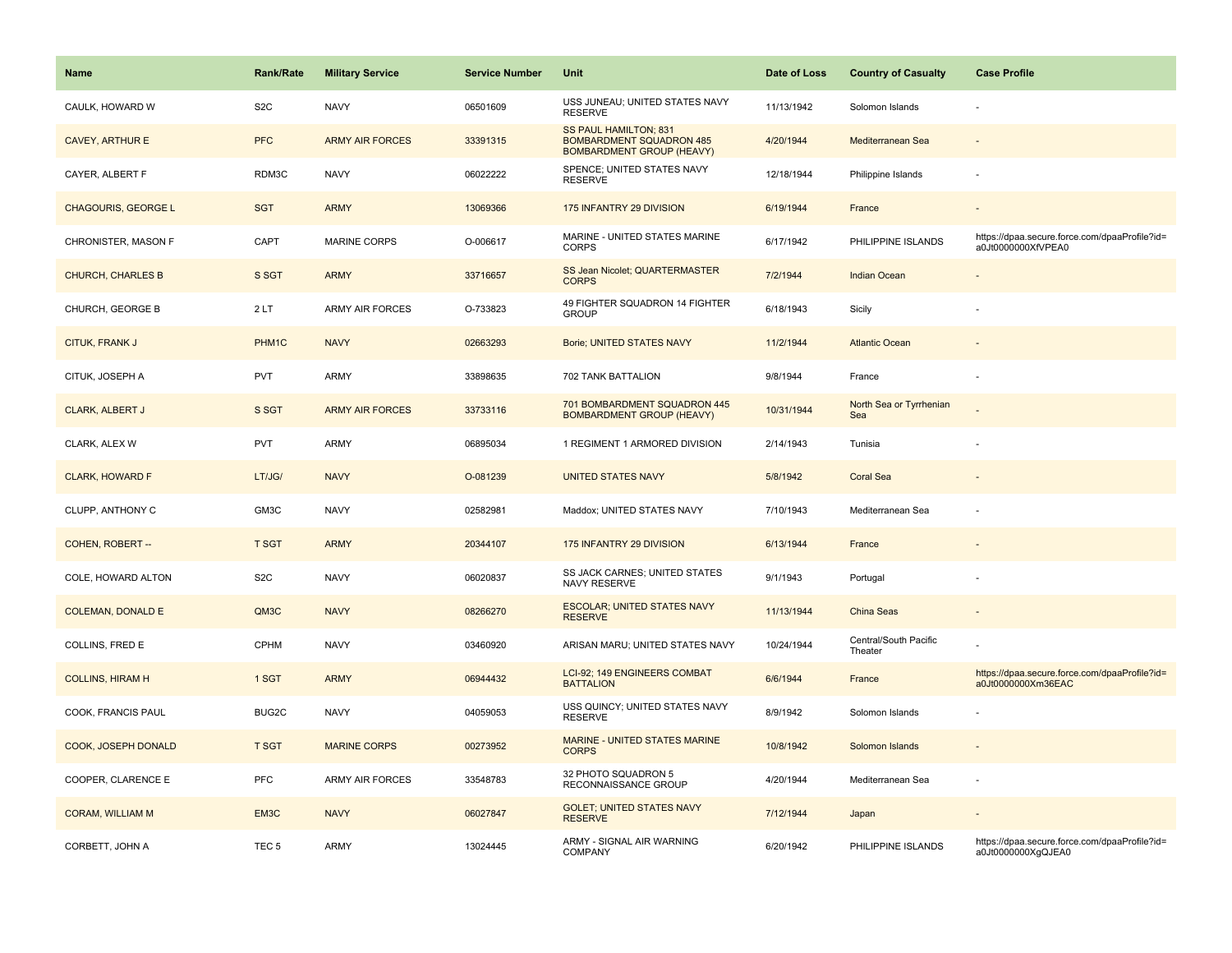| Name | Rank/Rate | Military Service | Service Number | Unit | Date of Loss | Country of Casualty | Case Profile |
|---|---|---|---|---|---|---|---|
| CAULK, HOWARD W | S2C | NAVY | 06501609 | USS JUNEAU; UNITED STATES NAVY RESERVE | 11/13/1942 | Solomon Islands | - |
| CAVEY, ARTHUR E | PFC | ARMY AIR FORCES | 33391315 | SS PAUL HAMILTON; 831 BOMBARDMENT SQUADRON 485 BOMBARDMENT GROUP (HEAVY) | 4/20/1944 | Mediterranean Sea | - |
| CAYER, ALBERT F | RDM3C | NAVY | 06022222 | SPENCE; UNITED STATES NAVY RESERVE | 12/18/1944 | Philippine Islands | - |
| CHAGOURIS, GEORGE L | SGT | ARMY | 13069366 | 175 INFANTRY 29 DIVISION | 6/19/1944 | France | - |
| CHRONISTER, MASON F | CAPT | MARINE CORPS | O-006617 | MARINE - UNITED STATES MARINE CORPS | 6/17/1942 | PHILIPPINE ISLANDS | https://dpaa.secure.force.com/dpaaProfile?id=a0Jt0000000XfVPEA0 |
| CHURCH, CHARLES B | S SGT | ARMY | 33716657 | SS Jean Nicolet; QUARTERMASTER CORPS | 7/2/1944 | Indian Ocean | - |
| CHURCH, GEORGE B | 2 LT | ARMY AIR FORCES | O-733823 | 49 FIGHTER SQUADRON 14 FIGHTER GROUP | 6/18/1943 | Sicily | - |
| CITUK, FRANK J | PHM1C | NAVY | 02663293 | Borie; UNITED STATES NAVY | 11/2/1944 | Atlantic Ocean | - |
| CITUK, JOSEPH A | PVT | ARMY | 33898635 | 702 TANK BATTALION | 9/8/1944 | France | - |
| CLARK, ALBERT J | S SGT | ARMY AIR FORCES | 33733116 | 701 BOMBARDMENT SQUADRON 445 BOMBARDMENT GROUP (HEAVY) | 10/31/1944 | North Sea or Tyrrhenian Sea | - |
| CLARK, ALEX W | PVT | ARMY | 06895034 | 1 REGIMENT 1 ARMORED DIVISION | 2/14/1943 | Tunisia | - |
| CLARK, HOWARD F | LT/JG/ | NAVY | O-081239 | UNITED STATES NAVY | 5/8/1942 | Coral Sea | - |
| CLUPP, ANTHONY C | GM3C | NAVY | 02582981 | Maddox; UNITED STATES NAVY | 7/10/1943 | Mediterranean Sea | - |
| COHEN, ROBERT -- | T SGT | ARMY | 20344107 | 175 INFANTRY 29 DIVISION | 6/13/1944 | France | - |
| COLE, HOWARD ALTON | S2C | NAVY | 06020837 | SS JACK CARNES; UNITED STATES NAVY RESERVE | 9/1/1943 | Portugal | - |
| COLEMAN, DONALD E | QM3C | NAVY | 08266270 | ESCOLAR; UNITED STATES NAVY RESERVE | 11/13/1944 | China Seas | - |
| COLLINS, FRED E | CPHM | NAVY | 03460920 | ARISAN MARU; UNITED STATES NAVY | 10/24/1944 | Central/South Pacific Theater | - |
| COLLINS, HIRAM H | 1 SGT | ARMY | 06944432 | LCI-92; 149 ENGINEERS COMBAT BATTALION | 6/6/1944 | France | https://dpaa.secure.force.com/dpaaProfile?id=a0Jt0000000Xm36EAC |
| COOK, FRANCIS PAUL | BUG2C | NAVY | 04059053 | USS QUINCY; UNITED STATES NAVY RESERVE | 8/9/1942 | Solomon Islands | - |
| COOK, JOSEPH DONALD | T SGT | MARINE CORPS | 00273952 | MARINE - UNITED STATES MARINE CORPS | 10/8/1942 | Solomon Islands | - |
| COOPER, CLARENCE E | PFC | ARMY AIR FORCES | 33548783 | 32 PHOTO SQUADRON 5 RECONNAISSANCE GROUP | 4/20/1944 | Mediterranean Sea | - |
| CORAM, WILLIAM M | EM3C | NAVY | 06027847 | GOLET; UNITED STATES NAVY RESERVE | 7/12/1944 | Japan | - |
| CORBETT, JOHN A | TEC 5 | ARMY | 13024445 | ARMY - SIGNAL AIR WARNING COMPANY | 6/20/1942 | PHILIPPINE ISLANDS | https://dpaa.secure.force.com/dpaaProfile?id=a0Jt0000000XgQJEA0 |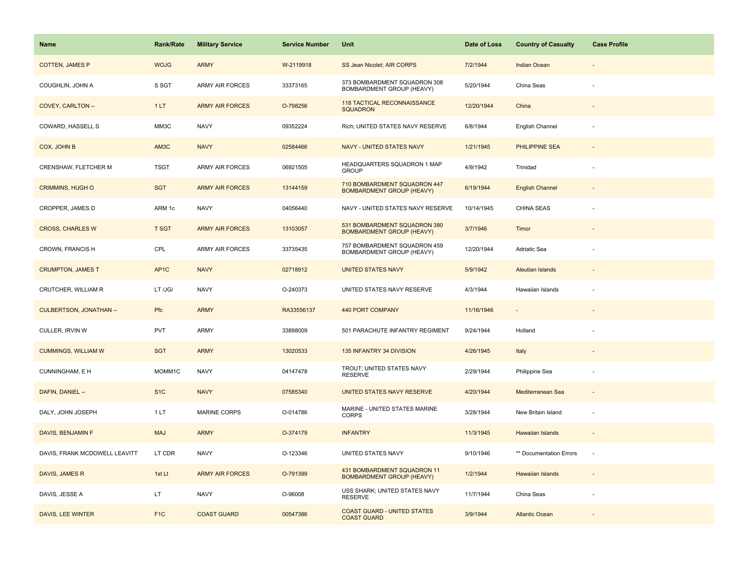| Name | Rank/Rate | Military Service | Service Number | Unit | Date of Loss | Country of Casualty | Case Profile |
|---|---|---|---|---|---|---|---|
| COTTEN, JAMES P | WOJG | ARMY | W-2119918 | SS Jean Nicolet; AIR CORPS | 7/2/1944 | Indian Ocean | - |
| COUGHLIN, JOHN A | S SGT | ARMY AIR FORCES | 33373165 | 373 BOMBARDMENT SQUADRON 308 BOMBARDMENT GROUP (HEAVY) | 5/20/1944 | China Seas | - |
| COVEY, CARLTON -- | 1 LT | ARMY AIR FORCES | O-798256 | 118 TACTICAL RECONNAISSANCE SQUADRON | 12/20/1944 | China | - |
| COWARD, HASSELL S | MM3C | NAVY | 09352224 | Rich; UNITED STATES NAVY RESERVE | 6/8/1944 | English Channel | - |
| COX, JOHN B | AM3C | NAVY | 02584466 | NAVY - UNITED STATES NAVY | 1/21/1945 | PHILIPPINE SEA | - |
| CRENSHAW, FLETCHER M | TSGT | ARMY AIR FORCES | 06921505 | HEADQUARTERS SQUADRON 1 MAP GROUP | 4/9/1942 | Trinidad | - |
| CRIMMINS, HUGH O | SGT | ARMY AIR FORCES | 13144159 | 710 BOMBARDMENT SQUADRON 447 BOMBARDMENT GROUP (HEAVY) | 6/19/1944 | English Channel | - |
| CROPPER, JAMES D | ARM 1c | NAVY | 04056440 | NAVY - UNITED STATES NAVY RESERVE | 10/14/1945 | CHINA SEAS | - |
| CROSS, CHARLES W | T SGT | ARMY AIR FORCES | 13103057 | 531 BOMBARDMENT SQUADRON 380 BOMBARDMENT GROUP (HEAVY) | 3/7/1946 | Timor | - |
| CROWN, FRANCIS H | CPL | ARMY AIR FORCES | 33735435 | 757 BOMBARDMENT SQUADRON 459 BOMBARDMENT GROUP (HEAVY) | 12/20/1944 | Adriatic Sea | - |
| CRUMPTON, JAMES T | AP1C | NAVY | 02718912 | UNITED STATES NAVY | 5/9/1942 | Aleutian Islands | - |
| CRUTCHER, WILLIAM R | LT /JG/ | NAVY | O-240373 | UNITED STATES NAVY RESERVE | 4/3/1944 | Hawaiian Islands | - |
| CULBERTSON, JONATHAN -- | Pfc | ARMY | RA33556137 | 440 PORT COMPANY | 11/16/1946 | - | - |
| CULLER, IRVIN W | PVT | ARMY | 33898009 | 501 PARACHUTE INFANTRY REGIMENT | 9/24/1944 | Holland | - |
| CUMMINGS, WILLIAM W | SGT | ARMY | 13020533 | 135 INFANTRY 34 DIVISION | 4/26/1945 | Italy | - |
| CUNNINGHAM, E H | MOMM1C | NAVY | 04147478 | TROUT; UNITED STATES NAVY RESERVE | 2/29/1944 | Philippine Sea | - |
| DAFIN, DANIEL -- | S1C | NAVY | 07585340 | UNITED STATES NAVY RESERVE | 4/20/1944 | Mediterranean Sea | - |
| DALY, JOHN JOSEPH | 1 LT | MARINE CORPS | O-014786 | MARINE - UNITED STATES MARINE CORPS | 3/28/1944 | New Britain Island | - |
| DAVIS, BENJAMIN F | MAJ | ARMY | O-374179 | INFANTRY | 11/3/1945 | Hawaiian Islands | - |
| DAVIS, FRANK MCDOWELL LEAVITT | LT CDR | NAVY | O-123346 | UNITED STATES NAVY | 9/10/1946 | ** Documentation Errors | - |
| DAVIS, JAMES R | 1st Lt | ARMY AIR FORCES | O-791399 | 431 BOMBARDMENT SQUADRON 11 BOMBARDMENT GROUP (HEAVY) | 1/2/1944 | Hawaiian Islands | - |
| DAVIS, JESSE A | LT | NAVY | O-96008 | USS SHARK; UNITED STATES NAVY RESERVE | 11/7/1944 | China Seas | - |
| DAVIS, LEE WINTER | F1C | COAST GUARD | 00547386 | COAST GUARD - UNITED STATES COAST GUARD | 3/9/1944 | Atlantic Ocean | - |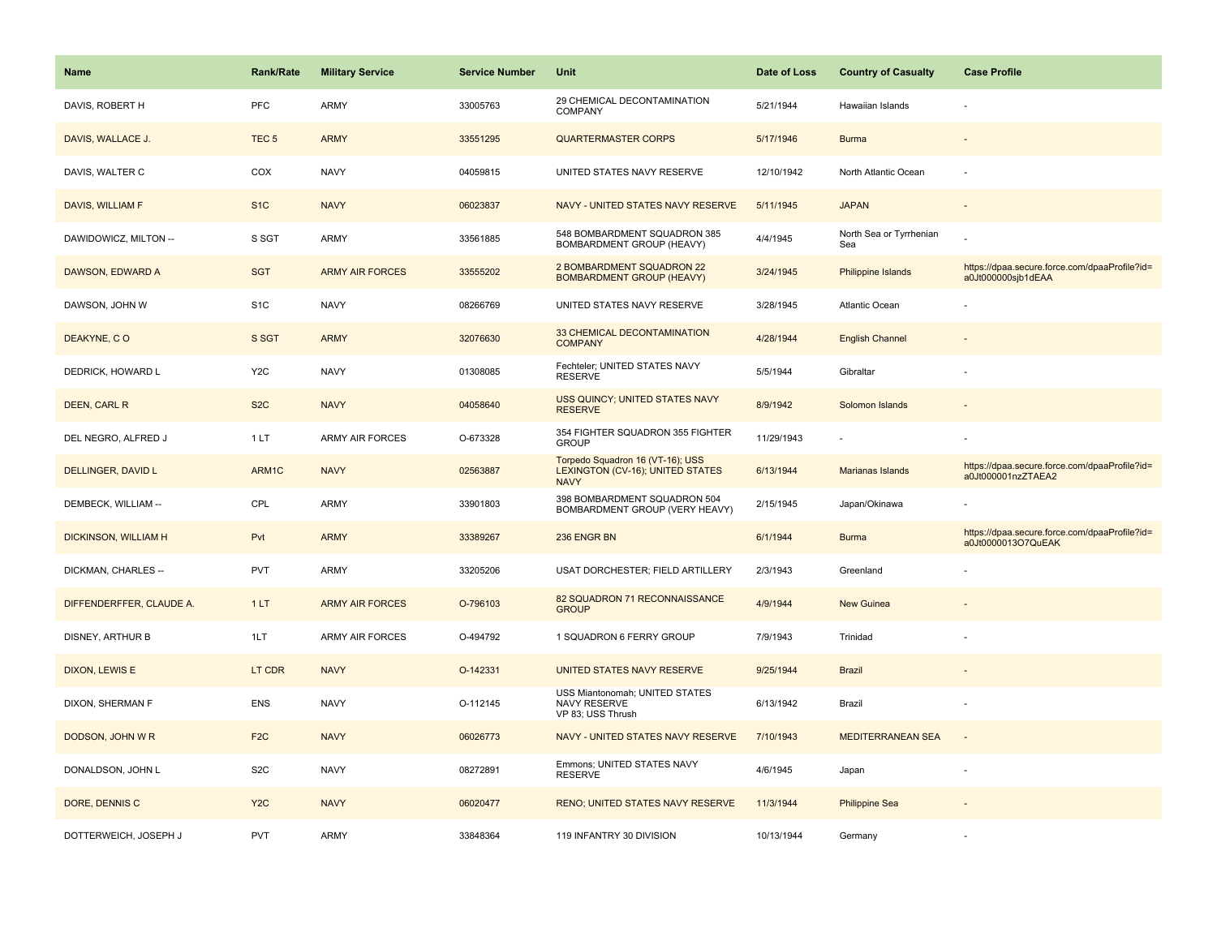| Name | Rank/Rate | Military Service | Service Number | Unit | Date of Loss | Country of Casualty | Case Profile |
|---|---|---|---|---|---|---|---|
| DAVIS, ROBERT H | PFC | ARMY | 33005763 | 29 CHEMICAL DECONTAMINATION COMPANY | 5/21/1944 | Hawaiian Islands | - |
| DAVIS, WALLACE J. | TEC 5 | ARMY | 33551295 | QUARTERMASTER CORPS | 5/17/1946 | Burma | - |
| DAVIS, WALTER C | COX | NAVY | 04059815 | UNITED STATES NAVY RESERVE | 12/10/1942 | North Atlantic Ocean | - |
| DAVIS, WILLIAM F | S1C | NAVY | 06023837 | NAVY - UNITED STATES NAVY RESERVE | 5/11/1945 | JAPAN | - |
| DAWIDOWICZ, MILTON -- | S SGT | ARMY | 33561885 | 548 BOMBARDMENT SQUADRON 385 BOMBARDMENT GROUP (HEAVY) | 4/4/1945 | North Sea or Tyrrhenian Sea | - |
| DAWSON, EDWARD A | SGT | ARMY AIR FORCES | 33555202 | 2 BOMBARDMENT SQUADRON 22 BOMBARDMENT GROUP (HEAVY) | 3/24/1945 | Philippine Islands | https://dpaa.secure.force.com/dpaaProfile?id=a0Jt000000sjb1dEAA |
| DAWSON, JOHN W | S1C | NAVY | 08266769 | UNITED STATES NAVY RESERVE | 3/28/1945 | Atlantic Ocean | - |
| DEAKYNE, C O | S SGT | ARMY | 32076630 | 33 CHEMICAL DECONTAMINATION COMPANY | 4/28/1944 | English Channel | - |
| DEDRICK, HOWARD L | Y2C | NAVY | 01308085 | Fechteler; UNITED STATES NAVY RESERVE | 5/5/1944 | Gibraltar | - |
| DEEN, CARL R | S2C | NAVY | 04058640 | USS QUINCY; UNITED STATES NAVY RESERVE | 8/9/1942 | Solomon Islands | - |
| DEL NEGRO, ALFRED J | 1 LT | ARMY AIR FORCES | O-673328 | 354 FIGHTER SQUADRON 355 FIGHTER GROUP | 11/29/1943 | - | - |
| DELLINGER, DAVID L | ARM1C | NAVY | 02563887 | Torpedo Squadron 16 (VT-16); USS LEXINGTON (CV-16); UNITED STATES NAVY | 6/13/1944 | Marianas Islands | https://dpaa.secure.force.com/dpaaProfile?id=a0Jt000001nzZTAEA2 |
| DEMBECK, WILLIAM -- | CPL | ARMY | 33901803 | 398 BOMBARDMENT SQUADRON 504 BOMBARDMENT GROUP (VERY HEAVY) | 2/15/1945 | Japan/Okinawa | - |
| DICKINSON, WILLIAM H | Pvt | ARMY | 33389267 | 236 ENGR BN | 6/1/1944 | Burma | https://dpaa.secure.force.com/dpaaProfile?id=a0Jt0000013O7QuEAK |
| DICKMAN, CHARLES -- | PVT | ARMY | 33205206 | USAT DORCHESTER; FIELD ARTILLERY | 2/3/1943 | Greenland | - |
| DIFFENDERFFER, CLAUDE A. | 1 LT | ARMY AIR FORCES | O-796103 | 82 SQUADRON 71 RECONNAISSANCE GROUP | 4/9/1944 | New Guinea | - |
| DISNEY, ARTHUR B | 1LT | ARMY AIR FORCES | O-494792 | 1 SQUADRON 6 FERRY GROUP | 7/9/1943 | Trinidad | - |
| DIXON, LEWIS E | LT CDR | NAVY | O-142331 | UNITED STATES NAVY RESERVE | 9/25/1944 | Brazil | - |
| DIXON, SHERMAN F | ENS | NAVY | O-112145 | USS Miantonomah; UNITED STATES NAVY RESERVE VP 83; USS Thrush | 6/13/1942 | Brazil | - |
| DODSON, JOHN W R | F2C | NAVY | 06026773 | NAVY - UNITED STATES NAVY RESERVE | 7/10/1943 | MEDITERRANEAN SEA | - |
| DONALDSON, JOHN L | S2C | NAVY | 08272891 | Emmons; UNITED STATES NAVY RESERVE | 4/6/1945 | Japan | - |
| DORE, DENNIS C | Y2C | NAVY | 06020477 | RENO; UNITED STATES NAVY RESERVE | 11/3/1944 | Philippine Sea | - |
| DOTTERWEICH, JOSEPH J | PVT | ARMY | 33848364 | 119 INFANTRY 30 DIVISION | 10/13/1944 | Germany | - |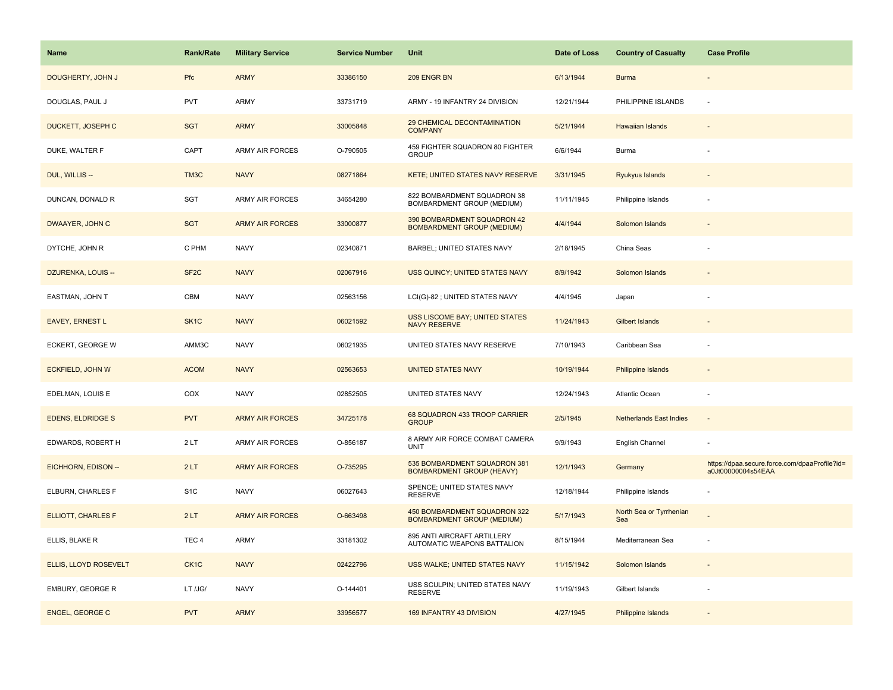| Name | Rank/Rate | Military Service | Service Number | Unit | Date of Loss | Country of Casualty | Case Profile |
| --- | --- | --- | --- | --- | --- | --- | --- |
| DOUGHERTY, JOHN J | Pfc | ARMY | 33386150 | 209 ENGR BN | 6/13/1944 | Burma | - |
| DOUGLAS, PAUL J | PVT | ARMY | 33731719 | ARMY - 19 INFANTRY 24 DIVISION | 12/21/1944 | PHILIPPINE ISLANDS | - |
| DUCKETT, JOSEPH C | SGT | ARMY | 33005848 | 29 CHEMICAL DECONTAMINATION COMPANY | 5/21/1944 | Hawaiian Islands | - |
| DUKE, WALTER F | CAPT | ARMY AIR FORCES | O-790505 | 459 FIGHTER SQUADRON 80 FIGHTER GROUP | 6/6/1944 | Burma | - |
| DUL, WILLIS -- | TM3C | NAVY | 08271864 | KETE; UNITED STATES NAVY RESERVE | 3/31/1945 | Ryukyus Islands | - |
| DUNCAN, DONALD R | SGT | ARMY AIR FORCES | 34654280 | 822 BOMBARDMENT SQUADRON 38 BOMBARDMENT GROUP (MEDIUM) | 11/11/1945 | Philippine Islands | - |
| DWAAYER, JOHN C | SGT | ARMY AIR FORCES | 33000877 | 390 BOMBARDMENT SQUADRON 42 BOMBARDMENT GROUP (MEDIUM) | 4/4/1944 | Solomon Islands | - |
| DYTCHE, JOHN R | C PHM | NAVY | 02340871 | BARBEL; UNITED STATES NAVY | 2/18/1945 | China Seas | - |
| DZURENKA, LOUIS -- | SF2C | NAVY | 02067916 | USS QUINCY; UNITED STATES NAVY | 8/9/1942 | Solomon Islands | - |
| EASTMAN, JOHN T | CBM | NAVY | 02563156 | LCI(G)-82 ; UNITED STATES NAVY | 4/4/1945 | Japan | - |
| EAVEY, ERNEST L | SK1C | NAVY | 06021592 | USS LISCOME BAY; UNITED STATES NAVY RESERVE | 11/24/1943 | Gilbert Islands | - |
| ECKERT, GEORGE W | AMM3C | NAVY | 06021935 | UNITED STATES NAVY RESERVE | 7/10/1943 | Caribbean Sea | - |
| ECKFIELD, JOHN W | ACOM | NAVY | 02563653 | UNITED STATES NAVY | 10/19/1944 | Philippine Islands | - |
| EDELMAN, LOUIS E | COX | NAVY | 02852505 | UNITED STATES NAVY | 12/24/1943 | Atlantic Ocean | - |
| EDENS, ELDRIDGE S | PVT | ARMY AIR FORCES | 34725178 | 68 SQUADRON 433 TROOP CARRIER GROUP | 2/5/1945 | Netherlands East Indies | - |
| EDWARDS, ROBERT H | 2 LT | ARMY AIR FORCES | O-856187 | 8 ARMY AIR FORCE COMBAT CAMERA UNIT | 9/9/1943 | English Channel | - |
| EICHHORN, EDISON -- | 2 LT | ARMY AIR FORCES | O-735295 | 535 BOMBARDMENT SQUADRON 381 BOMBARDMENT GROUP (HEAVY) | 12/1/1943 | Germany | https://dpaa.secure.force.com/dpaaProfile?id=a0Jt00000004s54EAA |
| ELBURN, CHARLES F | S1C | NAVY | 06027643 | SPENCE; UNITED STATES NAVY RESERVE | 12/18/1944 | Philippine Islands | - |
| ELLIOTT, CHARLES F | 2 LT | ARMY AIR FORCES | O-663498 | 450 BOMBARDMENT SQUADRON 322 BOMBARDMENT GROUP (MEDIUM) | 5/17/1943 | North Sea or Tyrrhenian Sea | - |
| ELLIS, BLAKE R | TEC 4 | ARMY | 33181302 | 895 ANTI AIRCRAFT ARTILLERY AUTOMATIC WEAPONS BATTALION | 8/15/1944 | Mediterranean Sea | - |
| ELLIS, LLOYD ROSEVELT | CK1C | NAVY | 02422796 | USS WALKE; UNITED STATES NAVY | 11/15/1942 | Solomon Islands | - |
| EMBURY, GEORGE R | LT /JG/ | NAVY | O-144401 | USS SCULPIN; UNITED STATES NAVY RESERVE | 11/19/1943 | Gilbert Islands | - |
| ENGEL, GEORGE C | PVT | ARMY | 33956577 | 169 INFANTRY 43 DIVISION | 4/27/1945 | Philippine Islands | - |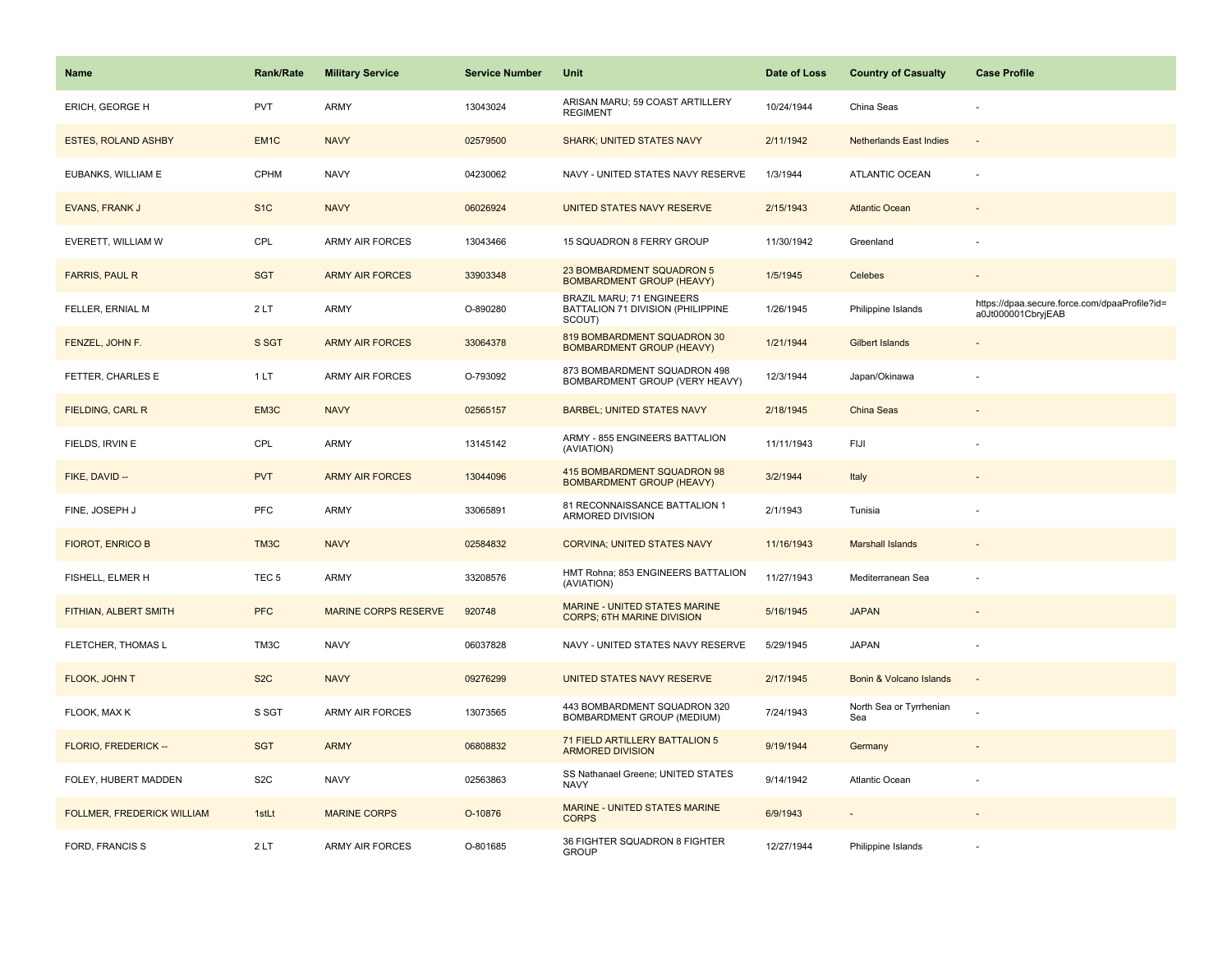| Name | Rank/Rate | Military Service | Service Number | Unit | Date of Loss | Country of Casualty | Case Profile |
|---|---|---|---|---|---|---|---|
| ERICH, GEORGE H | PVT | ARMY | 13043024 | ARISAN MARU; 59 COAST ARTILLERY REGIMENT | 10/24/1944 | China Seas | - |
| ESTES, ROLAND ASHBY | EM1C | NAVY | 02579500 | SHARK; UNITED STATES NAVY | 2/11/1942 | Netherlands East Indies | - |
| EUBANKS, WILLIAM E | CPHM | NAVY | 04230062 | NAVY - UNITED STATES NAVY RESERVE | 1/3/1944 | ATLANTIC OCEAN | - |
| EVANS, FRANK J | S1C | NAVY | 06026924 | UNITED STATES NAVY RESERVE | 2/15/1943 | Atlantic Ocean | - |
| EVERETT, WILLIAM W | CPL | ARMY AIR FORCES | 13043466 | 15 SQUADRON 8 FERRY GROUP | 11/30/1942 | Greenland | - |
| FARRIS, PAUL R | SGT | ARMY AIR FORCES | 33903348 | 23 BOMBARDMENT SQUADRON 5 BOMBARDMENT GROUP (HEAVY) | 1/5/1945 | Celebes | - |
| FELLER, ERNIAL M | 2 LT | ARMY | O-890280 | BRAZIL MARU; 71 ENGINEERS BATTALION 71 DIVISION (PHILIPPINE SCOUT) | 1/26/1945 | Philippine Islands | https://dpaa.secure.force.com/dpaaProfile?id=a0Jt000001CbryjEAB |
| FENZEL, JOHN F. | S SGT | ARMY AIR FORCES | 33064378 | 819 BOMBARDMENT SQUADRON 30 BOMBARDMENT GROUP (HEAVY) | 1/21/1944 | Gilbert Islands | - |
| FETTER, CHARLES E | 1 LT | ARMY AIR FORCES | O-793092 | 873 BOMBARDMENT SQUADRON 498 BOMBARDMENT GROUP (VERY HEAVY) | 12/3/1944 | Japan/Okinawa | - |
| FIELDING, CARL R | EM3C | NAVY | 02565157 | BARBEL; UNITED STATES NAVY | 2/18/1945 | China Seas | - |
| FIELDS, IRVIN E | CPL | ARMY | 13145142 | ARMY - 855 ENGINEERS BATTALION (AVIATION) | 11/11/1943 | FIJI | - |
| FIKE, DAVID -- | PVT | ARMY AIR FORCES | 13044096 | 415 BOMBARDMENT SQUADRON 98 BOMBARDMENT GROUP (HEAVY) | 3/2/1944 | Italy | - |
| FINE, JOSEPH J | PFC | ARMY | 33065891 | 81 RECONNAISSANCE BATTALION 1 ARMORED DIVISION | 2/1/1943 | Tunisia | - |
| FIOROT, ENRICO B | TM3C | NAVY | 02584832 | CORVINA; UNITED STATES NAVY | 11/16/1943 | Marshall Islands | - |
| FISHELL, ELMER H | TEC 5 | ARMY | 33208576 | HMT Rohna; 853 ENGINEERS BATTALION (AVIATION) | 11/27/1943 | Mediterranean Sea | - |
| FITHIAN, ALBERT SMITH | PFC | MARINE CORPS RESERVE | 920748 | MARINE - UNITED STATES MARINE CORPS; 6TH MARINE DIVISION | 5/16/1945 | JAPAN | - |
| FLETCHER, THOMAS L | TM3C | NAVY | 06037828 | NAVY - UNITED STATES NAVY RESERVE | 5/29/1945 | JAPAN | - |
| FLOOK, JOHN T | S2C | NAVY | 09276299 | UNITED STATES NAVY RESERVE | 2/17/1945 | Bonin & Volcano Islands | - |
| FLOOK, MAX K | S SGT | ARMY AIR FORCES | 13073565 | 443 BOMBARDMENT SQUADRON 320 BOMBARDMENT GROUP (MEDIUM) | 7/24/1943 | North Sea or Tyrrhenian Sea | - |
| FLORIO, FREDERICK -- | SGT | ARMY | 06808832 | 71 FIELD ARTILLERY BATTALION 5 ARMORED DIVISION | 9/19/1944 | Germany | - |
| FOLEY, HUBERT MADDEN | S2C | NAVY | 02563863 | SS Nathanael Greene; UNITED STATES NAVY | 9/14/1942 | Atlantic Ocean | - |
| FOLLMER, FREDERICK WILLIAM | 1stLt | MARINE CORPS | O-10876 | MARINE - UNITED STATES MARINE CORPS | 6/9/1943 | - | - |
| FORD, FRANCIS S | 2 LT | ARMY AIR FORCES | O-801685 | 36 FIGHTER SQUADRON 8 FIGHTER GROUP | 12/27/1944 | Philippine Islands | - |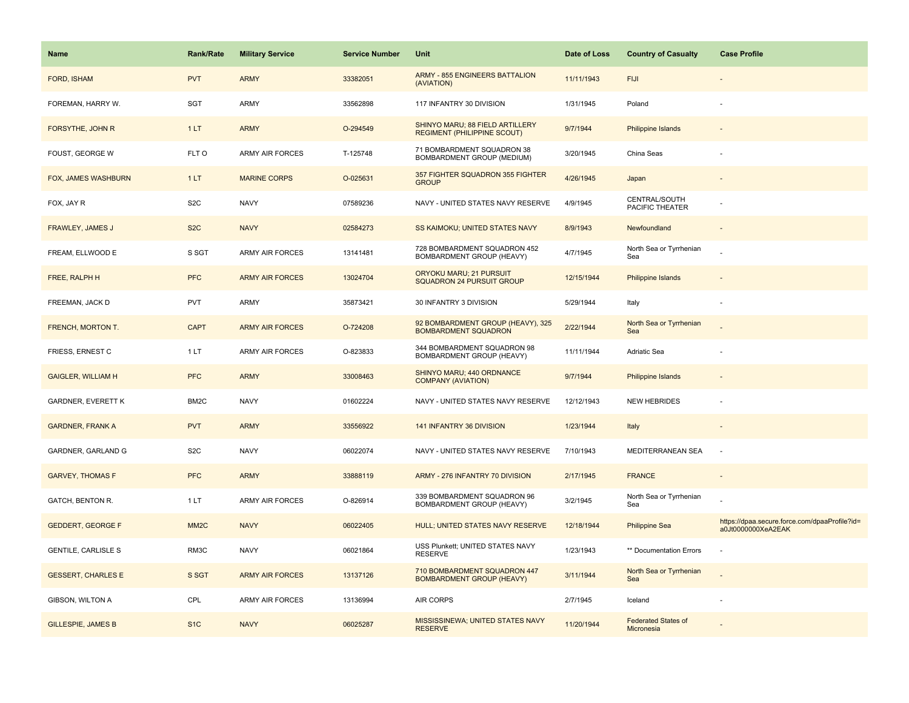| Name | Rank/Rate | Military Service | Service Number | Unit | Date of Loss | Country of Casualty | Case Profile |
|---|---|---|---|---|---|---|---|
| FORD, ISHAM | PVT | ARMY | 33382051 | ARMY - 855 ENGINEERS BATTALION (AVIATION) | 11/11/1943 | FIJI | - |
| FOREMAN, HARRY W. | SGT | ARMY | 33562898 | 117 INFANTRY 30 DIVISION | 1/31/1945 | Poland | - |
| FORSYTHE, JOHN R | 1 LT | ARMY | O-294549 | SHINYO MARU; 88 FIELD ARTILLERY REGIMENT (PHILIPPINE SCOUT) | 9/7/1944 | Philippine Islands | - |
| FOUST, GEORGE W | FLT O | ARMY AIR FORCES | T-125748 | 71 BOMBARDMENT SQUADRON 38 BOMBARDMENT GROUP (MEDIUM) | 3/20/1945 | China Seas | - |
| FOX, JAMES WASHBURN | 1 LT | MARINE CORPS | O-025631 | 357 FIGHTER SQUADRON 355 FIGHTER GROUP | 4/26/1945 | Japan | - |
| FOX, JAY R | S2C | NAVY | 07589236 | NAVY - UNITED STATES NAVY RESERVE | 4/9/1945 | CENTRAL/SOUTH PACIFIC THEATER | - |
| FRAWLEY, JAMES J | S2C | NAVY | 02584273 | SS KAIMOKU; UNITED STATES NAVY | 8/9/1943 | Newfoundland | - |
| FREAM, ELLWOOD E | S SGT | ARMY AIR FORCES | 13141481 | 728 BOMBARDMENT SQUADRON 452 BOMBARDMENT GROUP (HEAVY) | 4/7/1945 | North Sea or Tyrrhenian Sea | - |
| FREE, RALPH H | PFC | ARMY AIR FORCES | 13024704 | ORYOKU MARU; 21 PURSUIT SQUADRON 24 PURSUIT GROUP | 12/15/1944 | Philippine Islands | - |
| FREEMAN, JACK D | PVT | ARMY | 35873421 | 30 INFANTRY 3 DIVISION | 5/29/1944 | Italy | - |
| FRENCH, MORTON T. | CAPT | ARMY AIR FORCES | O-724208 | 92 BOMBARDMENT GROUP (HEAVY), 325 BOMBARDMENT SQUADRON | 2/22/1944 | North Sea or Tyrrhenian Sea | - |
| FRIESS, ERNEST C | 1 LT | ARMY AIR FORCES | O-823833 | 344 BOMBARDMENT SQUADRON 98 BOMBARDMENT GROUP (HEAVY) | 11/11/1944 | Adriatic Sea | - |
| GAIGLER, WILLIAM H | PFC | ARMY | 33008463 | SHINYO MARU; 440 ORDNANCE COMPANY (AVIATION) | 9/7/1944 | Philippine Islands | - |
| GARDNER, EVERETT K | BM2C | NAVY | 01602224 | NAVY - UNITED STATES NAVY RESERVE | 12/12/1943 | NEW HEBRIDES | - |
| GARDNER, FRANK A | PVT | ARMY | 33556922 | 141 INFANTRY 36 DIVISION | 1/23/1944 | Italy | - |
| GARDNER, GARLAND G | S2C | NAVY | 06022074 | NAVY - UNITED STATES NAVY RESERVE | 7/10/1943 | MEDITERRANEAN SEA | - |
| GARVEY, THOMAS F | PFC | ARMY | 33888119 | ARMY - 276 INFANTRY 70 DIVISION | 2/17/1945 | FRANCE | - |
| GATCH, BENTON R. | 1 LT | ARMY AIR FORCES | O-826914 | 339 BOMBARDMENT SQUADRON 96 BOMBARDMENT GROUP (HEAVY) | 3/2/1945 | North Sea or Tyrrhenian Sea | - |
| GEDDERT, GEORGE F | MM2C | NAVY | 06022405 | HULL; UNITED STATES NAVY RESERVE | 12/18/1944 | Philippine Sea | https://dpaa.secure.force.com/dpaaProfile?id=a0Jt0000000XeA2EAK |
| GENTILE, CARLISLE S | RM3C | NAVY | 06021864 | USS Plunkett; UNITED STATES NAVY RESERVE | 1/23/1943 | ** Documentation Errors | - |
| GESSERT, CHARLES E | S SGT | ARMY AIR FORCES | 13137126 | 710 BOMBARDMENT SQUADRON 447 BOMBARDMENT GROUP (HEAVY) | 3/11/1944 | North Sea or Tyrrhenian Sea | - |
| GIBSON, WILTON A | CPL | ARMY AIR FORCES | 13136994 | AIR CORPS | 2/7/1945 | Iceland | - |
| GILLESPIE, JAMES B | S1C | NAVY | 06025287 | MISSISSINEWA; UNITED STATES NAVY RESERVE | 11/20/1944 | Federated States of Micronesia | - |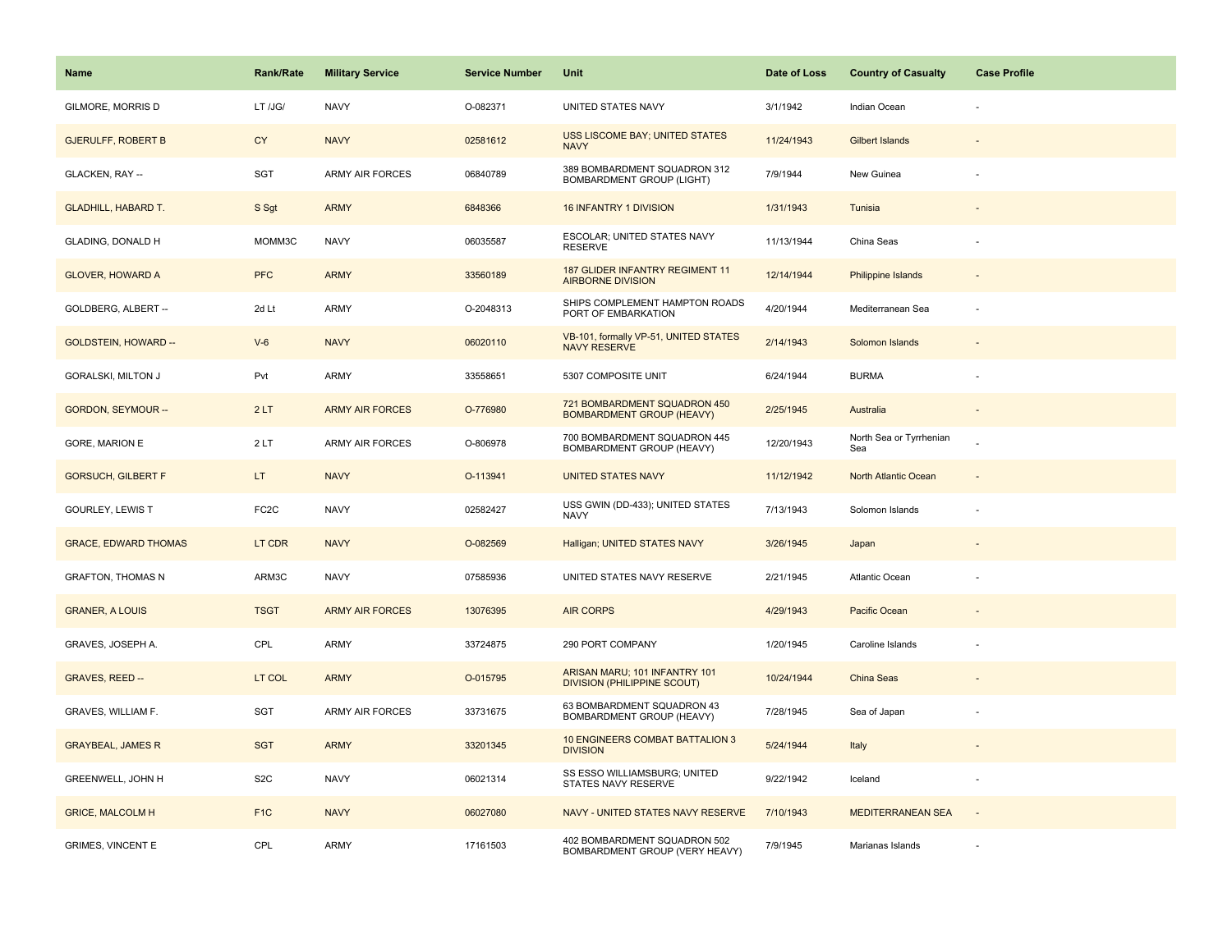| Name | Rank/Rate | Military Service | Service Number | Unit | Date of Loss | Country of Casualty | Case Profile |
|---|---|---|---|---|---|---|---|
| GILMORE, MORRIS D | LT /JG/ | NAVY | O-082371 | UNITED STATES NAVY | 3/1/1942 | Indian Ocean | - |
| GJERULFF, ROBERT B | CY | NAVY | 02581612 | USS LISCOME BAY; UNITED STATES NAVY | 11/24/1943 | Gilbert Islands | - |
| GLACKEN, RAY -- | SGT | ARMY AIR FORCES | 06840789 | 389 BOMBARDMENT SQUADRON 312 BOMBARDMENT GROUP (LIGHT) | 7/9/1944 | New Guinea | - |
| GLADHILL, HABARD T. | S Sgt | ARMY | 6848366 | 16 INFANTRY 1 DIVISION | 1/31/1943 | Tunisia | - |
| GLADING, DONALD H | MOMM3C | NAVY | 06035587 | ESCOLAR; UNITED STATES NAVY RESERVE | 11/13/1944 | China Seas | - |
| GLOVER, HOWARD A | PFC | ARMY | 33560189 | 187 GLIDER INFANTRY REGIMENT 11 AIRBORNE DIVISION | 12/14/1944 | Philippine Islands | - |
| GOLDBERG, ALBERT -- | 2d Lt | ARMY | O-2048313 | SHIPS COMPLEMENT HAMPTON ROADS PORT OF EMBARKATION | 4/20/1944 | Mediterranean Sea | - |
| GOLDSTEIN, HOWARD -- | V-6 | NAVY | 06020110 | VB-101, formally VP-51, UNITED STATES NAVY RESERVE | 2/14/1943 | Solomon Islands | - |
| GORALSKI, MILTON J | Pvt | ARMY | 33558651 | 5307 COMPOSITE UNIT | 6/24/1944 | BURMA | - |
| GORDON, SEYMOUR -- | 2 LT | ARMY AIR FORCES | O-776980 | 721 BOMBARDMENT SQUADRON 450 BOMBARDMENT GROUP (HEAVY) | 2/25/1945 | Australia | - |
| GORE, MARION E | 2 LT | ARMY AIR FORCES | O-806978 | 700 BOMBARDMENT SQUADRON 445 BOMBARDMENT GROUP (HEAVY) | 12/20/1943 | North Sea or Tyrrhenian Sea | - |
| GORSUCH, GILBERT F | LT | NAVY | O-113941 | UNITED STATES NAVY | 11/12/1942 | North Atlantic Ocean | - |
| GOURLEY, LEWIS T | FC2C | NAVY | 02582427 | USS GWIN (DD-433); UNITED STATES NAVY | 7/13/1943 | Solomon Islands | - |
| GRACE, EDWARD THOMAS | LT CDR | NAVY | O-082569 | Halligan; UNITED STATES NAVY | 3/26/1945 | Japan | - |
| GRAFTON, THOMAS N | ARM3C | NAVY | 07585936 | UNITED STATES NAVY RESERVE | 2/21/1945 | Atlantic Ocean | - |
| GRANER, A LOUIS | TSGT | ARMY AIR FORCES | 13076395 | AIR CORPS | 4/29/1943 | Pacific Ocean | - |
| GRAVES, JOSEPH A. | CPL | ARMY | 33724875 | 290 PORT COMPANY | 1/20/1945 | Caroline Islands | - |
| GRAVES, REED -- | LT COL | ARMY | O-015795 | ARISAN MARU; 101 INFANTRY 101 DIVISION (PHILIPPINE SCOUT) | 10/24/1944 | China Seas | - |
| GRAVES, WILLIAM F. | SGT | ARMY AIR FORCES | 33731675 | 63 BOMBARDMENT SQUADRON 43 BOMBARDMENT GROUP (HEAVY) | 7/28/1945 | Sea of Japan | - |
| GRAYBEAL, JAMES R | SGT | ARMY | 33201345 | 10 ENGINEERS COMBAT BATTALION 3 DIVISION | 5/24/1944 | Italy | - |
| GREENWELL, JOHN H | S2C | NAVY | 06021314 | SS ESSO WILLIAMSBURG; UNITED STATES NAVY RESERVE | 9/22/1942 | Iceland | - |
| GRICE, MALCOLM H | F1C | NAVY | 06027080 | NAVY - UNITED STATES NAVY RESERVE | 7/10/1943 | MEDITERRANEAN SEA | - |
| GRIMES, VINCENT E | CPL | ARMY | 17161503 | 402 BOMBARDMENT SQUADRON 502 BOMBARDMENT GROUP (VERY HEAVY) | 7/9/1945 | Marianas Islands | - |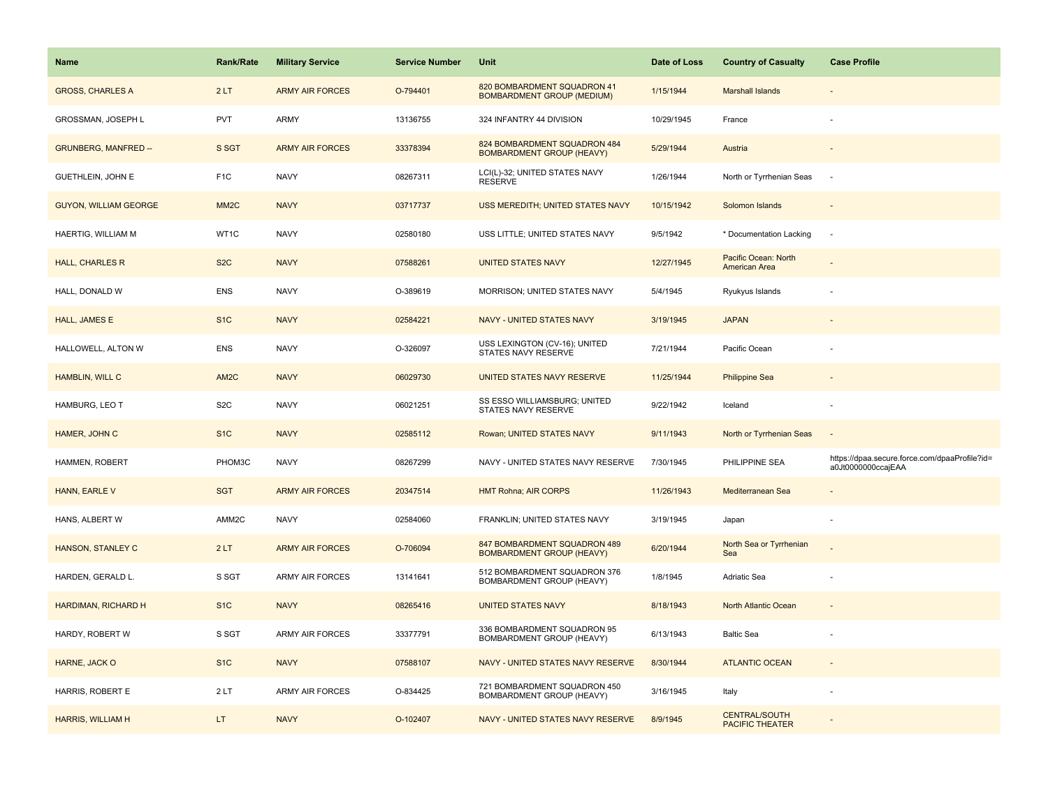| Name | Rank/Rate | Military Service | Service Number | Unit | Date of Loss | Country of Casualty | Case Profile |
|---|---|---|---|---|---|---|---|
| GROSS, CHARLES A | 2 LT | ARMY AIR FORCES | O-794401 | 820 BOMBARDMENT SQUADRON 41 BOMBARDMENT GROUP (MEDIUM) | 1/15/1944 | Marshall Islands | - |
| GROSSMAN, JOSEPH L | PVT | ARMY | 13136755 | 324 INFANTRY 44 DIVISION | 10/29/1945 | France | - |
| GRUNBERG, MANFRED -- | S SGT | ARMY AIR FORCES | 33378394 | 824 BOMBARDMENT SQUADRON 484 BOMBARDMENT GROUP (HEAVY) | 5/29/1944 | Austria | - |
| GUETHLEIN, JOHN E | F1C | NAVY | 08267311 | LCI(L)-32; UNITED STATES NAVY RESERVE | 1/26/1944 | North or Tyrrhenian Seas | - |
| GUYON, WILLIAM GEORGE | MM2C | NAVY | 03717737 | USS MEREDITH; UNITED STATES NAVY | 10/15/1942 | Solomon Islands | - |
| HAERTIG, WILLIAM M | WT1C | NAVY | 02580180 | USS LITTLE; UNITED STATES NAVY | 9/5/1942 | * Documentation Lacking | - |
| HALL, CHARLES R | S2C | NAVY | 07588261 | UNITED STATES NAVY | 12/27/1945 | Pacific Ocean: North American Area | - |
| HALL, DONALD W | ENS | NAVY | O-389619 | MORRISON; UNITED STATES NAVY | 5/4/1945 | Ryukyus Islands | - |
| HALL, JAMES E | S1C | NAVY | 02584221 | NAVY - UNITED STATES NAVY | 3/19/1945 | JAPAN | - |
| HALLOWELL, ALTON W | ENS | NAVY | O-326097 | USS LEXINGTON (CV-16); UNITED STATES NAVY RESERVE | 7/21/1944 | Pacific Ocean | - |
| HAMBLIN, WILL C | AM2C | NAVY | 06029730 | UNITED STATES NAVY RESERVE | 11/25/1944 | Philippine Sea | - |
| HAMBURG, LEO T | S2C | NAVY | 06021251 | SS ESSO WILLIAMSBURG; UNITED STATES NAVY RESERVE | 9/22/1942 | Iceland | - |
| HAMER, JOHN C | S1C | NAVY | 02585112 | Rowan; UNITED STATES NAVY | 9/11/1943 | North or Tyrrhenian Seas | - |
| HAMMEN, ROBERT | PHOM3C | NAVY | 08267299 | NAVY - UNITED STATES NAVY RESERVE | 7/30/1945 | PHILIPPINE SEA | https://dpaa.secure.force.com/dpaaProfile?id=a0Jt0000000ccajEAA |
| HANN, EARLE V | SGT | ARMY AIR FORCES | 20347514 | HMT Rohna; AIR CORPS | 11/26/1943 | Mediterranean Sea | - |
| HANS, ALBERT W | AMM2C | NAVY | 02584060 | FRANKLIN; UNITED STATES NAVY | 3/19/1945 | Japan | - |
| HANSON, STANLEY C | 2 LT | ARMY AIR FORCES | O-706094 | 847 BOMBARDMENT SQUADRON 489 BOMBARDMENT GROUP (HEAVY) | 6/20/1944 | North Sea or Tyrrhenian Sea | - |
| HARDEN, GERALD L. | S SGT | ARMY AIR FORCES | 13141641 | 512 BOMBARDMENT SQUADRON 376 BOMBARDMENT GROUP (HEAVY) | 1/8/1945 | Adriatic Sea | - |
| HARDIMAN, RICHARD H | S1C | NAVY | 08265416 | UNITED STATES NAVY | 8/18/1943 | North Atlantic Ocean | - |
| HARDY, ROBERT W | S SGT | ARMY AIR FORCES | 33377791 | 336 BOMBARDMENT SQUADRON 95 BOMBARDMENT GROUP (HEAVY) | 6/13/1943 | Baltic Sea | - |
| HARNE, JACK O | S1C | NAVY | 07588107 | NAVY - UNITED STATES NAVY RESERVE | 8/30/1944 | ATLANTIC OCEAN | - |
| HARRIS, ROBERT E | 2 LT | ARMY AIR FORCES | O-834425 | 721 BOMBARDMENT SQUADRON 450 BOMBARDMENT GROUP (HEAVY) | 3/16/1945 | Italy | - |
| HARRIS, WILLIAM H | LT | NAVY | O-102407 | NAVY - UNITED STATES NAVY RESERVE | 8/9/1945 | CENTRAL/SOUTH PACIFIC THEATER | - |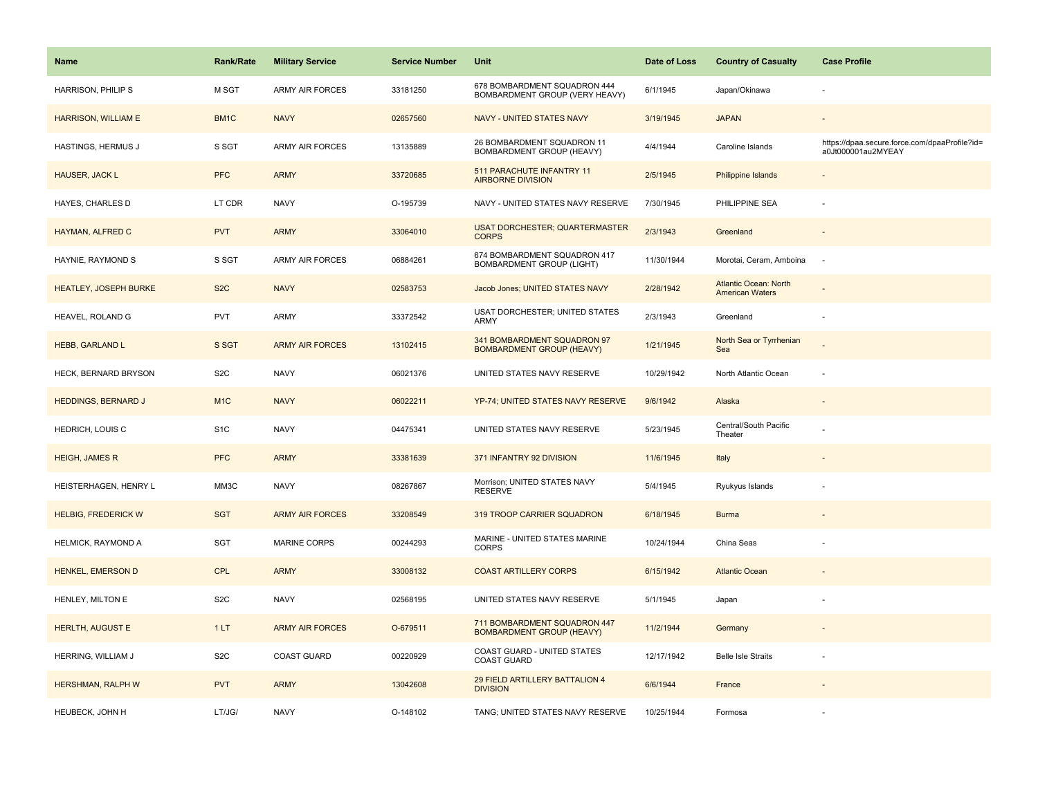| Name | Rank/Rate | Military Service | Service Number | Unit | Date of Loss | Country of Casualty | Case Profile |
|---|---|---|---|---|---|---|---|
| HARRISON, PHILIP S | M SGT | ARMY AIR FORCES | 33181250 | 678 BOMBARDMENT SQUADRON 444 BOMBARDMENT GROUP (VERY HEAVY) | 6/1/1945 | Japan/Okinawa | - |
| HARRISON, WILLIAM E | BM1C | NAVY | 02657560 | NAVY - UNITED STATES NAVY | 3/19/1945 | JAPAN | - |
| HASTINGS, HERMUS J | S SGT | ARMY AIR FORCES | 13135889 | 26 BOMBARDMENT SQUADRON 11 BOMBARDMENT GROUP (HEAVY) | 4/4/1944 | Caroline Islands | https://dpaa.secure.force.com/dpaaProfile?id=a0Jt000001au2MYEAY |
| HAUSER, JACK L | PFC | ARMY | 33720685 | 511 PARACHUTE INFANTRY 11 AIRBORNE DIVISION | 2/5/1945 | Philippine Islands | - |
| HAYES, CHARLES D | LT CDR | NAVY | O-195739 | NAVY - UNITED STATES NAVY RESERVE | 7/30/1945 | PHILIPPINE SEA | - |
| HAYMAN, ALFRED C | PVT | ARMY | 33064010 | USAT DORCHESTER; QUARTERMASTER CORPS | 2/3/1943 | Greenland | - |
| HAYNIE, RAYMOND S | S SGT | ARMY AIR FORCES | 06884261 | 674 BOMBARDMENT SQUADRON 417 BOMBARDMENT GROUP (LIGHT) | 11/30/1944 | Morotai, Ceram, Amboina | - |
| HEATLEY, JOSEPH BURKE | S2C | NAVY | 02583753 | Jacob Jones; UNITED STATES NAVY | 2/28/1942 | Atlantic Ocean: North American Waters | - |
| HEAVEL, ROLAND G | PVT | ARMY | 33372542 | USAT DORCHESTER; UNITED STATES ARMY | 2/3/1943 | Greenland | - |
| HEBB, GARLAND L | S SGT | ARMY AIR FORCES | 13102415 | 341 BOMBARDMENT SQUADRON 97 BOMBARDMENT GROUP (HEAVY) | 1/21/1945 | North Sea or Tyrrhenian Sea | - |
| HECK, BERNARD BRYSON | S2C | NAVY | 06021376 | UNITED STATES NAVY RESERVE | 10/29/1942 | North Atlantic Ocean | - |
| HEDDINGS, BERNARD J | M1C | NAVY | 06022211 | YP-74; UNITED STATES NAVY RESERVE | 9/6/1942 | Alaska | - |
| HEDRICH, LOUIS C | S1C | NAVY | 04475341 | UNITED STATES NAVY RESERVE | 5/23/1945 | Central/South Pacific Theater | - |
| HEIGH, JAMES R | PFC | ARMY | 33381639 | 371 INFANTRY 92 DIVISION | 11/6/1945 | Italy | - |
| HEISTERHAGEN, HENRY L | MM3C | NAVY | 08267867 | Morrison; UNITED STATES NAVY RESERVE | 5/4/1945 | Ryukyus Islands | - |
| HELBIG, FREDERICK W | SGT | ARMY AIR FORCES | 33208549 | 319 TROOP CARRIER SQUADRON | 6/18/1945 | Burma | - |
| HELMICK, RAYMOND A | SGT | MARINE CORPS | 00244293 | MARINE - UNITED STATES MARINE CORPS | 10/24/1944 | China Seas | - |
| HENKEL, EMERSON D | CPL | ARMY | 33008132 | COAST ARTILLERY CORPS | 6/15/1942 | Atlantic Ocean | - |
| HENLEY, MILTON E | S2C | NAVY | 02568195 | UNITED STATES NAVY RESERVE | 5/1/1945 | Japan | - |
| HERLTH, AUGUST E | 1 LT | ARMY AIR FORCES | O-679511 | 711 BOMBARDMENT SQUADRON 447 BOMBARDMENT GROUP (HEAVY) | 11/2/1944 | Germany | - |
| HERRING, WILLIAM J | S2C | COAST GUARD | 00220929 | COAST GUARD - UNITED STATES COAST GUARD | 12/17/1942 | Belle Isle Straits | - |
| HERSHMAN, RALPH W | PVT | ARMY | 13042608 | 29 FIELD ARTILLERY BATTALION 4 DIVISION | 6/6/1944 | France | - |
| HEUBECK, JOHN H | LT/JG/ | NAVY | O-148102 | TANG; UNITED STATES NAVY RESERVE | 10/25/1944 | Formosa | - |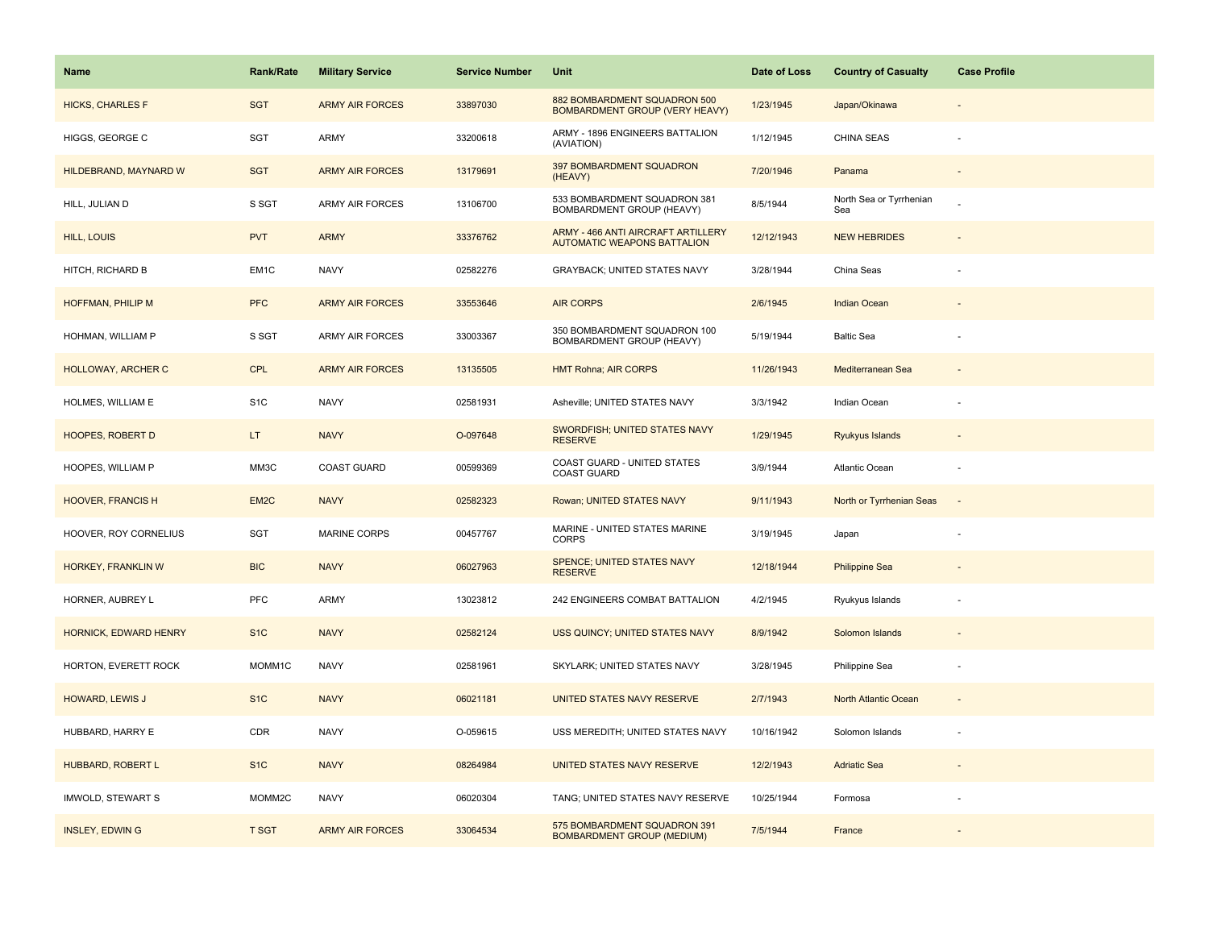| Name | Rank/Rate | Military Service | Service Number | Unit | Date of Loss | Country of Casualty | Case Profile |
|---|---|---|---|---|---|---|---|
| HICKS, CHARLES F | SGT | ARMY AIR FORCES | 33897030 | 882 BOMBARDMENT SQUADRON 500 BOMBARDMENT GROUP (VERY HEAVY) | 1/23/1945 | Japan/Okinawa | - |
| HIGGS, GEORGE C | SGT | ARMY | 33200618 | ARMY - 1896 ENGINEERS BATTALION (AVIATION) | 1/12/1945 | CHINA SEAS | - |
| HILDEBRAND, MAYNARD W | SGT | ARMY AIR FORCES | 13179691 | 397 BOMBARDMENT SQUADRON (HEAVY) | 7/20/1946 | Panama | - |
| HILL, JULIAN D | S SGT | ARMY AIR FORCES | 13106700 | 533 BOMBARDMENT SQUADRON 381 BOMBARDMENT GROUP (HEAVY) | 8/5/1944 | North Sea or Tyrrhenian Sea | - |
| HILL, LOUIS | PVT | ARMY | 33376762 | ARMY - 466 ANTI AIRCRAFT ARTILLERY AUTOMATIC WEAPONS BATTALION | 12/12/1943 | NEW HEBRIDES | - |
| HITCH, RICHARD B | EM1C | NAVY | 02582276 | GRAYBACK; UNITED STATES NAVY | 3/28/1944 | China Seas | - |
| HOFFMAN, PHILIP M | PFC | ARMY AIR FORCES | 33553646 | AIR CORPS | 2/6/1945 | Indian Ocean | - |
| HOHMAN, WILLIAM P | S SGT | ARMY AIR FORCES | 33003367 | 350 BOMBARDMENT SQUADRON 100 BOMBARDMENT GROUP (HEAVY) | 5/19/1944 | Baltic Sea | - |
| HOLLOWAY, ARCHER C | CPL | ARMY AIR FORCES | 13135505 | HMT Rohna; AIR CORPS | 11/26/1943 | Mediterranean Sea | - |
| HOLMES, WILLIAM E | S1C | NAVY | 02581931 | Asheville; UNITED STATES NAVY | 3/3/1942 | Indian Ocean | - |
| HOOPES, ROBERT D | LT | NAVY | O-097648 | SWORDFISH; UNITED STATES NAVY RESERVE | 1/29/1945 | Ryukyus Islands | - |
| HOOPES, WILLIAM P | MM3C | COAST GUARD | 00599369 | COAST GUARD - UNITED STATES COAST GUARD | 3/9/1944 | Atlantic Ocean | - |
| HOOVER, FRANCIS H | EM2C | NAVY | 02582323 | Rowan; UNITED STATES NAVY | 9/11/1943 | North or Tyrrhenian Seas | - |
| HOOVER, ROY CORNELIUS | SGT | MARINE CORPS | 00457767 | MARINE - UNITED STATES MARINE CORPS | 3/19/1945 | Japan | - |
| HORKEY, FRANKLIN W | BIC | NAVY | 06027963 | SPENCE; UNITED STATES NAVY RESERVE | 12/18/1944 | Philippine Sea | - |
| HORNER, AUBREY L | PFC | ARMY | 13023812 | 242 ENGINEERS COMBAT BATTALION | 4/2/1945 | Ryukyus Islands | - |
| HORNICK, EDWARD HENRY | S1C | NAVY | 02582124 | USS QUINCY; UNITED STATES NAVY | 8/9/1942 | Solomon Islands | - |
| HORTON, EVERETT ROCK | MOMM1C | NAVY | 02581961 | SKYLARK; UNITED STATES NAVY | 3/28/1945 | Philippine Sea | - |
| HOWARD, LEWIS J | S1C | NAVY | 06021181 | UNITED STATES NAVY RESERVE | 2/7/1943 | North Atlantic Ocean | - |
| HUBBARD, HARRY E | CDR | NAVY | O-059615 | USS MEREDITH; UNITED STATES NAVY | 10/16/1942 | Solomon Islands | - |
| HUBBARD, ROBERT L | S1C | NAVY | 08264984 | UNITED STATES NAVY RESERVE | 12/2/1943 | Adriatic Sea | - |
| IMWOLD, STEWART S | MOMM2C | NAVY | 06020304 | TANG; UNITED STATES NAVY RESERVE | 10/25/1944 | Formosa | - |
| INSLEY, EDWIN G | T SGT | ARMY AIR FORCES | 33064534 | 575 BOMBARDMENT SQUADRON 391 BOMBARDMENT GROUP (MEDIUM) | 7/5/1944 | France | - |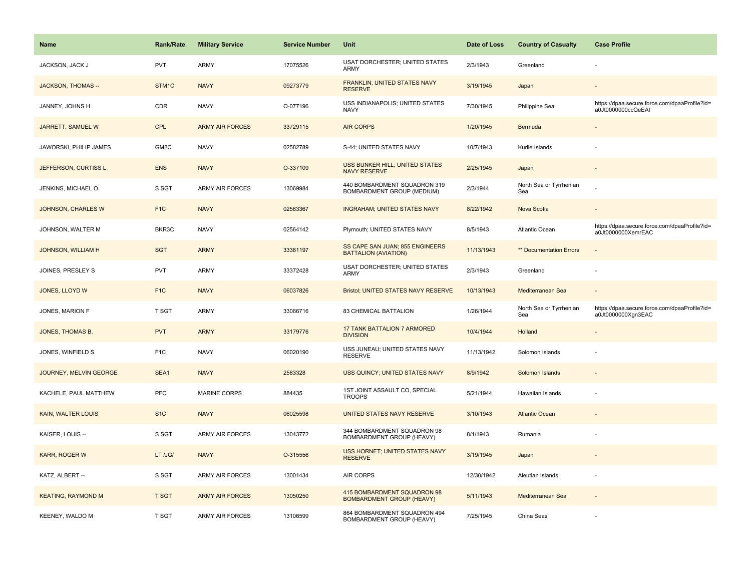| Name | Rank/Rate | Military Service | Service Number | Unit | Date of Loss | Country of Casualty | Case Profile |
|---|---|---|---|---|---|---|---|
| JACKSON, JACK J | PVT | ARMY | 17075526 | USAT DORCHESTER; UNITED STATES ARMY | 2/3/1943 | Greenland | - |
| JACKSON, THOMAS -- | STM1C | NAVY | 09273779 | FRANKLIN; UNITED STATES NAVY RESERVE | 3/19/1945 | Japan | - |
| JANNEY, JOHNS H | CDR | NAVY | O-077196 | USS INDIANAPOLIS; UNITED STATES NAVY | 7/30/1945 | Philippine Sea | https://dpaa.secure.force.com/dpaaProfile?id=a0Jt0000000ccQeEAI |
| JARRETT, SAMUEL W | CPL | ARMY AIR FORCES | 33729115 | AIR CORPS | 1/20/1945 | Bermuda | - |
| JAWORSKI, PHILIP JAMES | GM2C | NAVY | 02582789 | S-44; UNITED STATES NAVY | 10/7/1943 | Kurile Islands | - |
| JEFFERSON, CURTISS L | ENS | NAVY | O-337109 | USS BUNKER HILL; UNITED STATES NAVY RESERVE | 2/25/1945 | Japan | - |
| JENKINS, MICHAEL O. | S SGT | ARMY AIR FORCES | 13069984 | 440 BOMBARDMENT SQUADRON 319 BOMBARDMENT GROUP (MEDIUM) | 2/3/1944 | North Sea or Tyrrhenian Sea | - |
| JOHNSON, CHARLES W | F1C | NAVY | 02563367 | INGRAHAM; UNITED STATES NAVY | 8/22/1942 | Nova Scotia | - |
| JOHNSON, WALTER M | BKR3C | NAVY | 02564142 | Plymouth; UNITED STATES NAVY | 8/5/1943 | Atlantic Ocean | https://dpaa.secure.force.com/dpaaProfile?id=a0Jt0000000XemrEAC |
| JOHNSON, WILLIAM H | SGT | ARMY | 33381197 | SS CAPE SAN JUAN; 855 ENGINEERS BATTALION (AVIATION) | 11/13/1943 | ** Documentation Errors | - |
| JOINES, PRESLEY S | PVT | ARMY | 33372428 | USAT DORCHESTER; UNITED STATES ARMY | 2/3/1943 | Greenland | - |
| JONES, LLOYD W | F1C | NAVY | 06037826 | Bristol; UNITED STATES NAVY RESERVE | 10/13/1943 | Mediterranean Sea | - |
| JONES, MARION F | T SGT | ARMY | 33066716 | 83 CHEMICAL BATTALION | 1/26/1944 | North Sea or Tyrrhenian Sea | https://dpaa.secure.force.com/dpaaProfile?id=a0Jt0000000Xgn3EAC |
| JONES, THOMAS B. | PVT | ARMY | 33179776 | 17 TANK BATTALION 7 ARMORED DIVISION | 10/4/1944 | Holland | - |
| JONES, WINFIELD S | F1C | NAVY | 06020190 | USS JUNEAU; UNITED STATES NAVY RESERVE | 11/13/1942 | Solomon Islands | - |
| JOURNEY, MELVIN GEORGE | SEA1 | NAVY | 2583328 | USS QUINCY; UNITED STATES NAVY | 8/9/1942 | Solomon Islands | - |
| KACHELE, PAUL MATTHEW | PFC | MARINE CORPS | 884435 | 1ST JOINT ASSAULT CO, SPECIAL TROOPS | 5/21/1944 | Hawaiian Islands | - |
| KAIN, WALTER LOUIS | S1C | NAVY | 06025598 | UNITED STATES NAVY RESERVE | 3/10/1943 | Atlantic Ocean | - |
| KAISER, LOUIS -- | S SGT | ARMY AIR FORCES | 13043772 | 344 BOMBARDMENT SQUADRON 98 BOMBARDMENT GROUP (HEAVY) | 8/1/1943 | Rumania | - |
| KARR, ROGER W | LT /JG/ | NAVY | O-315556 | USS HORNET; UNITED STATES NAVY RESERVE | 3/19/1945 | Japan | - |
| KATZ, ALBERT -- | S SGT | ARMY AIR FORCES | 13001434 | AIR CORPS | 12/30/1942 | Aleutian Islands | - |
| KEATING, RAYMOND M | T SGT | ARMY AIR FORCES | 13050250 | 415 BOMBARDMENT SQUADRON 98 BOMBARDMENT GROUP (HEAVY) | 5/11/1943 | Mediterranean Sea | - |
| KEENEY, WALDO M | T SGT | ARMY AIR FORCES | 13106599 | 864 BOMBARDMENT SQUADRON 494 BOMBARDMENT GROUP (HEAVY) | 7/25/1945 | China Seas | - |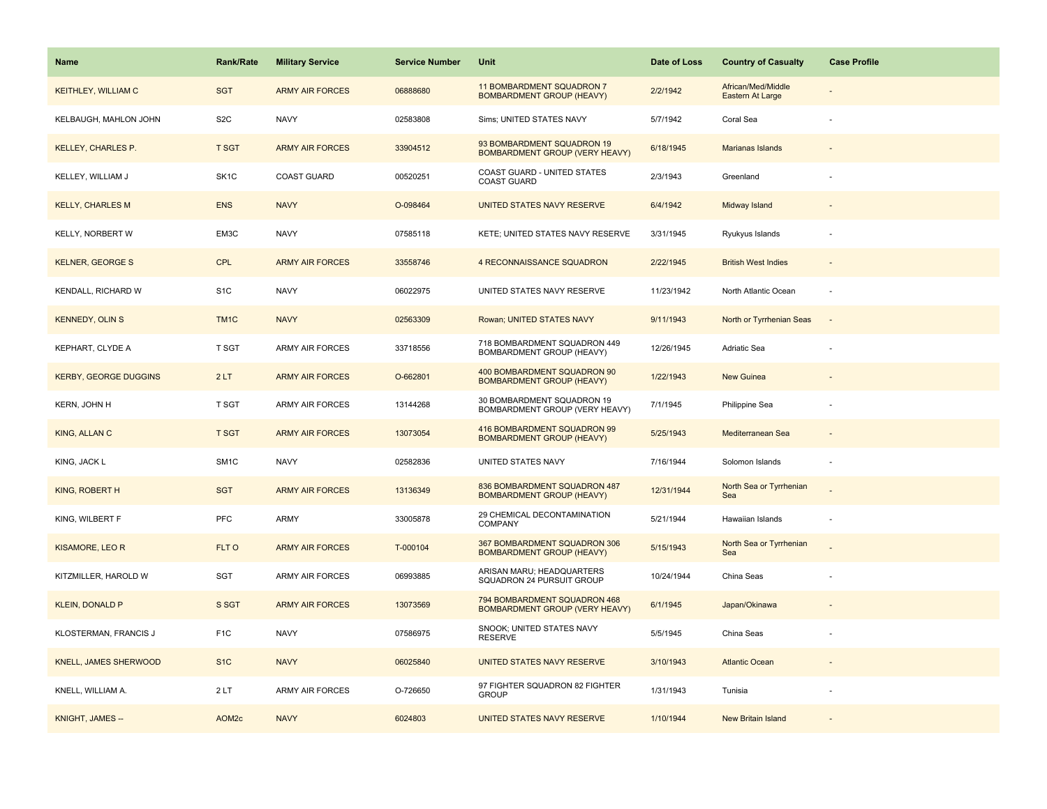| Name | Rank/Rate | Military Service | Service Number | Unit | Date of Loss | Country of Casualty | Case Profile |
|---|---|---|---|---|---|---|---|
| KEITHLEY, WILLIAM C | SGT | ARMY AIR FORCES | 06888680 | 11 BOMBARDMENT SQUADRON 7 BOMBARDMENT GROUP (HEAVY) | 2/2/1942 | African/Med/Middle Eastern At Large | - |
| KELBAUGH, MAHLON JOHN | S2C | NAVY | 02583808 | Sims; UNITED STATES NAVY | 5/7/1942 | Coral Sea | - |
| KELLEY, CHARLES P. | T SGT | ARMY AIR FORCES | 33904512 | 93 BOMBARDMENT SQUADRON 19 BOMBARDMENT GROUP (VERY HEAVY) | 6/18/1945 | Marianas Islands | - |
| KELLEY, WILLIAM J | SK1C | COAST GUARD | 00520251 | COAST GUARD - UNITED STATES COAST GUARD | 2/3/1943 | Greenland | - |
| KELLY, CHARLES M | ENS | NAVY | O-098464 | UNITED STATES NAVY RESERVE | 6/4/1942 | Midway Island | - |
| KELLY, NORBERT W | EM3C | NAVY | 07585118 | KETE; UNITED STATES NAVY RESERVE | 3/31/1945 | Ryukyus Islands | - |
| KELNER, GEORGE S | CPL | ARMY AIR FORCES | 33558746 | 4 RECONNAISSANCE SQUADRON | 2/22/1945 | British West Indies | - |
| KENDALL, RICHARD W | S1C | NAVY | 06022975 | UNITED STATES NAVY RESERVE | 11/23/1942 | North Atlantic Ocean | - |
| KENNEDY, OLIN S | TM1C | NAVY | 02563309 | Rowan; UNITED STATES NAVY | 9/11/1943 | North or Tyrrhenian Seas | - |
| KEPHART, CLYDE A | T SGT | ARMY AIR FORCES | 33718556 | 718 BOMBARDMENT SQUADRON 449 BOMBARDMENT GROUP (HEAVY) | 12/26/1945 | Adriatic Sea | - |
| KERBY, GEORGE DUGGINS | 2 LT | ARMY AIR FORCES | O-662801 | 400 BOMBARDMENT SQUADRON 90 BOMBARDMENT GROUP (HEAVY) | 1/22/1943 | New Guinea | - |
| KERN, JOHN H | T SGT | ARMY AIR FORCES | 13144268 | 30 BOMBARDMENT SQUADRON 19 BOMBARDMENT GROUP (VERY HEAVY) | 7/1/1945 | Philippine Sea | - |
| KING, ALLAN C | T SGT | ARMY AIR FORCES | 13073054 | 416 BOMBARDMENT SQUADRON 99 BOMBARDMENT GROUP (HEAVY) | 5/25/1943 | Mediterranean Sea | - |
| KING, JACK L | SM1C | NAVY | 02582836 | UNITED STATES NAVY | 7/16/1944 | Solomon Islands | - |
| KING, ROBERT H | SGT | ARMY AIR FORCES | 13136349 | 836 BOMBARDMENT SQUADRON 487 BOMBARDMENT GROUP (HEAVY) | 12/31/1944 | North Sea or Tyrrhenian Sea | - |
| KING, WILBERT F | PFC | ARMY | 33005878 | 29 CHEMICAL DECONTAMINATION COMPANY | 5/21/1944 | Hawaiian Islands | - |
| KISAMORE, LEO R | FLT O | ARMY AIR FORCES | T-000104 | 367 BOMBARDMENT SQUADRON 306 BOMBARDMENT GROUP (HEAVY) | 5/15/1943 | North Sea or Tyrrhenian Sea | - |
| KITZMILLER, HAROLD W | SGT | ARMY AIR FORCES | 06993885 | ARISAN MARU; HEADQUARTERS SQUADRON 24 PURSUIT GROUP | 10/24/1944 | China Seas | - |
| KLEIN, DONALD P | S SGT | ARMY AIR FORCES | 13073569 | 794 BOMBARDMENT SQUADRON 468 BOMBARDMENT GROUP (VERY HEAVY) | 6/1/1945 | Japan/Okinawa | - |
| KLOSTERMAN, FRANCIS J | F1C | NAVY | 07586975 | SNOOK; UNITED STATES NAVY RESERVE | 5/5/1945 | China Seas | - |
| KNELL, JAMES SHERWOOD | S1C | NAVY | 06025840 | UNITED STATES NAVY RESERVE | 3/10/1943 | Atlantic Ocean | - |
| KNELL, WILLIAM A. | 2 LT | ARMY AIR FORCES | O-726650 | 97 FIGHTER SQUADRON 82 FIGHTER GROUP | 1/31/1943 | Tunisia | - |
| KNIGHT, JAMES -- | AOM2c | NAVY | 6024803 | UNITED STATES NAVY RESERVE | 1/10/1944 | New Britain Island | - |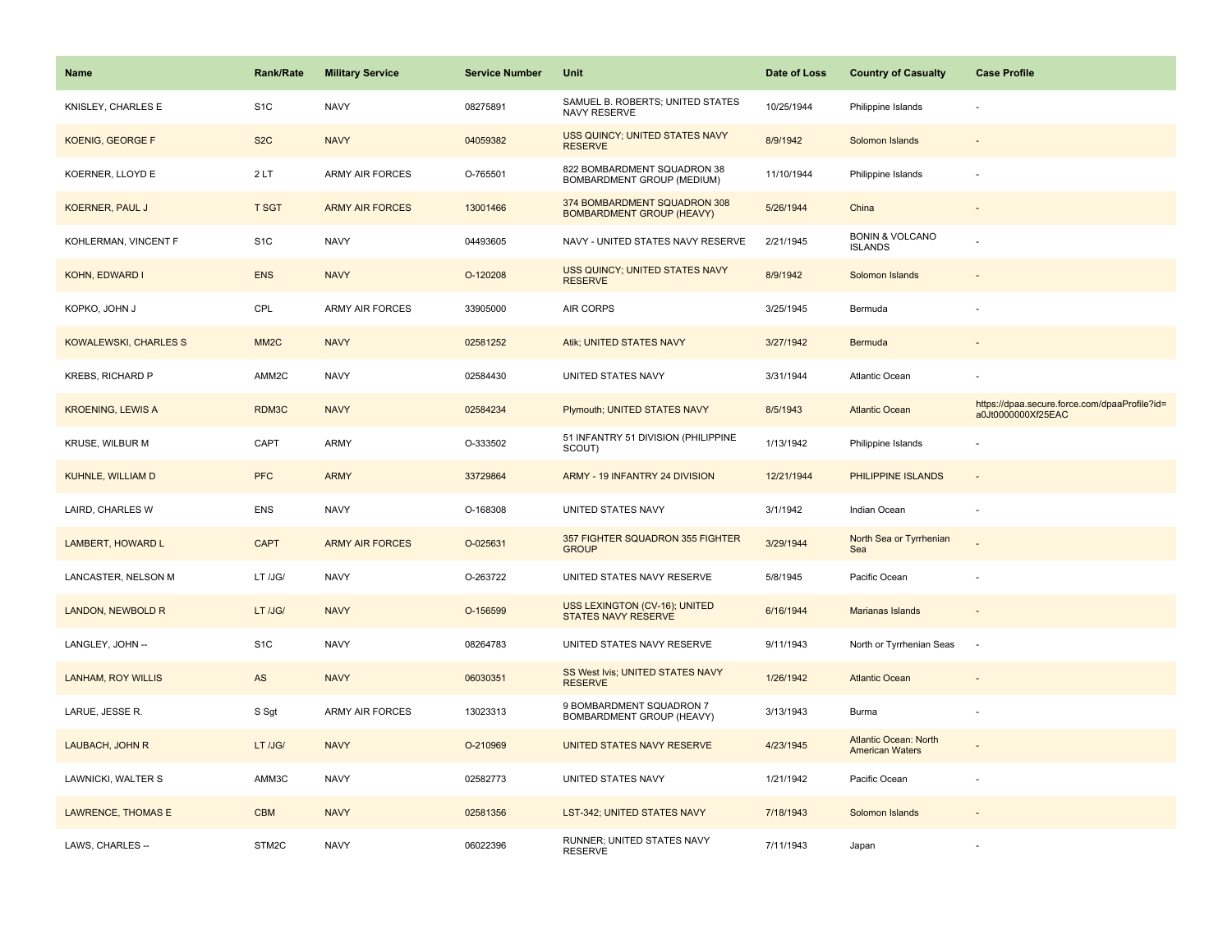| Name | Rank/Rate | Military Service | Service Number | Unit | Date of Loss | Country of Casualty | Case Profile |
|---|---|---|---|---|---|---|---|
| KNISLEY, CHARLES E | S1C | NAVY | 08275891 | SAMUEL B. ROBERTS; UNITED STATES NAVY RESERVE | 10/25/1944 | Philippine Islands | - |
| KOENIG, GEORGE F | S2C | NAVY | 04059382 | USS QUINCY; UNITED STATES NAVY RESERVE | 8/9/1942 | Solomon Islands | - |
| KOERNER, LLOYD E | 2 LT | ARMY AIR FORCES | O-765501 | 822 BOMBARDMENT SQUADRON 38 BOMBARDMENT GROUP (MEDIUM) | 11/10/1944 | Philippine Islands | - |
| KOERNER, PAUL J | T SGT | ARMY AIR FORCES | 13001466 | 374 BOMBARDMENT SQUADRON 308 BOMBARDMENT GROUP (HEAVY) | 5/26/1944 | China | - |
| KOHLERMAN, VINCENT F | S1C | NAVY | 04493605 | NAVY - UNITED STATES NAVY RESERVE | 2/21/1945 | BONIN & VOLCANO ISLANDS | - |
| KOHN, EDWARD I | ENS | NAVY | O-120208 | USS QUINCY; UNITED STATES NAVY RESERVE | 8/9/1942 | Solomon Islands | - |
| KOPKO, JOHN J | CPL | ARMY AIR FORCES | 33905000 | AIR CORPS | 3/25/1945 | Bermuda | - |
| KOWALEWSKI, CHARLES S | MM2C | NAVY | 02581252 | Atik; UNITED STATES NAVY | 3/27/1942 | Bermuda | - |
| KREBS, RICHARD P | AMM2C | NAVY | 02584430 | UNITED STATES NAVY | 3/31/1944 | Atlantic Ocean | - |
| KROENING, LEWIS A | RDM3C | NAVY | 02584234 | Plymouth; UNITED STATES NAVY | 8/5/1943 | Atlantic Ocean | https://dpaa.secure.force.com/dpaaProfile?id=a0Jt0000000Xf25EAC |
| KRUSE, WILBUR M | CAPT | ARMY | O-333502 | 51 INFANTRY 51 DIVISION (PHILIPPINE SCOUT) | 1/13/1942 | Philippine Islands | - |
| KUHNLE, WILLIAM D | PFC | ARMY | 33729864 | ARMY - 19 INFANTRY 24 DIVISION | 12/21/1944 | PHILIPPINE ISLANDS | - |
| LAIRD, CHARLES W | ENS | NAVY | O-168308 | UNITED STATES NAVY | 3/1/1942 | Indian Ocean | - |
| LAMBERT, HOWARD L | CAPT | ARMY AIR FORCES | O-025631 | 357 FIGHTER SQUADRON 355 FIGHTER GROUP | 3/29/1944 | North Sea or Tyrrhenian Sea | - |
| LANCASTER, NELSON M | LT /JG/ | NAVY | O-263722 | UNITED STATES NAVY RESERVE | 5/8/1945 | Pacific Ocean | - |
| LANDON, NEWBOLD R | LT /JG/ | NAVY | O-156599 | USS LEXINGTON (CV-16); UNITED STATES NAVY RESERVE | 6/16/1944 | Marianas Islands | - |
| LANGLEY, JOHN -- | S1C | NAVY | 08264783 | UNITED STATES NAVY RESERVE | 9/11/1943 | North or Tyrrhenian Seas | - |
| LANHAM, ROY WILLIS | AS | NAVY | 06030351 | SS West Ivis; UNITED STATES NAVY RESERVE | 1/26/1942 | Atlantic Ocean | - |
| LARUE, JESSE R. | S Sgt | ARMY AIR FORCES | 13023313 | 9 BOMBARDMENT SQUADRON 7 BOMBARDMENT GROUP (HEAVY) | 3/13/1943 | Burma | - |
| LAUBACH, JOHN R | LT /JG/ | NAVY | O-210969 | UNITED STATES NAVY RESERVE | 4/23/1945 | Atlantic Ocean: North American Waters | - |
| LAWNICKI, WALTER S | AMM3C | NAVY | 02582773 | UNITED STATES NAVY | 1/21/1942 | Pacific Ocean | - |
| LAWRENCE, THOMAS E | CBM | NAVY | 02581356 | LST-342; UNITED STATES NAVY | 7/18/1943 | Solomon Islands | - |
| LAWS, CHARLES -- | STM2C | NAVY | 06022396 | RUNNER; UNITED STATES NAVY RESERVE | 7/11/1943 | Japan | - |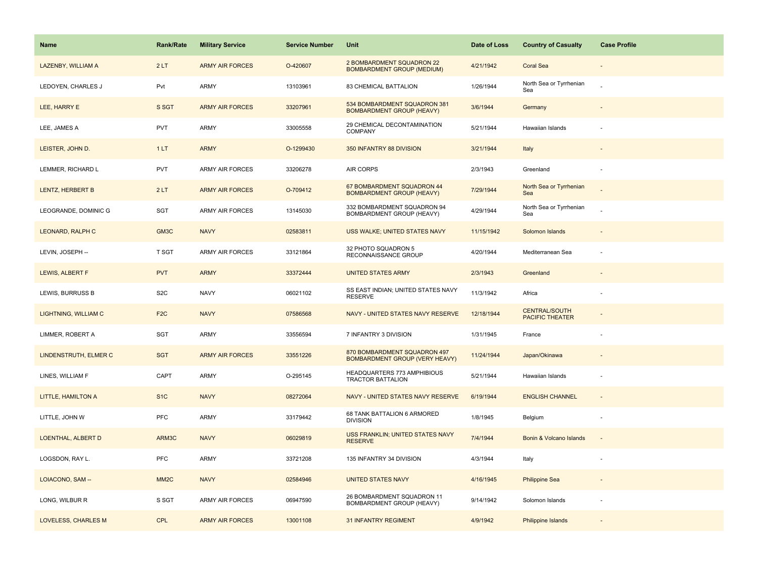| Name | Rank/Rate | Military Service | Service Number | Unit | Date of Loss | Country of Casualty | Case Profile |
|---|---|---|---|---|---|---|---|
| LAZENBY, WILLIAM A | 2 LT | ARMY AIR FORCES | O-420607 | 2 BOMBARDMENT SQUADRON 22 BOMBARDMENT GROUP (MEDIUM) | 4/21/1942 | Coral Sea | - |
| LEDOYEN, CHARLES J | Pvt | ARMY | 13103961 | 83 CHEMICAL BATTALION | 1/26/1944 | North Sea or Tyrrhenian Sea | - |
| LEE, HARRY E | S SGT | ARMY AIR FORCES | 33207961 | 534 BOMBARDMENT SQUADRON 381 BOMBARDMENT GROUP (HEAVY) | 3/6/1944 | Germany | - |
| LEE, JAMES A | PVT | ARMY | 33005558 | 29 CHEMICAL DECONTAMINATION COMPANY | 5/21/1944 | Hawaiian Islands | - |
| LEISTER, JOHN D. | 1 LT | ARMY | O-1299430 | 350 INFANTRY 88 DIVISION | 3/21/1944 | Italy | - |
| LEMMER, RICHARD L | PVT | ARMY AIR FORCES | 33206278 | AIR CORPS | 2/3/1943 | Greenland | - |
| LENTZ, HERBERT B | 2 LT | ARMY AIR FORCES | O-709412 | 67 BOMBARDMENT SQUADRON 44 BOMBARDMENT GROUP (HEAVY) | 7/29/1944 | North Sea or Tyrrhenian Sea | - |
| LEOGRANDE, DOMINIC G | SGT | ARMY AIR FORCES | 13145030 | 332 BOMBARDMENT SQUADRON 94 BOMBARDMENT GROUP (HEAVY) | 4/29/1944 | North Sea or Tyrrhenian Sea | - |
| LEONARD, RALPH C | GM3C | NAVY | 02583811 | USS WALKE; UNITED STATES NAVY | 11/15/1942 | Solomon Islands | - |
| LEVIN, JOSEPH -- | T SGT | ARMY AIR FORCES | 33121864 | 32 PHOTO SQUADRON 5 RECONNAISSANCE GROUP | 4/20/1944 | Mediterranean Sea | - |
| LEWIS, ALBERT F | PVT | ARMY | 33372444 | UNITED STATES ARMY | 2/3/1943 | Greenland | - |
| LEWIS, BURRUSS B | S2C | NAVY | 06021102 | SS EAST INDIAN; UNITED STATES NAVY RESERVE | 11/3/1942 | Africa | - |
| LIGHTNING, WILLIAM C | F2C | NAVY | 07586568 | NAVY - UNITED STATES NAVY RESERVE | 12/18/1944 | CENTRAL/SOUTH PACIFIC THEATER | - |
| LIMMER, ROBERT A | SGT | ARMY | 33556594 | 7 INFANTRY 3 DIVISION | 1/31/1945 | France | - |
| LINDENSTRUTH, ELMER C | SGT | ARMY AIR FORCES | 33551226 | 870 BOMBARDMENT SQUADRON 497 BOMBARDMENT GROUP (VERY HEAVY) | 11/24/1944 | Japan/Okinawa | - |
| LINES, WILLIAM F | CAPT | ARMY | O-295145 | HEADQUARTERS 773 AMPHIBIOUS TRACTOR BATTALION | 5/21/1944 | Hawaiian Islands | - |
| LITTLE, HAMILTON A | S1C | NAVY | 08272064 | NAVY - UNITED STATES NAVY RESERVE | 6/19/1944 | ENGLISH CHANNEL | - |
| LITTLE, JOHN W | PFC | ARMY | 33179442 | 68 TANK BATTALION 6 ARMORED DIVISION | 1/8/1945 | Belgium | - |
| LOENTHAL, ALBERT D | ARM3C | NAVY | 06029819 | USS FRANKLIN; UNITED STATES NAVY RESERVE | 7/4/1944 | Bonin & Volcano Islands | - |
| LOGSDON, RAY L. | PFC | ARMY | 33721208 | 135 INFANTRY 34 DIVISION | 4/3/1944 | Italy | - |
| LOIACONO, SAM -- | MM2C | NAVY | 02584946 | UNITED STATES NAVY | 4/16/1945 | Philippine Sea | - |
| LONG, WILBUR R | S SGT | ARMY AIR FORCES | 06947590 | 26 BOMBARDMENT SQUADRON 11 BOMBARDMENT GROUP (HEAVY) | 9/14/1942 | Solomon Islands | - |
| LOVELESS, CHARLES M | CPL | ARMY AIR FORCES | 13001108 | 31 INFANTRY REGIMENT | 4/9/1942 | Philippine Islands | - |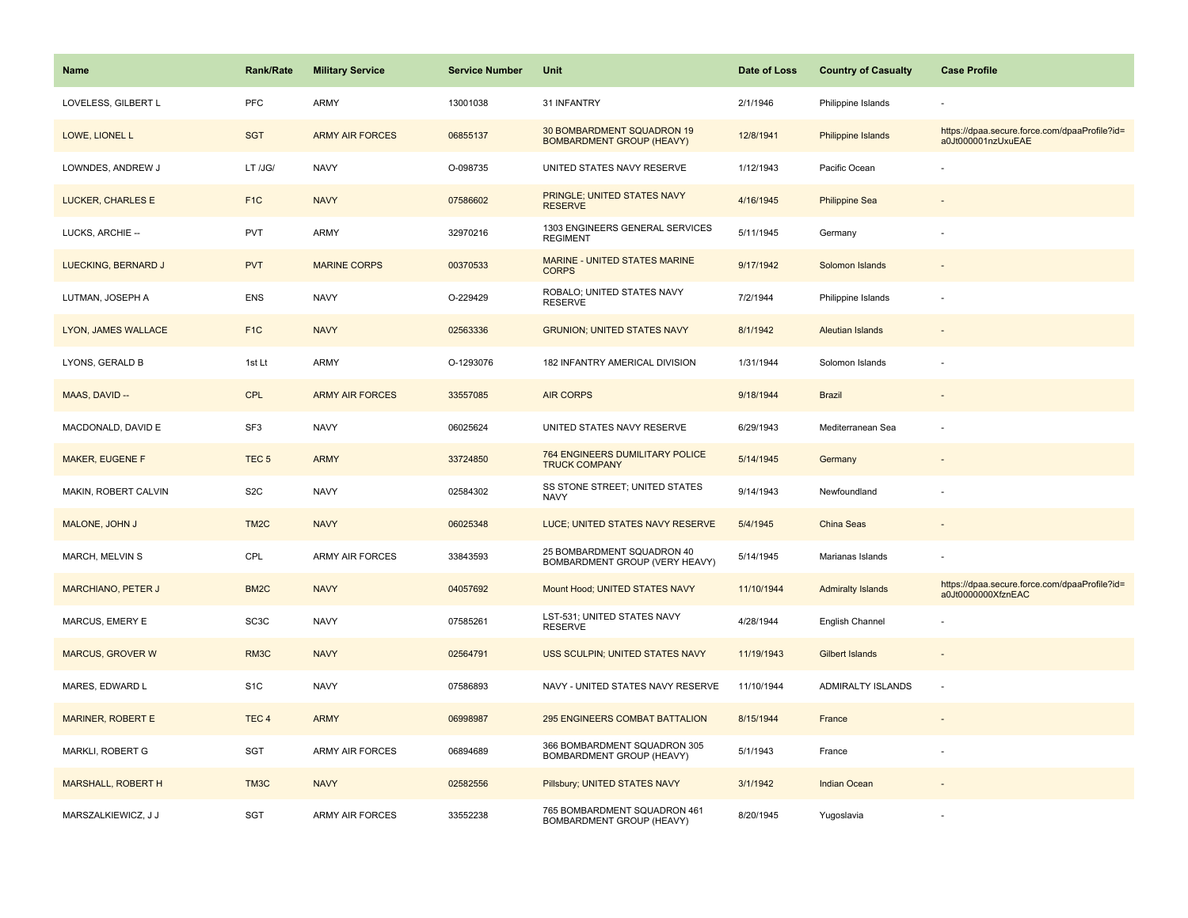| Name | Rank/Rate | Military Service | Service Number | Unit | Date of Loss | Country of Casualty | Case Profile |
|---|---|---|---|---|---|---|---|
| LOVELESS, GILBERT L | PFC | ARMY | 13001038 | 31 INFANTRY | 2/1/1946 | Philippine Islands | - |
| LOWE, LIONEL L | SGT | ARMY AIR FORCES | 06855137 | 30 BOMBARDMENT SQUADRON 19 BOMBARDMENT GROUP (HEAVY) | 12/8/1941 | Philippine Islands | https://dpaa.secure.force.com/dpaaProfile?id=a0Jt000001nzUxuEAE |
| LOWNDES, ANDREW J | LT /JG/ | NAVY | O-098735 | UNITED STATES NAVY RESERVE | 1/12/1943 | Pacific Ocean | - |
| LUCKER, CHARLES E | F1C | NAVY | 07586602 | PRINGLE; UNITED STATES NAVY RESERVE | 4/16/1945 | Philippine Sea | - |
| LUCKS, ARCHIE -- | PVT | ARMY | 32970216 | 1303 ENGINEERS GENERAL SERVICES REGIMENT | 5/11/1945 | Germany | - |
| LUECKING, BERNARD J | PVT | MARINE CORPS | 00370533 | MARINE - UNITED STATES MARINE CORPS | 9/17/1942 | Solomon Islands | - |
| LUTMAN, JOSEPH A | ENS | NAVY | O-229429 | ROBALO; UNITED STATES NAVY RESERVE | 7/2/1944 | Philippine Islands | - |
| LYON, JAMES WALLACE | F1C | NAVY | 02563336 | GRUNION; UNITED STATES NAVY | 8/1/1942 | Aleutian Islands | - |
| LYONS, GERALD B | 1st Lt | ARMY | O-1293076 | 182 INFANTRY AMERICAL DIVISION | 1/31/1944 | Solomon Islands | - |
| MAAS, DAVID -- | CPL | ARMY AIR FORCES | 33557085 | AIR CORPS | 9/18/1944 | Brazil | - |
| MACDONALD, DAVID E | SF3 | NAVY | 06025624 | UNITED STATES NAVY RESERVE | 6/29/1943 | Mediterranean Sea | - |
| MAKER, EUGENE F | TEC 5 | ARMY | 33724850 | 764 ENGINEERS DUMILITARY POLICE TRUCK COMPANY | 5/14/1945 | Germany | - |
| MAKIN, ROBERT CALVIN | S2C | NAVY | 02584302 | SS STONE STREET; UNITED STATES NAVY | 9/14/1943 | Newfoundland | - |
| MALONE, JOHN J | TM2C | NAVY | 06025348 | LUCE; UNITED STATES NAVY RESERVE | 5/4/1945 | China Seas | - |
| MARCH, MELVIN S | CPL | ARMY AIR FORCES | 33843593 | 25 BOMBARDMENT SQUADRON 40 BOMBARDMENT GROUP (VERY HEAVY) | 5/14/1945 | Marianas Islands | - |
| MARCHIANO, PETER J | BM2C | NAVY | 04057692 | Mount Hood; UNITED STATES NAVY | 11/10/1944 | Admiralty Islands | https://dpaa.secure.force.com/dpaaProfile?id=a0Jt0000000XfznEAC |
| MARCUS, EMERY E | SC3C | NAVY | 07585261 | LST-531; UNITED STATES NAVY RESERVE | 4/28/1944 | English Channel | - |
| MARCUS, GROVER W | RM3C | NAVY | 02564791 | USS SCULPIN; UNITED STATES NAVY | 11/19/1943 | Gilbert Islands | - |
| MARES, EDWARD L | S1C | NAVY | 07586893 | NAVY - UNITED STATES NAVY RESERVE | 11/10/1944 | ADMIRALTY ISLANDS | - |
| MARINER, ROBERT E | TEC 4 | ARMY | 06998987 | 295 ENGINEERS COMBAT BATTALION | 8/15/1944 | France | - |
| MARKLI, ROBERT G | SGT | ARMY AIR FORCES | 06894689 | 366 BOMBARDMENT SQUADRON 305 BOMBARDMENT GROUP (HEAVY) | 5/1/1943 | France | - |
| MARSHALL, ROBERT H | TM3C | NAVY | 02582556 | Pillsbury; UNITED STATES NAVY | 3/1/1942 | Indian Ocean | - |
| MARSZALKIEWICZ, J J | SGT | ARMY AIR FORCES | 33552238 | 765 BOMBARDMENT SQUADRON 461 BOMBARDMENT GROUP (HEAVY) | 8/20/1945 | Yugoslavia | - |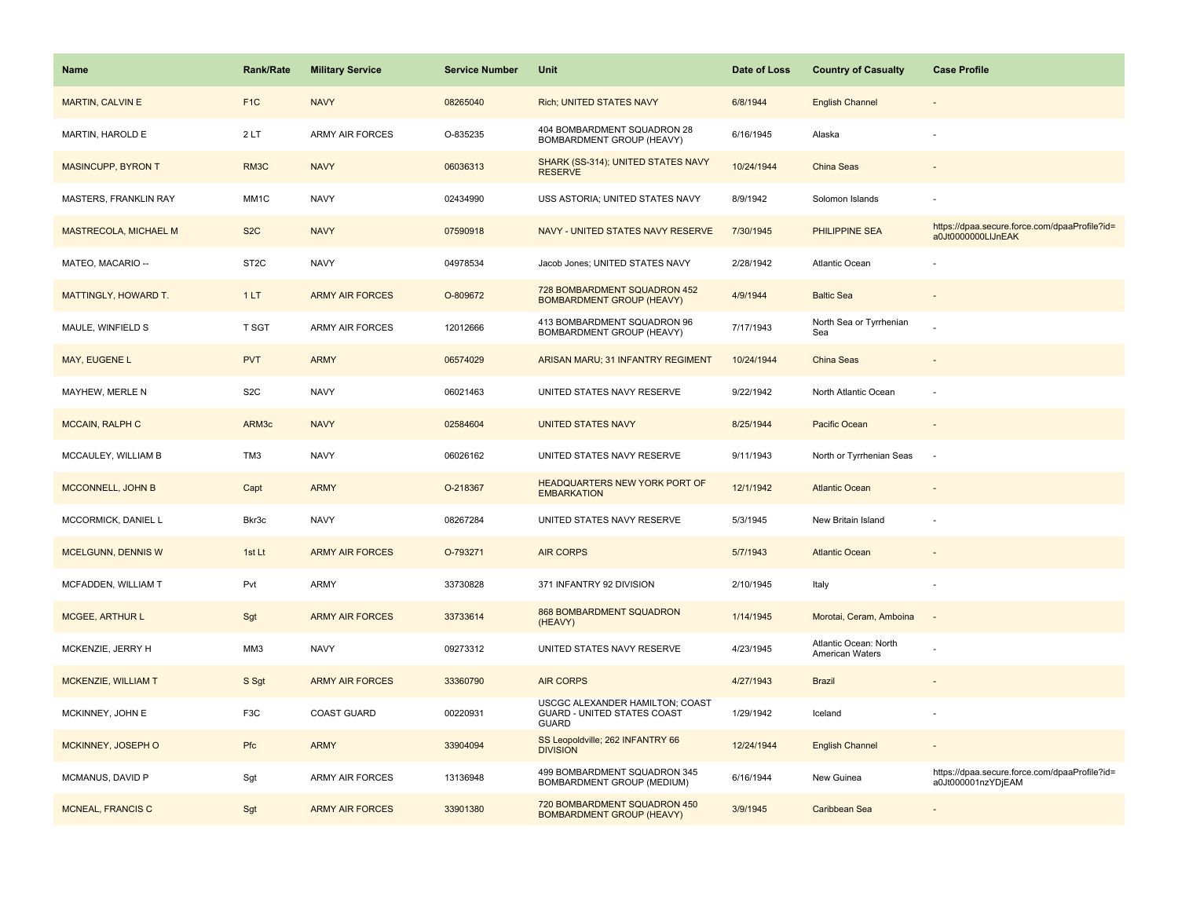| Name | Rank/Rate | Military Service | Service Number | Unit | Date of Loss | Country of Casualty | Case Profile |
|---|---|---|---|---|---|---|---|
| MARTIN, CALVIN E | F1C | NAVY | 08265040 | Rich; UNITED STATES NAVY | 6/8/1944 | English Channel | - |
| MARTIN, HAROLD E | 2 LT | ARMY AIR FORCES | O-835235 | 404 BOMBARDMENT SQUADRON 28 BOMBARDMENT GROUP (HEAVY) | 6/16/1945 | Alaska | - |
| MASINCUPP, BYRON T | RM3C | NAVY | 06036313 | SHARK (SS-314); UNITED STATES NAVY RESERVE | 10/24/1944 | China Seas | - |
| MASTERS, FRANKLIN RAY | MM1C | NAVY | 02434990 | USS ASTORIA; UNITED STATES NAVY | 8/9/1942 | Solomon Islands | - |
| MASTRECOLA, MICHAEL M | S2C | NAVY | 07590918 | NAVY - UNITED STATES NAVY RESERVE | 7/30/1945 | PHILIPPINE SEA | https://dpaa.secure.force.com/dpaaProfile?id=a0Jt0000000LlJnEAK |
| MATEO, MACARIO -- | ST2C | NAVY | 04978534 | Jacob Jones; UNITED STATES NAVY | 2/28/1942 | Atlantic Ocean | - |
| MATTINGLY, HOWARD T. | 1 LT | ARMY AIR FORCES | O-809672 | 728 BOMBARDMENT SQUADRON 452 BOMBARDMENT GROUP (HEAVY) | 4/9/1944 | Baltic Sea | - |
| MAULE, WINFIELD S | T SGT | ARMY AIR FORCES | 12012666 | 413 BOMBARDMENT SQUADRON 96 BOMBARDMENT GROUP (HEAVY) | 7/17/1943 | North Sea or Tyrrhenian Sea | - |
| MAY, EUGENE L | PVT | ARMY | 06574029 | ARISAN MARU; 31 INFANTRY REGIMENT | 10/24/1944 | China Seas | - |
| MAYHEW, MERLE N | S2C | NAVY | 06021463 | UNITED STATES NAVY RESERVE | 9/22/1942 | North Atlantic Ocean | - |
| MCCAIN, RALPH C | ARM3c | NAVY | 02584604 | UNITED STATES NAVY | 8/25/1944 | Pacific Ocean | - |
| MCCAULEY, WILLIAM B | TM3 | NAVY | 06026162 | UNITED STATES NAVY RESERVE | 9/11/1943 | North or Tyrrhenian Seas | - |
| MCCONNELL, JOHN B | Capt | ARMY | O-218367 | HEADQUARTERS NEW YORK PORT OF EMBARKATION | 12/1/1942 | Atlantic Ocean | - |
| MCCORMICK, DANIEL L | Bkr3c | NAVY | 08267284 | UNITED STATES NAVY RESERVE | 5/3/1945 | New Britain Island | - |
| MCELGUNN, DENNIS W | 1st Lt | ARMY AIR FORCES | O-793271 | AIR CORPS | 5/7/1943 | Atlantic Ocean | - |
| MCFADDEN, WILLIAM T | Pvt | ARMY | 33730828 | 371 INFANTRY 92 DIVISION | 2/10/1945 | Italy | - |
| MCGEE, ARTHUR L | Sgt | ARMY AIR FORCES | 33733614 | 868 BOMBARDMENT SQUADRON (HEAVY) | 1/14/1945 | Morotai, Ceram, Amboina | - |
| MCKENZIE, JERRY H | MM3 | NAVY | 09273312 | UNITED STATES NAVY RESERVE | 4/23/1945 | Atlantic Ocean: North American Waters | - |
| MCKENZIE, WILLIAM T | S Sgt | ARMY AIR FORCES | 33360790 | AIR CORPS | 4/27/1943 | Brazil | - |
| MCKINNEY, JOHN E | F3C | COAST GUARD | 00220931 | USCGC ALEXANDER HAMILTON; COAST GUARD - UNITED STATES COAST GUARD | 1/29/1942 | Iceland | - |
| MCKINNEY, JOSEPH O | Pfc | ARMY | 33904094 | SS Leopoldville; 262 INFANTRY 66 DIVISION | 12/24/1944 | English Channel | - |
| MCMANUS, DAVID P | Sgt | ARMY AIR FORCES | 13136948 | 499 BOMBARDMENT SQUADRON 345 BOMBARDMENT GROUP (MEDIUM) | 6/16/1944 | New Guinea | https://dpaa.secure.force.com/dpaaProfile?id=a0Jt000001nzYDjEAM |
| MCNEAL, FRANCIS C | Sgt | ARMY AIR FORCES | 33901380 | 720 BOMBARDMENT SQUADRON 450 BOMBARDMENT GROUP (HEAVY) | 3/9/1945 | Caribbean Sea | - |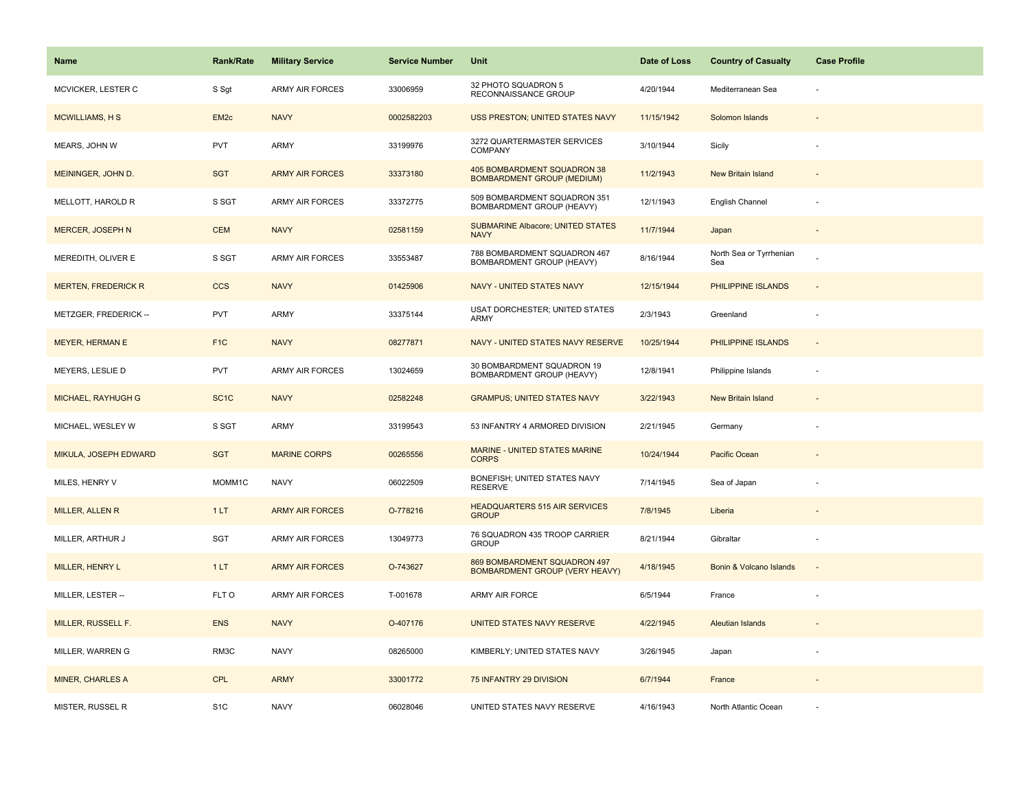| Name | Rank/Rate | Military Service | Service Number | Unit | Date of Loss | Country of Casualty | Case Profile |
|---|---|---|---|---|---|---|---|
| MCVICKER, LESTER C | S Sgt | ARMY AIR FORCES | 33006959 | 32 PHOTO SQUADRON 5 RECONNAISSANCE GROUP | 4/20/1944 | Mediterranean Sea | - |
| MCWILLIAMS, H S | EM2c | NAVY | 0002582203 | USS PRESTON; UNITED STATES NAVY | 11/15/1942 | Solomon Islands | - |
| MEARS, JOHN W | PVT | ARMY | 33199976 | 3272 QUARTERMASTER SERVICES COMPANY | 3/10/1944 | Sicily | - |
| MEININGER, JOHN D. | SGT | ARMY AIR FORCES | 33373180 | 405 BOMBARDMENT SQUADRON 38 BOMBARDMENT GROUP (MEDIUM) | 11/2/1943 | New Britain Island | - |
| MELLOTT, HAROLD R | S SGT | ARMY AIR FORCES | 33372775 | 509 BOMBARDMENT SQUADRON 351 BOMBARDMENT GROUP (HEAVY) | 12/1/1943 | English Channel | - |
| MERCER, JOSEPH N | CEM | NAVY | 02581159 | SUBMARINE Albacore; UNITED STATES NAVY | 11/7/1944 | Japan | - |
| MEREDITH, OLIVER E | S SGT | ARMY AIR FORCES | 33553487 | 788 BOMBARDMENT SQUADRON 467 BOMBARDMENT GROUP (HEAVY) | 8/16/1944 | North Sea or Tyrrhenian Sea | - |
| MERTEN, FREDERICK R | CCS | NAVY | 01425906 | NAVY - UNITED STATES NAVY | 12/15/1944 | PHILIPPINE ISLANDS | - |
| METZGER, FREDERICK -- | PVT | ARMY | 33375144 | USAT DORCHESTER; UNITED STATES ARMY | 2/3/1943 | Greenland | - |
| MEYER, HERMAN E | F1C | NAVY | 08277871 | NAVY - UNITED STATES NAVY RESERVE | 10/25/1944 | PHILIPPINE ISLANDS | - |
| MEYERS, LESLIE D | PVT | ARMY AIR FORCES | 13024659 | 30 BOMBARDMENT SQUADRON 19 BOMBARDMENT GROUP (HEAVY) | 12/8/1941 | Philippine Islands | - |
| MICHAEL, RAYHUGH G | SC1C | NAVY | 02582248 | GRAMPUS; UNITED STATES NAVY | 3/22/1943 | New Britain Island | - |
| MICHAEL, WESLEY W | S SGT | ARMY | 33199543 | 53 INFANTRY 4 ARMORED DIVISION | 2/21/1945 | Germany | - |
| MIKULA, JOSEPH EDWARD | SGT | MARINE CORPS | 00265556 | MARINE - UNITED STATES MARINE CORPS | 10/24/1944 | Pacific Ocean | - |
| MILES, HENRY V | MOMM1C | NAVY | 06022509 | BONEFISH; UNITED STATES NAVY RESERVE | 7/14/1945 | Sea of Japan | - |
| MILLER, ALLEN R | 1 LT | ARMY AIR FORCES | O-778216 | HEADQUARTERS 515 AIR SERVICES GROUP | 7/8/1945 | Liberia | - |
| MILLER, ARTHUR J | SGT | ARMY AIR FORCES | 13049773 | 76 SQUADRON 435 TROOP CARRIER GROUP | 8/21/1944 | Gibraltar | - |
| MILLER, HENRY L | 1 LT | ARMY AIR FORCES | O-743627 | 869 BOMBARDMENT SQUADRON 497 BOMBARDMENT GROUP (VERY HEAVY) | 4/18/1945 | Bonin & Volcano Islands | - |
| MILLER, LESTER -- | FLT O | ARMY AIR FORCES | T-001678 | ARMY AIR FORCE | 6/5/1944 | France | - |
| MILLER, RUSSELL F. | ENS | NAVY | O-407176 | UNITED STATES NAVY RESERVE | 4/22/1945 | Aleutian Islands | - |
| MILLER, WARREN G | RM3C | NAVY | 08265000 | KIMBERLY; UNITED STATES NAVY | 3/26/1945 | Japan | - |
| MINER, CHARLES A | CPL | ARMY | 33001772 | 75 INFANTRY 29 DIVISION | 6/7/1944 | France | - |
| MISTER, RUSSEL R | S1C | NAVY | 06028046 | UNITED STATES NAVY RESERVE | 4/16/1943 | North Atlantic Ocean | - |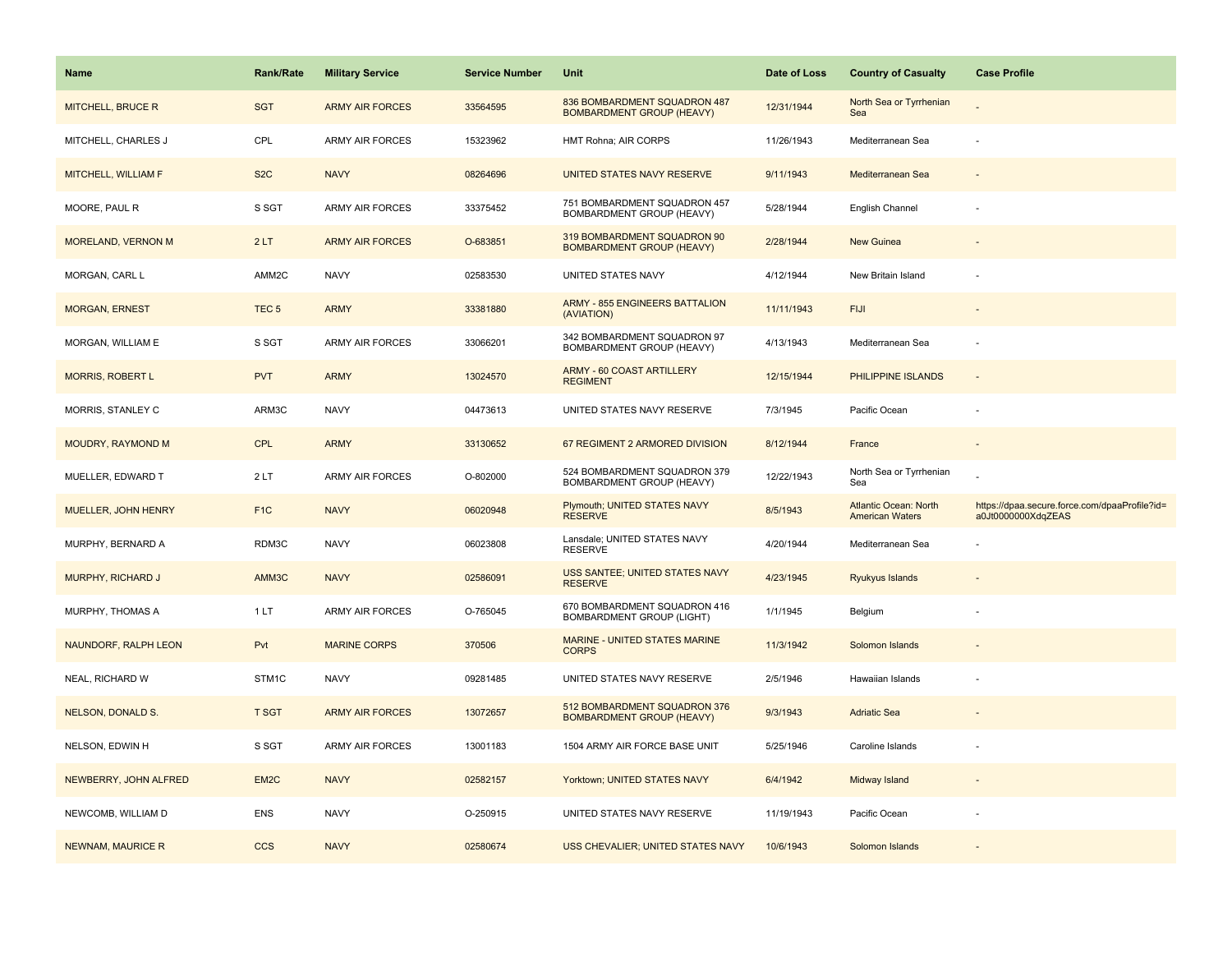| Name | Rank/Rate | Military Service | Service Number | Unit | Date of Loss | Country of Casualty | Case Profile |
|---|---|---|---|---|---|---|---|
| MITCHELL, BRUCE R | SGT | ARMY AIR FORCES | 33564595 | 836 BOMBARDMENT SQUADRON 487 BOMBARDMENT GROUP (HEAVY) | 12/31/1944 | North Sea or Tyrrhenian Sea | - |
| MITCHELL, CHARLES J | CPL | ARMY AIR FORCES | 15323962 | HMT Rohna; AIR CORPS | 11/26/1943 | Mediterranean Sea | - |
| MITCHELL, WILLIAM F | S2C | NAVY | 08264696 | UNITED STATES NAVY RESERVE | 9/11/1943 | Mediterranean Sea | - |
| MOORE, PAUL R | S SGT | ARMY AIR FORCES | 33375452 | 751 BOMBARDMENT SQUADRON 457 BOMBARDMENT GROUP (HEAVY) | 5/28/1944 | English Channel | - |
| MORELAND, VERNON M | 2 LT | ARMY AIR FORCES | O-683851 | 319 BOMBARDMENT SQUADRON 90 BOMBARDMENT GROUP (HEAVY) | 2/28/1944 | New Guinea | - |
| MORGAN, CARL L | AMM2C | NAVY | 02583530 | UNITED STATES NAVY | 4/12/1944 | New Britain Island | - |
| MORGAN, ERNEST | TEC 5 | ARMY | 33381880 | ARMY - 855 ENGINEERS BATTALION (AVIATION) | 11/11/1943 | FIJI | - |
| MORGAN, WILLIAM E | S SGT | ARMY AIR FORCES | 33066201 | 342 BOMBARDMENT SQUADRON 97 BOMBARDMENT GROUP (HEAVY) | 4/13/1943 | Mediterranean Sea | - |
| MORRIS, ROBERT L | PVT | ARMY | 13024570 | ARMY - 60 COAST ARTILLERY REGIMENT | 12/15/1944 | PHILIPPINE ISLANDS | - |
| MORRIS, STANLEY C | ARM3C | NAVY | 04473613 | UNITED STATES NAVY RESERVE | 7/3/1945 | Pacific Ocean | - |
| MOUDRY, RAYMOND M | CPL | ARMY | 33130652 | 67 REGIMENT 2 ARMORED DIVISION | 8/12/1944 | France | - |
| MUELLER, EDWARD T | 2 LT | ARMY AIR FORCES | O-802000 | 524 BOMBARDMENT SQUADRON 379 BOMBARDMENT GROUP (HEAVY) | 12/22/1943 | North Sea or Tyrrhenian Sea | - |
| MUELLER, JOHN HENRY | F1C | NAVY | 06020948 | Plymouth; UNITED STATES NAVY RESERVE | 8/5/1943 | Atlantic Ocean: North American Waters | https://dpaa.secure.force.com/dpaaProfile?id=a0Jt0000000XdqZEAS |
| MURPHY, BERNARD A | RDM3C | NAVY | 06023808 | Lansdale; UNITED STATES NAVY RESERVE | 4/20/1944 | Mediterranean Sea | - |
| MURPHY, RICHARD J | AMM3C | NAVY | 02586091 | USS SANTEE; UNITED STATES NAVY RESERVE | 4/23/1945 | Ryukyus Islands | - |
| MURPHY, THOMAS A | 1 LT | ARMY AIR FORCES | O-765045 | 670 BOMBARDMENT SQUADRON 416 BOMBARDMENT GROUP (LIGHT) | 1/1/1945 | Belgium | - |
| NAUNDORF, RALPH LEON | Pvt | MARINE CORPS | 370506 | MARINE - UNITED STATES MARINE CORPS | 11/3/1942 | Solomon Islands | - |
| NEAL, RICHARD W | STM1C | NAVY | 09281485 | UNITED STATES NAVY RESERVE | 2/5/1946 | Hawaiian Islands | - |
| NELSON, DONALD S. | T SGT | ARMY AIR FORCES | 13072657 | 512 BOMBARDMENT SQUADRON 376 BOMBARDMENT GROUP (HEAVY) | 9/3/1943 | Adriatic Sea | - |
| NELSON, EDWIN H | S SGT | ARMY AIR FORCES | 13001183 | 1504 ARMY AIR FORCE BASE UNIT | 5/25/1946 | Caroline Islands | - |
| NEWBERRY, JOHN ALFRED | EM2C | NAVY | 02582157 | Yorktown; UNITED STATES NAVY | 6/4/1942 | Midway Island | - |
| NEWCOMB, WILLIAM D | ENS | NAVY | O-250915 | UNITED STATES NAVY RESERVE | 11/19/1943 | Pacific Ocean | - |
| NEWNAM, MAURICE R | CCS | NAVY | 02580674 | USS CHEVALIER; UNITED STATES NAVY | 10/6/1943 | Solomon Islands | - |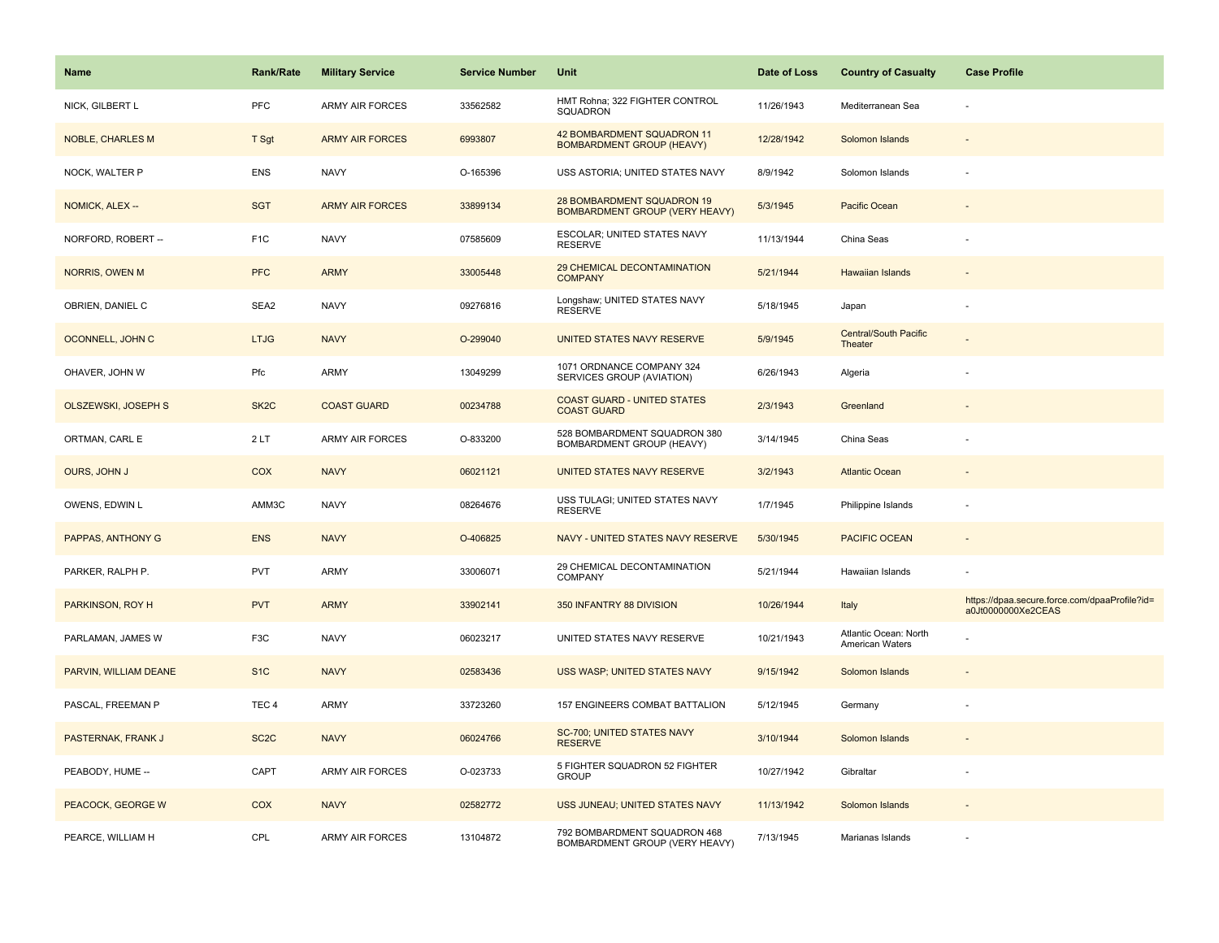| Name | Rank/Rate | Military Service | Service Number | Unit | Date of Loss | Country of Casualty | Case Profile |
|---|---|---|---|---|---|---|---|
| NICK, GILBERT L | PFC | ARMY AIR FORCES | 33562582 | HMT Rohna; 322 FIGHTER CONTROL SQUADRON | 11/26/1943 | Mediterranean Sea | - |
| NOBLE, CHARLES M | T Sgt | ARMY AIR FORCES | 6993807 | 42 BOMBARDMENT SQUADRON 11 BOMBARDMENT GROUP (HEAVY) | 12/28/1942 | Solomon Islands | - |
| NOCK, WALTER P | ENS | NAVY | O-165396 | USS ASTORIA; UNITED STATES NAVY | 8/9/1942 | Solomon Islands | - |
| NOMICK, ALEX -- | SGT | ARMY AIR FORCES | 33899134 | 28 BOMBARDMENT SQUADRON 19 BOMBARDMENT GROUP (VERY HEAVY) | 5/3/1945 | Pacific Ocean | - |
| NORFORD, ROBERT -- | F1C | NAVY | 07585609 | ESCOLAR; UNITED STATES NAVY RESERVE | 11/13/1944 | China Seas | - |
| NORRIS, OWEN M | PFC | ARMY | 33005448 | 29 CHEMICAL DECONTAMINATION COMPANY | 5/21/1944 | Hawaiian Islands | - |
| OBRIEN, DANIEL C | SEA2 | NAVY | 09276816 | Longshaw; UNITED STATES NAVY RESERVE | 5/18/1945 | Japan | - |
| OCONNELL, JOHN C | LTJG | NAVY | O-299040 | UNITED STATES NAVY RESERVE | 5/9/1945 | Central/South Pacific Theater | - |
| OHAVER, JOHN W | Pfc | ARMY | 13049299 | 1071 ORDNANCE COMPANY 324 SERVICES GROUP (AVIATION) | 6/26/1943 | Algeria | - |
| OLSZEWSKI, JOSEPH S | SK2C | COAST GUARD | 00234788 | COAST GUARD - UNITED STATES COAST GUARD | 2/3/1943 | Greenland | - |
| ORTMAN, CARL E | 2 LT | ARMY AIR FORCES | O-833200 | 528 BOMBARDMENT SQUADRON 380 BOMBARDMENT GROUP (HEAVY) | 3/14/1945 | China Seas | - |
| OURS, JOHN J | COX | NAVY | 06021121 | UNITED STATES NAVY RESERVE | 3/2/1943 | Atlantic Ocean | - |
| OWENS, EDWIN L | AMM3C | NAVY | 08264676 | USS TULAGI; UNITED STATES NAVY RESERVE | 1/7/1945 | Philippine Islands | - |
| PAPPAS, ANTHONY G | ENS | NAVY | O-406825 | NAVY - UNITED STATES NAVY RESERVE | 5/30/1945 | PACIFIC OCEAN | - |
| PARKER, RALPH P. | PVT | ARMY | 33006071 | 29 CHEMICAL DECONTAMINATION COMPANY | 5/21/1944 | Hawaiian Islands | - |
| PARKINSON, ROY H | PVT | ARMY | 33902141 | 350 INFANTRY 88 DIVISION | 10/26/1944 | Italy | https://dpaa.secure.force.com/dpaaProfile?id=a0Jt0000000Xe2CEAS |
| PARLAMAN, JAMES W | F3C | NAVY | 06023217 | UNITED STATES NAVY RESERVE | 10/21/1943 | Atlantic Ocean: North American Waters | - |
| PARVIN, WILLIAM DEANE | S1C | NAVY | 02583436 | USS WASP; UNITED STATES NAVY | 9/15/1942 | Solomon Islands | - |
| PASCAL, FREEMAN P | TEC 4 | ARMY | 33723260 | 157 ENGINEERS COMBAT BATTALION | 5/12/1945 | Germany | - |
| PASTERNAK, FRANK J | SC2C | NAVY | 06024766 | SC-700; UNITED STATES NAVY RESERVE | 3/10/1944 | Solomon Islands | - |
| PEABODY, HUME -- | CAPT | ARMY AIR FORCES | O-023733 | 5 FIGHTER SQUADRON 52 FIGHTER GROUP | 10/27/1942 | Gibraltar | - |
| PEACOCK, GEORGE W | COX | NAVY | 02582772 | USS JUNEAU; UNITED STATES NAVY | 11/13/1942 | Solomon Islands | - |
| PEARCE, WILLIAM H | CPL | ARMY AIR FORCES | 13104872 | 792 BOMBARDMENT SQUADRON 468 BOMBARDMENT GROUP (VERY HEAVY) | 7/13/1945 | Marianas Islands | - |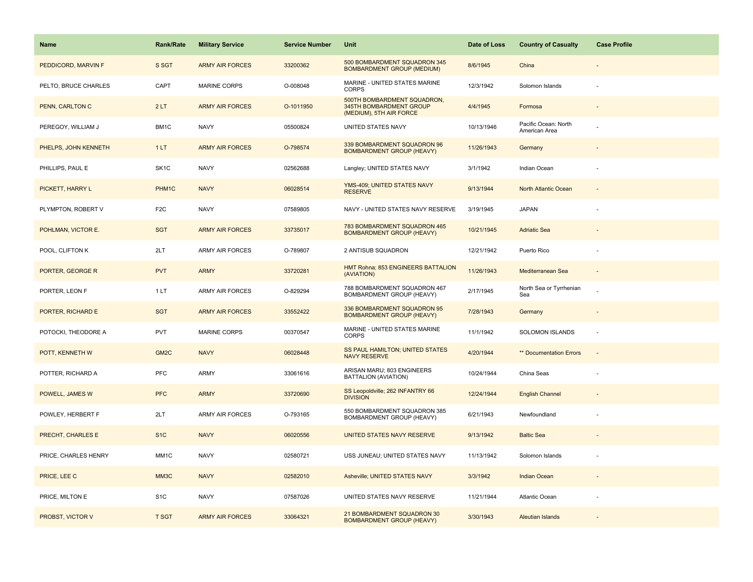| Name | Rank/Rate | Military Service | Service Number | Unit | Date of Loss | Country of Casualty | Case Profile |
|---|---|---|---|---|---|---|---|
| PEDDICORD, MARVIN F | S SGT | ARMY AIR FORCES | 33200362 | 500 BOMBARDMENT SQUADRON 345 BOMBARDMENT GROUP (MEDIUM) | 8/6/1945 | China | - |
| PELTO, BRUCE CHARLES | CAPT | MARINE CORPS | O-008048 | MARINE - UNITED STATES MARINE CORPS | 12/3/1942 | Solomon Islands | - |
| PENN, CARLTON C | 2 LT | ARMY AIR FORCES | O-1011950 | 500TH BOMBARDMENT SQUADRON, 345TH BOMBARDMENT GROUP (MEDIUM), 5TH AIR FORCE | 4/4/1945 | Formosa | - |
| PEREGOY, WILLIAM J | BM1C | NAVY | 05500824 | UNITED STATES NAVY | 10/13/1946 | Pacific Ocean: North American Area | - |
| PHELPS, JOHN KENNETH | 1 LT | ARMY AIR FORCES | O-798574 | 339 BOMBARDMENT SQUADRON 96 BOMBARDMENT GROUP (HEAVY) | 11/26/1943 | Germany | - |
| PHILLIPS, PAUL E | SK1C | NAVY | 02562688 | Langley; UNITED STATES NAVY | 3/1/1942 | Indian Ocean | - |
| PICKETT, HARRY L | PHM1C | NAVY | 06028514 | YMS-409; UNITED STATES NAVY RESERVE | 9/13/1944 | North Atlantic Ocean | - |
| PLYMPTON, ROBERT V | F2C | NAVY | 07589805 | NAVY - UNITED STATES NAVY RESERVE | 3/19/1945 | JAPAN | - |
| POHLMAN, VICTOR E. | SGT | ARMY AIR FORCES | 33735017 | 783 BOMBARDMENT SQUADRON 465 BOMBARDMENT GROUP (HEAVY) | 10/21/1945 | Adriatic Sea | - |
| POOL, CLIFTON K | 2LT | ARMY AIR FORCES | O-789807 | 2 ANTISUB SQUADRON | 12/21/1942 | Puerto Rico | - |
| PORTER, GEORGE R | PVT | ARMY | 33720281 | HMT Rohna; 853 ENGINEERS BATTALION (AVIATION) | 11/26/1943 | Mediterranean Sea | - |
| PORTER, LEON F | 1 LT | ARMY AIR FORCES | O-829294 | 788 BOMBARDMENT SQUADRON 467 BOMBARDMENT GROUP (HEAVY) | 2/17/1945 | North Sea or Tyrrhenian Sea | - |
| PORTER, RICHARD E | SGT | ARMY AIR FORCES | 33552422 | 336 BOMBARDMENT SQUADRON 95 BOMBARDMENT GROUP (HEAVY) | 7/28/1943 | Germany | - |
| POTOCKI, THEODORE A | PVT | MARINE CORPS | 00370547 | MARINE - UNITED STATES MARINE CORPS | 11/1/1942 | SOLOMON ISLANDS | - |
| POTT, KENNETH W | GM2C | NAVY | 06028448 | SS PAUL HAMILTON; UNITED STATES NAVY RESERVE | 4/20/1944 | ** Documentation Errors | - |
| POTTER, RICHARD A | PFC | ARMY | 33061616 | ARISAN MARU; 803 ENGINEERS BATTALION (AVIATION) | 10/24/1944 | China Seas | - |
| POWELL, JAMES W | PFC | ARMY | 33720690 | SS Leopoldville; 262 INFANTRY 66 DIVISION | 12/24/1944 | English Channel | - |
| POWLEY, HERBERT F | 2LT | ARMY AIR FORCES | O-793165 | 550 BOMBARDMENT SQUADRON 385 BOMBARDMENT GROUP (HEAVY) | 6/21/1943 | Newfoundland | - |
| PRECHT, CHARLES E | S1C | NAVY | 06020556 | UNITED STATES NAVY RESERVE | 9/13/1942 | Baltic Sea | - |
| PRICE, CHARLES HENRY | MM1C | NAVY | 02580721 | USS JUNEAU; UNITED STATES NAVY | 11/13/1942 | Solomon Islands | - |
| PRICE, LEE C | MM3C | NAVY | 02582010 | Asheville; UNITED STATES NAVY | 3/3/1942 | Indian Ocean | - |
| PRICE, MILTON E | S1C | NAVY | 07587026 | UNITED STATES NAVY RESERVE | 11/21/1944 | Atlantic Ocean | - |
| PROBST, VICTOR V | T SGT | ARMY AIR FORCES | 33064321 | 21 BOMBARDMENT SQUADRON 30 BOMBARDMENT GROUP (HEAVY) | 3/30/1943 | Aleutian Islands | - |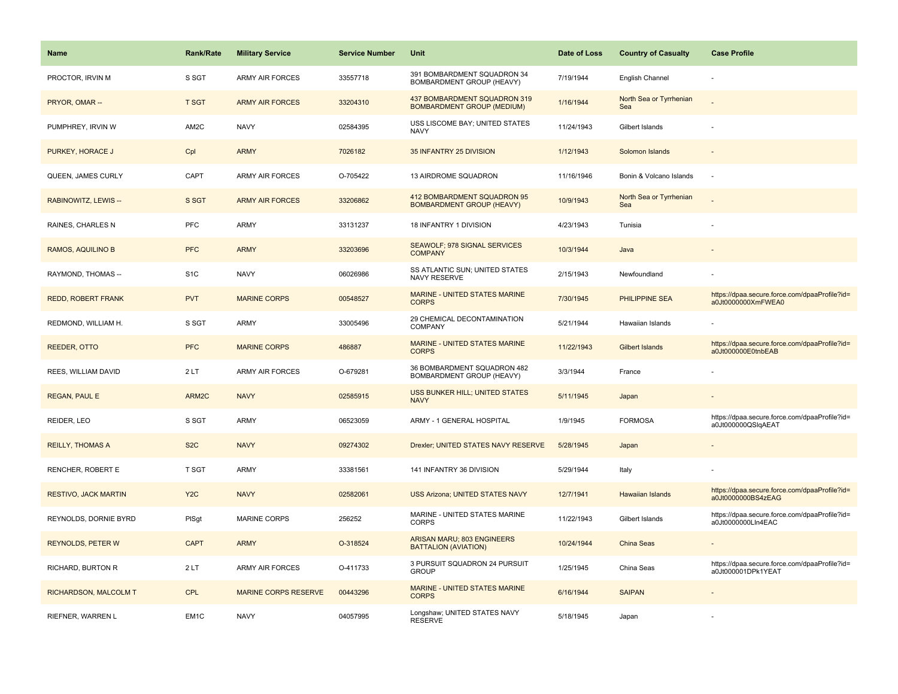| Name | Rank/Rate | Military Service | Service Number | Unit | Date of Loss | Country of Casualty | Case Profile |
| --- | --- | --- | --- | --- | --- | --- | --- |
| PROCTOR, IRVIN M | S SGT | ARMY AIR FORCES | 33557718 | 391 BOMBARDMENT SQUADRON 34 BOMBARDMENT GROUP (HEAVY) | 7/19/1944 | English Channel | - |
| PRYOR, OMAR -- | T SGT | ARMY AIR FORCES | 33204310 | 437 BOMBARDMENT SQUADRON 319 BOMBARDMENT GROUP (MEDIUM) | 1/16/1944 | North Sea or Tyrrhenian Sea | - |
| PUMPHREY, IRVIN W | AM2C | NAVY | 02584395 | USS LISCOME BAY; UNITED STATES NAVY | 11/24/1943 | Gilbert Islands | - |
| PURKEY, HORACE J | Cpl | ARMY | 7026182 | 35 INFANTRY 25 DIVISION | 1/12/1943 | Solomon Islands | - |
| QUEEN, JAMES CURLY | CAPT | ARMY AIR FORCES | O-705422 | 13 AIRDROME SQUADRON | 11/16/1946 | Bonin & Volcano Islands | - |
| RABINOWITZ, LEWIS -- | S SGT | ARMY AIR FORCES | 33206862 | 412 BOMBARDMENT SQUADRON 95 BOMBARDMENT GROUP (HEAVY) | 10/9/1943 | North Sea or Tyrrhenian Sea | - |
| RAINES, CHARLES N | PFC | ARMY | 33131237 | 18 INFANTRY 1 DIVISION | 4/23/1943 | Tunisia | - |
| RAMOS, AQUILINO B | PFC | ARMY | 33203696 | SEAWOLF; 978 SIGNAL SERVICES COMPANY | 10/3/1944 | Java | - |
| RAYMOND, THOMAS -- | S1C | NAVY | 06026986 | SS ATLANTIC SUN; UNITED STATES NAVY RESERVE | 2/15/1943 | Newfoundland | - |
| REDD, ROBERT FRANK | PVT | MARINE CORPS | 00548527 | MARINE - UNITED STATES MARINE CORPS | 7/30/1945 | PHILIPPINE SEA | https://dpaa.secure.force.com/dpaaProfile?id=a0Jt0000000XmFWEA0 |
| REDMOND, WILLIAM H. | S SGT | ARMY | 33005496 | 29 CHEMICAL DECONTAMINATION COMPANY | 5/21/1944 | Hawaiian Islands | - |
| REEDER, OTTO | PFC | MARINE CORPS | 486887 | MARINE - UNITED STATES MARINE CORPS | 11/22/1943 | Gilbert Islands | https://dpaa.secure.force.com/dpaaProfile?id=a0Jt000000E0tnbEAB |
| REES, WILLIAM DAVID | 2 LT | ARMY AIR FORCES | O-679281 | 36 BOMBARDMENT SQUADRON 482 BOMBARDMENT GROUP (HEAVY) | 3/3/1944 | France | - |
| REGAN, PAUL E | ARM2C | NAVY | 02585915 | USS BUNKER HILL; UNITED STATES NAVY | 5/11/1945 | Japan | - |
| REIDER, LEO | S SGT | ARMY | 06523059 | ARMY - 1 GENERAL HOSPITAL | 1/9/1945 | FORMOSA | https://dpaa.secure.force.com/dpaaProfile?id=a0Jt000000QSlqAEAT |
| REILLY, THOMAS A | S2C | NAVY | 09274302 | Drexler; UNITED STATES NAVY RESERVE | 5/28/1945 | Japan | - |
| RENCHER, ROBERT E | T SGT | ARMY | 33381561 | 141 INFANTRY 36 DIVISION | 5/29/1944 | Italy | - |
| RESTIVO, JACK MARTIN | Y2C | NAVY | 02582061 | USS Arizona; UNITED STATES NAVY | 12/7/1941 | Hawaiian Islands | https://dpaa.secure.force.com/dpaaProfile?id=a0Jt0000000BS4zEAG |
| REYNOLDS, DORNIE BYRD | PlSgt | MARINE CORPS | 256252 | MARINE - UNITED STATES MARINE CORPS | 11/22/1943 | Gilbert Islands | https://dpaa.secure.force.com/dpaaProfile?id=a0Jt0000000LIn4EAC |
| REYNOLDS, PETER W | CAPT | ARMY | O-318524 | ARISAN MARU; 803 ENGINEERS BATTALION (AVIATION) | 10/24/1944 | China Seas | - |
| RICHARD, BURTON R | 2 LT | ARMY AIR FORCES | O-411733 | 3 PURSUIT SQUADRON 24 PURSUIT GROUP | 1/25/1945 | China Seas | https://dpaa.secure.force.com/dpaaProfile?id=a0Jt000001DPk1YEAT |
| RICHARDSON, MALCOLM T | CPL | MARINE CORPS RESERVE | 00443296 | MARINE - UNITED STATES MARINE CORPS | 6/16/1944 | SAIPAN | - |
| RIEFNER, WARREN L | EM1C | NAVY | 04057995 | Longshaw; UNITED STATES NAVY RESERVE | 5/18/1945 | Japan | - |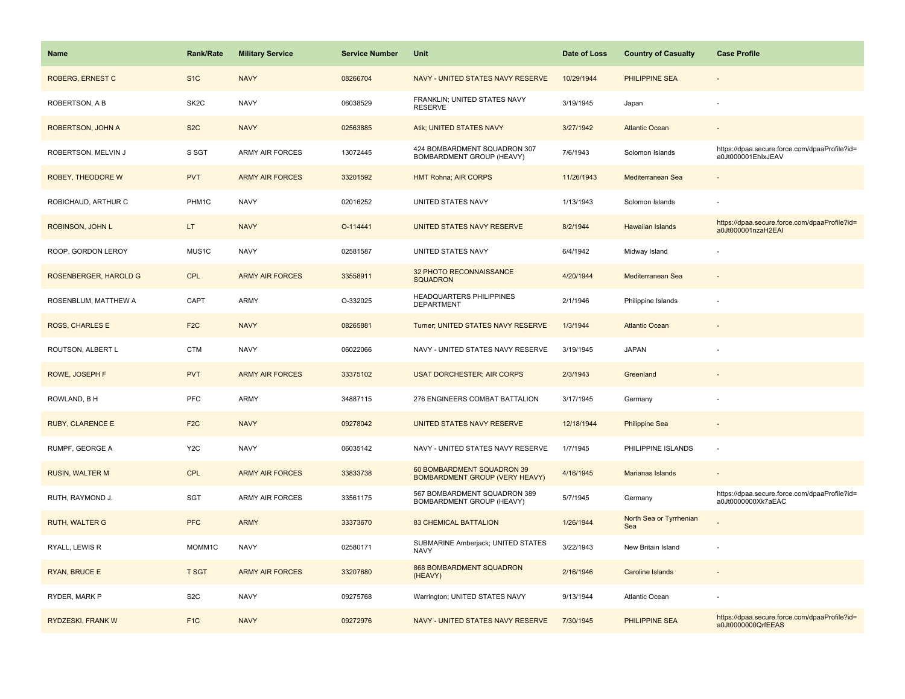| Name | Rank/Rate | Military Service | Service Number | Unit | Date of Loss | Country of Casualty | Case Profile |
| --- | --- | --- | --- | --- | --- | --- | --- |
| ROBERG, ERNEST C | S1C | NAVY | 08266704 | NAVY - UNITED STATES NAVY RESERVE | 10/29/1944 | PHILIPPINE SEA | - |
| ROBERTSON, A B | SK2C | NAVY | 06038529 | FRANKLIN; UNITED STATES NAVY RESERVE | 3/19/1945 | Japan | - |
| ROBERTSON, JOHN A | S2C | NAVY | 02563885 | Atik; UNITED STATES NAVY | 3/27/1942 | Atlantic Ocean | - |
| ROBERTSON, MELVIN J | S SGT | ARMY AIR FORCES | 13072445 | 424 BOMBARDMENT SQUADRON 307 BOMBARDMENT GROUP (HEAVY) | 7/6/1943 | Solomon Islands | https://dpaa.secure.force.com/dpaaProfile?id=a0Jt000001EhIxJEAV |
| ROBEY, THEODORE W | PVT | ARMY AIR FORCES | 33201592 | HMT Rohna; AIR CORPS | 11/26/1943 | Mediterranean Sea | - |
| ROBICHAUD, ARTHUR C | PHM1C | NAVY | 02016252 | UNITED STATES NAVY | 1/13/1943 | Solomon Islands | - |
| ROBINSON, JOHN L | LT | NAVY | O-114441 | UNITED STATES NAVY RESERVE | 8/2/1944 | Hawaiian Islands | https://dpaa.secure.force.com/dpaaProfile?id=a0Jt000001nzaH2EAI |
| ROOP, GORDON LEROY | MUS1C | NAVY | 02581587 | UNITED STATES NAVY | 6/4/1942 | Midway Island | - |
| ROSENBERGER, HAROLD G | CPL | ARMY AIR FORCES | 33558911 | 32 PHOTO RECONNAISSANCE SQUADRON | 4/20/1944 | Mediterranean Sea | - |
| ROSENBLUM, MATTHEW A | CAPT | ARMY | O-332025 | HEADQUARTERS PHILIPPINES DEPARTMENT | 2/1/1946 | Philippine Islands | - |
| ROSS, CHARLES E | F2C | NAVY | 08265881 | Turner; UNITED STATES NAVY RESERVE | 1/3/1944 | Atlantic Ocean | - |
| ROUTSON, ALBERT L | CTM | NAVY | 06022066 | NAVY - UNITED STATES NAVY RESERVE | 3/19/1945 | JAPAN | - |
| ROWE, JOSEPH F | PVT | ARMY AIR FORCES | 33375102 | USAT DORCHESTER; AIR CORPS | 2/3/1943 | Greenland | - |
| ROWLAND, B H | PFC | ARMY | 34887115 | 276 ENGINEERS COMBAT BATTALION | 3/17/1945 | Germany | - |
| RUBY, CLARENCE E | F2C | NAVY | 09278042 | UNITED STATES NAVY RESERVE | 12/18/1944 | Philippine Sea | - |
| RUMPF, GEORGE A | Y2C | NAVY | 06035142 | NAVY - UNITED STATES NAVY RESERVE | 1/7/1945 | PHILIPPINE ISLANDS | - |
| RUSIN, WALTER M | CPL | ARMY AIR FORCES | 33833738 | 60 BOMBARDMENT SQUADRON 39 BOMBARDMENT GROUP (VERY HEAVY) | 4/16/1945 | Marianas Islands | - |
| RUTH, RAYMOND J. | SGT | ARMY AIR FORCES | 33561175 | 567 BOMBARDMENT SQUADRON 389 BOMBARDMENT GROUP (HEAVY) | 5/7/1945 | Germany | https://dpaa.secure.force.com/dpaaProfile?id=a0Jt0000000Xk7aEAC |
| RUTH, WALTER G | PFC | ARMY | 33373670 | 83 CHEMICAL BATTALION | 1/26/1944 | North Sea or Tyrrhenian Sea | - |
| RYALL, LEWIS R | MOMM1C | NAVY | 02580171 | SUBMARINE Amberjack; UNITED STATES NAVY | 3/22/1943 | New Britain Island | - |
| RYAN, BRUCE E | T SGT | ARMY AIR FORCES | 33207680 | 868 BOMBARDMENT SQUADRON (HEAVY) | 2/16/1946 | Caroline Islands | - |
| RYDER, MARK P | S2C | NAVY | 09275768 | Warrington; UNITED STATES NAVY | 9/13/1944 | Atlantic Ocean | - |
| RYDZESKI, FRANK W | F1C | NAVY | 09272976 | NAVY - UNITED STATES NAVY RESERVE | 7/30/1945 | PHILIPPINE SEA | https://dpaa.secure.force.com/dpaaProfile?id=a0Jt0000000QrfEEAS |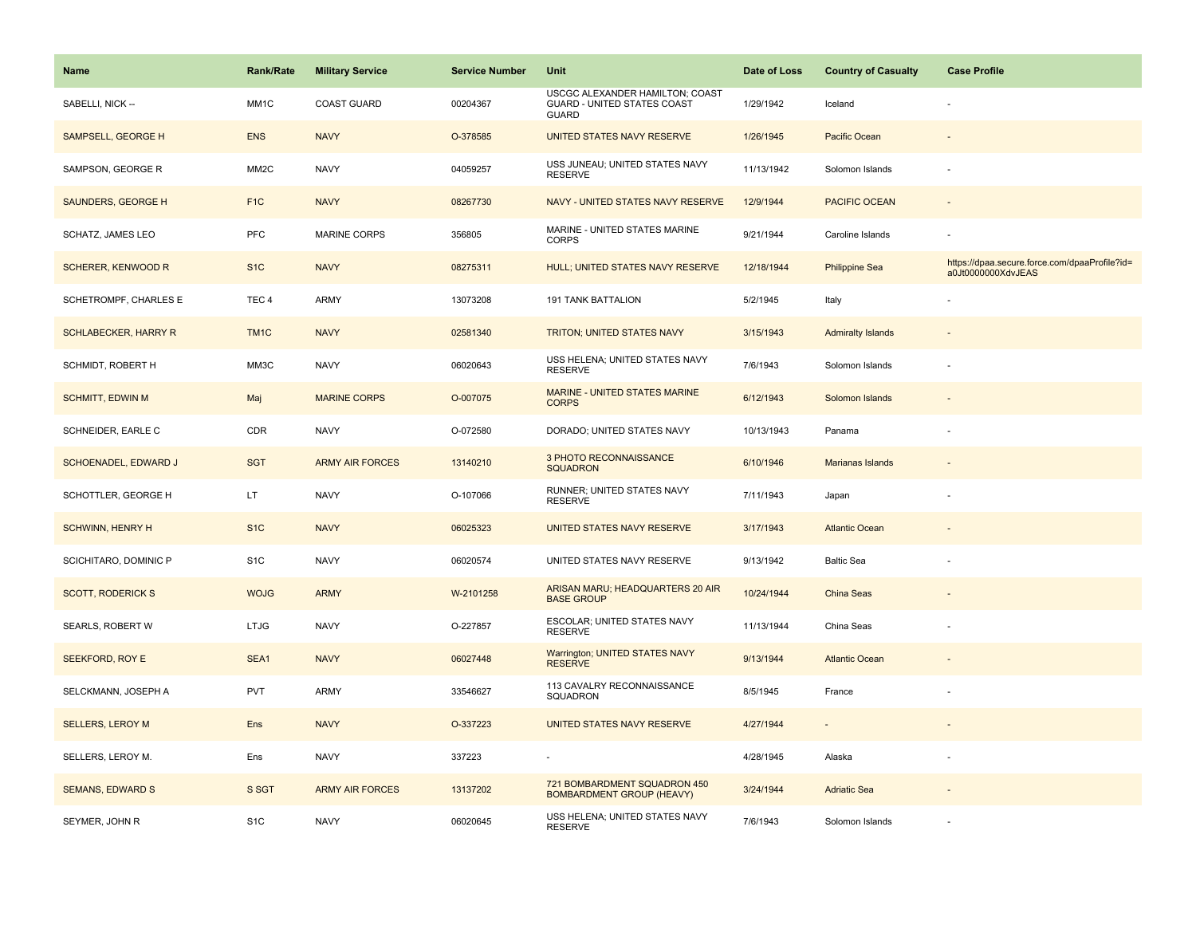| Name | Rank/Rate | Military Service | Service Number | Unit | Date of Loss | Country of Casualty | Case Profile |
|---|---|---|---|---|---|---|---|
| SABELLI, NICK -- | MM1C | COAST GUARD | 00204367 | USCGC ALEXANDER HAMILTON; COAST GUARD - UNITED STATES COAST GUARD | 1/29/1942 | Iceland | - |
| SAMPSELL, GEORGE H | ENS | NAVY | O-378585 | UNITED STATES NAVY RESERVE | 1/26/1945 | Pacific Ocean | - |
| SAMPSON, GEORGE R | MM2C | NAVY | 04059257 | USS JUNEAU; UNITED STATES NAVY RESERVE | 11/13/1942 | Solomon Islands | - |
| SAUNDERS, GEORGE H | F1C | NAVY | 08267730 | NAVY - UNITED STATES NAVY RESERVE | 12/9/1944 | PACIFIC OCEAN | - |
| SCHATZ, JAMES LEO | PFC | MARINE CORPS | 356805 | MARINE - UNITED STATES MARINE CORPS | 9/21/1944 | Caroline Islands | - |
| SCHERER, KENWOOD R | S1C | NAVY | 08275311 | HULL; UNITED STATES NAVY RESERVE | 12/18/1944 | Philippine Sea | https://dpaa.secure.force.com/dpaaProfile?id=a0Jt0000000XdvJEAS |
| SCHETROMPF, CHARLES E | TEC 4 | ARMY | 13073208 | 191 TANK BATTALION | 5/2/1945 | Italy | - |
| SCHLABECKER, HARRY R | TM1C | NAVY | 02581340 | TRITON; UNITED STATES NAVY | 3/15/1943 | Admiralty Islands | - |
| SCHMIDT, ROBERT H | MM3C | NAVY | 06020643 | USS HELENA; UNITED STATES NAVY RESERVE | 7/6/1943 | Solomon Islands | - |
| SCHMITT, EDWIN M | Maj | MARINE CORPS | O-007075 | MARINE - UNITED STATES MARINE CORPS | 6/12/1943 | Solomon Islands | - |
| SCHNEIDER, EARLE C | CDR | NAVY | O-072580 | DORADO; UNITED STATES NAVY | 10/13/1943 | Panama | - |
| SCHOENADEL, EDWARD J | SGT | ARMY AIR FORCES | 13140210 | 3 PHOTO RECONNAISSANCE SQUADRON | 6/10/1946 | Marianas Islands | - |
| SCHOTTLER, GEORGE H | LT | NAVY | O-107066 | RUNNER; UNITED STATES NAVY RESERVE | 7/11/1943 | Japan | - |
| SCHWINN, HENRY H | S1C | NAVY | 06025323 | UNITED STATES NAVY RESERVE | 3/17/1943 | Atlantic Ocean | - |
| SCICHITARO, DOMINIC P | S1C | NAVY | 06020574 | UNITED STATES NAVY RESERVE | 9/13/1942 | Baltic Sea | - |
| SCOTT, RODERICK S | WOJG | ARMY | W-2101258 | ARISAN MARU; HEADQUARTERS 20 AIR BASE GROUP | 10/24/1944 | China Seas | - |
| SEARLS, ROBERT W | LTJG | NAVY | O-227857 | ESCOLAR; UNITED STATES NAVY RESERVE | 11/13/1944 | China Seas | - |
| SEEKFORD, ROY E | SEA1 | NAVY | 06027448 | Warrington; UNITED STATES NAVY RESERVE | 9/13/1944 | Atlantic Ocean | - |
| SELCKMANN, JOSEPH A | PVT | ARMY | 33546627 | 113 CAVALRY RECONNAISSANCE SQUADRON | 8/5/1945 | France | - |
| SELLERS, LEROY M | Ens | NAVY | O-337223 | UNITED STATES NAVY RESERVE | 4/27/1944 | - | - |
| SELLERS, LEROY M. | Ens | NAVY | 337223 | - | 4/28/1945 | Alaska | - |
| SEMANS, EDWARD S | S SGT | ARMY AIR FORCES | 13137202 | 721 BOMBARDMENT SQUADRON 450 BOMBARDMENT GROUP (HEAVY) | 3/24/1944 | Adriatic Sea | - |
| SEYMER, JOHN R | S1C | NAVY | 06020645 | USS HELENA; UNITED STATES NAVY RESERVE | 7/6/1943 | Solomon Islands | - |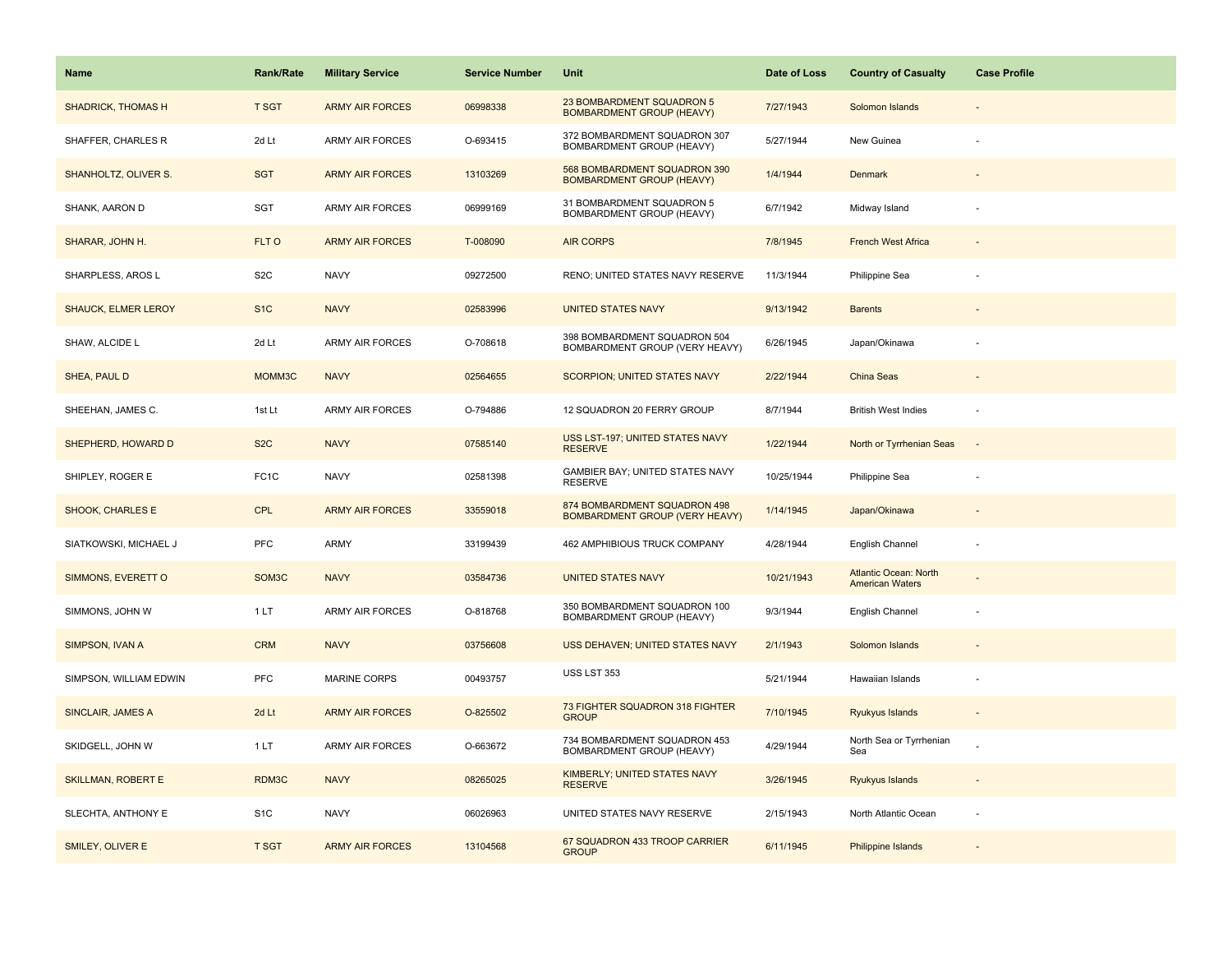| Name | Rank/Rate | Military Service | Service Number | Unit | Date of Loss | Country of Casualty | Case Profile |
|---|---|---|---|---|---|---|---|
| SHADRICK, THOMAS H | T SGT | ARMY AIR FORCES | 06998338 | 23 BOMBARDMENT SQUADRON 5 BOMBARDMENT GROUP (HEAVY) | 7/27/1943 | Solomon Islands | - |
| SHAFFER, CHARLES R | 2d Lt | ARMY AIR FORCES | O-693415 | 372 BOMBARDMENT SQUADRON 307 BOMBARDMENT GROUP (HEAVY) | 5/27/1944 | New Guinea | - |
| SHANHOLTZ, OLIVER S. | SGT | ARMY AIR FORCES | 13103269 | 568 BOMBARDMENT SQUADRON 390 BOMBARDMENT GROUP (HEAVY) | 1/4/1944 | Denmark | - |
| SHANK, AARON D | SGT | ARMY AIR FORCES | 06999169 | 31 BOMBARDMENT SQUADRON 5 BOMBARDMENT GROUP (HEAVY) | 6/7/1942 | Midway Island | - |
| SHARAR, JOHN H. | FLT O | ARMY AIR FORCES | T-008090 | AIR CORPS | 7/8/1945 | French West Africa | - |
| SHARPLESS, AROS L | S2C | NAVY | 09272500 | RENO; UNITED STATES NAVY RESERVE | 11/3/1944 | Philippine Sea | - |
| SHAUCK, ELMER LEROY | S1C | NAVY | 02583996 | UNITED STATES NAVY | 9/13/1942 | Barents | - |
| SHAW, ALCIDE L | 2d Lt | ARMY AIR FORCES | O-708618 | 398 BOMBARDMENT SQUADRON 504 BOMBARDMENT GROUP (VERY HEAVY) | 6/26/1945 | Japan/Okinawa | - |
| SHEA, PAUL D | MOMM3C | NAVY | 02564655 | SCORPION; UNITED STATES NAVY | 2/22/1944 | China Seas | - |
| SHEEHAN, JAMES C. | 1st Lt | ARMY AIR FORCES | O-794886 | 12 SQUADRON 20 FERRY GROUP | 8/7/1944 | British West Indies | - |
| SHEPHERD, HOWARD D | S2C | NAVY | 07585140 | USS LST-197; UNITED STATES NAVY RESERVE | 1/22/1944 | North or Tyrrhenian Seas | - |
| SHIPLEY, ROGER E | FC1C | NAVY | 02581398 | GAMBIER BAY; UNITED STATES NAVY RESERVE | 10/25/1944 | Philippine Sea | - |
| SHOOK, CHARLES E | CPL | ARMY AIR FORCES | 33559018 | 874 BOMBARDMENT SQUADRON 498 BOMBARDMENT GROUP (VERY HEAVY) | 1/14/1945 | Japan/Okinawa | - |
| SIATKOWSKI, MICHAEL J | PFC | ARMY | 33199439 | 462 AMPHIBIOUS TRUCK COMPANY | 4/28/1944 | English Channel | - |
| SIMMONS, EVERETT O | SOM3C | NAVY | 03584736 | UNITED STATES NAVY | 10/21/1943 | Atlantic Ocean: North American Waters | - |
| SIMMONS, JOHN W | 1 LT | ARMY AIR FORCES | O-818768 | 350 BOMBARDMENT SQUADRON 100 BOMBARDMENT GROUP (HEAVY) | 9/3/1944 | English Channel | - |
| SIMPSON, IVAN A | CRM | NAVY | 03756608 | USS DEHAVEN; UNITED STATES NAVY | 2/1/1943 | Solomon Islands | - |
| SIMPSON, WILLIAM EDWIN | PFC | MARINE CORPS | 00493757 | USS LST 353 | 5/21/1944 | Hawaiian Islands | - |
| SINCLAIR, JAMES A | 2d Lt | ARMY AIR FORCES | O-825502 | 73 FIGHTER SQUADRON 318 FIGHTER GROUP | 7/10/1945 | Ryukyus Islands | - |
| SKIDGELL, JOHN W | 1 LT | ARMY AIR FORCES | O-663672 | 734 BOMBARDMENT SQUADRON 453 BOMBARDMENT GROUP (HEAVY) | 4/29/1944 | North Sea or Tyrrhenian Sea | - |
| SKILLMAN, ROBERT E | RDM3C | NAVY | 08265025 | KIMBERLY; UNITED STATES NAVY RESERVE | 3/26/1945 | Ryukyus Islands | - |
| SLECHTA, ANTHONY E | S1C | NAVY | 06026963 | UNITED STATES NAVY RESERVE | 2/15/1943 | North Atlantic Ocean | - |
| SMILEY, OLIVER E | T SGT | ARMY AIR FORCES | 13104568 | 67 SQUADRON 433 TROOP CARRIER GROUP | 6/11/1945 | Philippine Islands | - |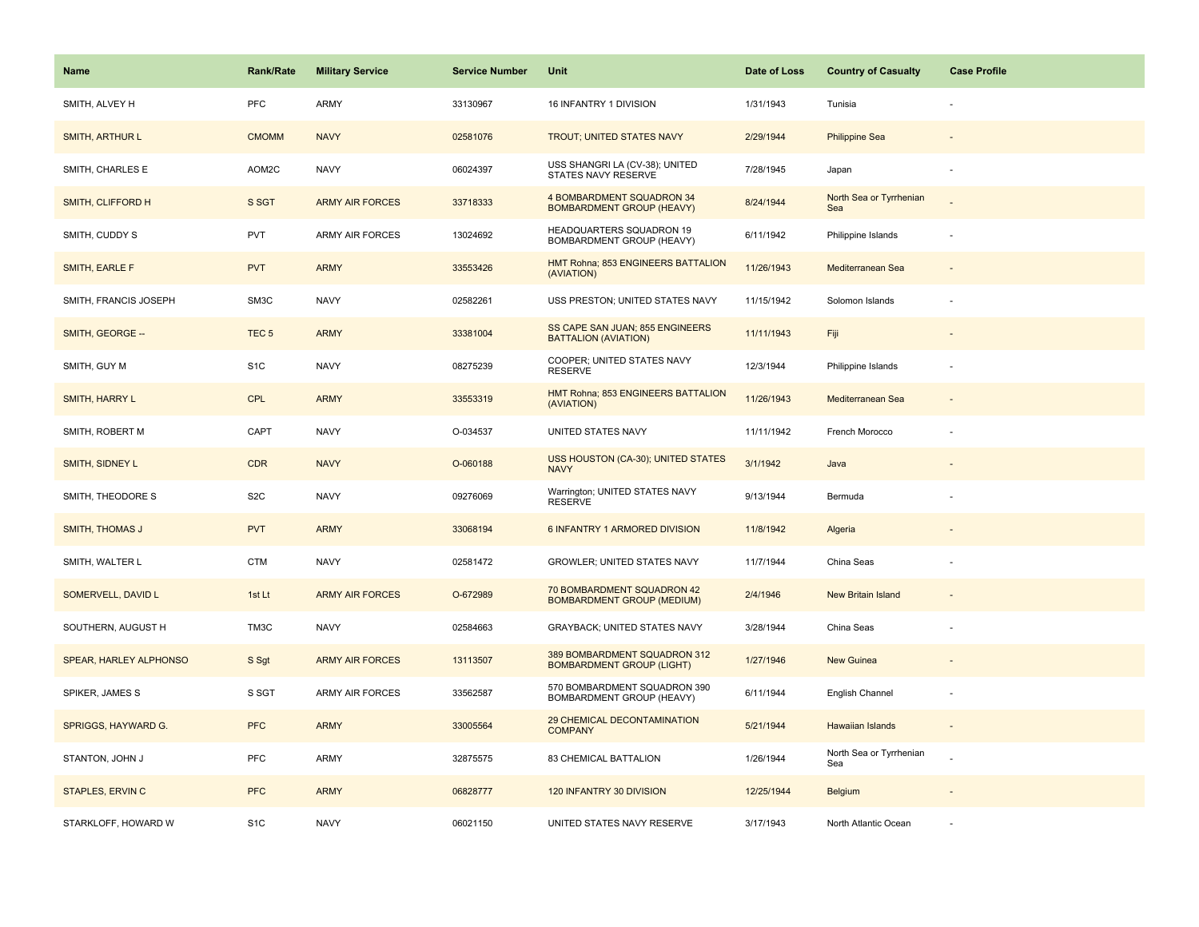| Name | Rank/Rate | Military Service | Service Number | Unit | Date of Loss | Country of Casualty | Case Profile |
|---|---|---|---|---|---|---|---|
| SMITH, ALVEY H | PFC | ARMY | 33130967 | 16 INFANTRY 1 DIVISION | 1/31/1943 | Tunisia | - |
| SMITH, ARTHUR L | CMOMM | NAVY | 02581076 | TROUT; UNITED STATES NAVY | 2/29/1944 | Philippine Sea | - |
| SMITH, CHARLES E | AOM2C | NAVY | 06024397 | USS SHANGRI LA (CV-38); UNITED STATES NAVY RESERVE | 7/28/1945 | Japan | - |
| SMITH, CLIFFORD H | S SGT | ARMY AIR FORCES | 33718333 | 4 BOMBARDMENT SQUADRON 34 BOMBARDMENT GROUP (HEAVY) | 8/24/1944 | North Sea or Tyrrhenian Sea | - |
| SMITH, CUDDY S | PVT | ARMY AIR FORCES | 13024692 | HEADQUARTERS SQUADRON 19 BOMBARDMENT GROUP (HEAVY) | 6/11/1942 | Philippine Islands | - |
| SMITH, EARLE F | PVT | ARMY | 33553426 | HMT Rohna; 853 ENGINEERS BATTALION (AVIATION) | 11/26/1943 | Mediterranean Sea | - |
| SMITH, FRANCIS JOSEPH | SM3C | NAVY | 02582261 | USS PRESTON; UNITED STATES NAVY | 11/15/1942 | Solomon Islands | - |
| SMITH, GEORGE -- | TEC 5 | ARMY | 33381004 | SS CAPE SAN JUAN; 855 ENGINEERS BATTALION (AVIATION) | 11/11/1943 | Fiji | - |
| SMITH, GUY M | S1C | NAVY | 08275239 | COOPER; UNITED STATES NAVY RESERVE | 12/3/1944 | Philippine Islands | - |
| SMITH, HARRY L | CPL | ARMY | 33553319 | HMT Rohna; 853 ENGINEERS BATTALION (AVIATION) | 11/26/1943 | Mediterranean Sea | - |
| SMITH, ROBERT M | CAPT | NAVY | O-034537 | UNITED STATES NAVY | 11/11/1942 | French Morocco | - |
| SMITH, SIDNEY L | CDR | NAVY | O-060188 | USS HOUSTON (CA-30); UNITED STATES NAVY | 3/1/1942 | Java | - |
| SMITH, THEODORE S | S2C | NAVY | 09276069 | Warrington; UNITED STATES NAVY RESERVE | 9/13/1944 | Bermuda | - |
| SMITH, THOMAS J | PVT | ARMY | 33068194 | 6 INFANTRY 1 ARMORED DIVISION | 11/8/1942 | Algeria | - |
| SMITH, WALTER L | CTM | NAVY | 02581472 | GROWLER; UNITED STATES NAVY | 11/7/1944 | China Seas | - |
| SOMERVELL, DAVID L | 1st Lt | ARMY AIR FORCES | O-672989 | 70 BOMBARDMENT SQUADRON 42 BOMBARDMENT GROUP (MEDIUM) | 2/4/1946 | New Britain Island | - |
| SOUTHERN, AUGUST H | TM3C | NAVY | 02584663 | GRAYBACK; UNITED STATES NAVY | 3/28/1944 | China Seas | - |
| SPEAR, HARLEY ALPHONSO | S Sgt | ARMY AIR FORCES | 13113507 | 389 BOMBARDMENT SQUADRON 312 BOMBARDMENT GROUP (LIGHT) | 1/27/1946 | New Guinea | - |
| SPIKER, JAMES S | S SGT | ARMY AIR FORCES | 33562587 | 570 BOMBARDMENT SQUADRON 390 BOMBARDMENT GROUP (HEAVY) | 6/11/1944 | English Channel | - |
| SPRIGGS, HAYWARD G. | PFC | ARMY | 33005564 | 29 CHEMICAL DECONTAMINATION COMPANY | 5/21/1944 | Hawaiian Islands | - |
| STANTON, JOHN J | PFC | ARMY | 32875575 | 83 CHEMICAL BATTALION | 1/26/1944 | North Sea or Tyrrhenian Sea | - |
| STAPLES, ERVIN C | PFC | ARMY | 06828777 | 120 INFANTRY 30 DIVISION | 12/25/1944 | Belgium | - |
| STARKLOFF, HOWARD W | S1C | NAVY | 06021150 | UNITED STATES NAVY RESERVE | 3/17/1943 | North Atlantic Ocean | - |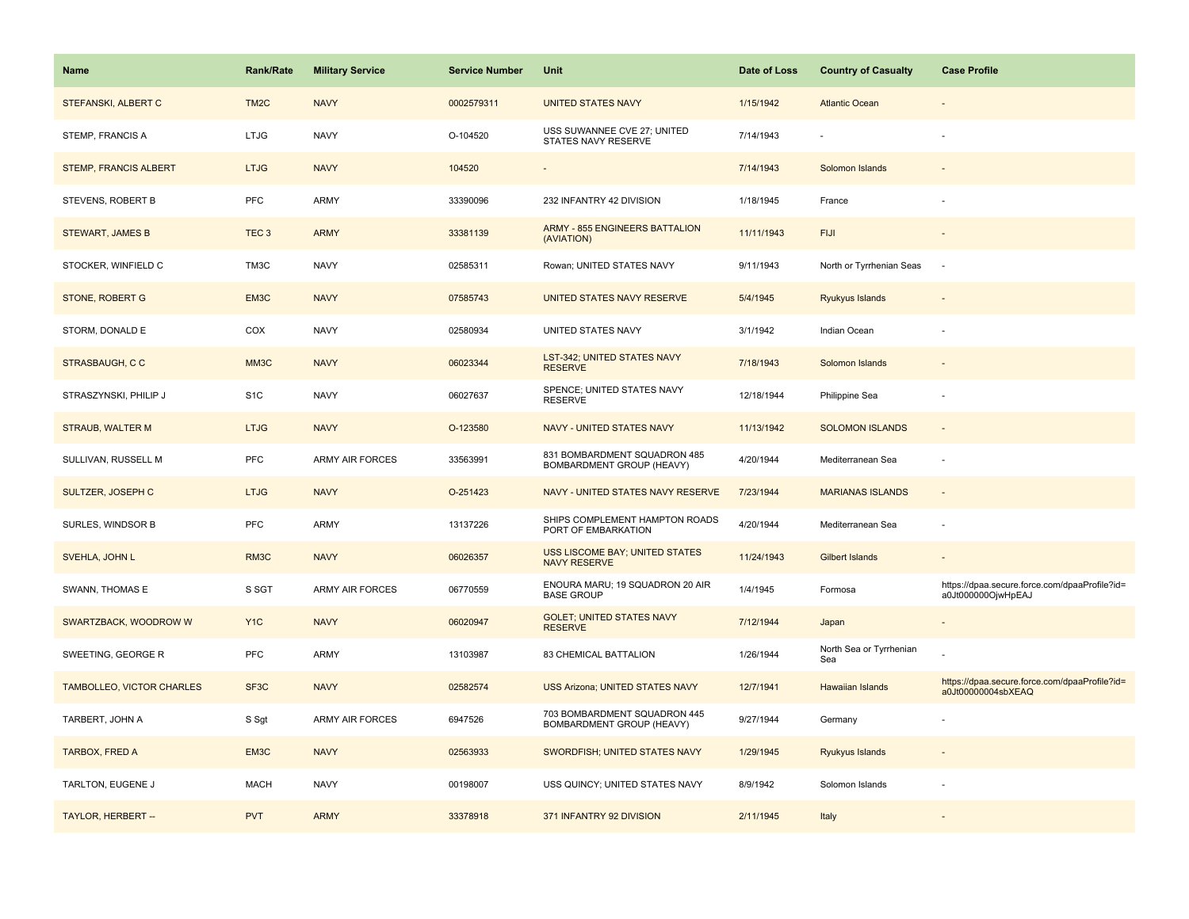| Name | Rank/Rate | Military Service | Service Number | Unit | Date of Loss | Country of Casualty | Case Profile |
|---|---|---|---|---|---|---|---|
| STEFANSKI, ALBERT C | TM2C | NAVY | 0002579311 | UNITED STATES NAVY | 1/15/1942 | Atlantic Ocean | - |
| STEMP, FRANCIS A | LTJG | NAVY | O-104520 | USS SUWANNEE CVE 27; UNITED STATES NAVY RESERVE | 7/14/1943 | - | - |
| STEMP, FRANCIS ALBERT | LTJG | NAVY | 104520 | - | 7/14/1943 | Solomon Islands | - |
| STEVENS, ROBERT B | PFC | ARMY | 33390096 | 232 INFANTRY 42 DIVISION | 1/18/1945 | France | - |
| STEWART, JAMES B | TEC 3 | ARMY | 33381139 | ARMY - 855 ENGINEERS BATTALION (AVIATION) | 11/11/1943 | FIJI | - |
| STOCKER, WINFIELD C | TM3C | NAVY | 02585311 | Rowan; UNITED STATES NAVY | 9/11/1943 | North or Tyrrhenian Seas | - |
| STONE, ROBERT G | EM3C | NAVY | 07585743 | UNITED STATES NAVY RESERVE | 5/4/1945 | Ryukyus Islands | - |
| STORM, DONALD E | COX | NAVY | 02580934 | UNITED STATES NAVY | 3/1/1942 | Indian Ocean | - |
| STRASBAUGH, C C | MM3C | NAVY | 06023344 | LST-342; UNITED STATES NAVY RESERVE | 7/18/1943 | Solomon Islands | - |
| STRASZYNSKI, PHILIP J | S1C | NAVY | 06027637 | SPENCE; UNITED STATES NAVY RESERVE | 12/18/1944 | Philippine Sea | - |
| STRAUB, WALTER M | LTJG | NAVY | O-123580 | NAVY - UNITED STATES NAVY | 11/13/1942 | SOLOMON ISLANDS | - |
| SULLIVAN, RUSSELL M | PFC | ARMY AIR FORCES | 33563991 | 831 BOMBARDMENT SQUADRON 485 BOMBARDMENT GROUP (HEAVY) | 4/20/1944 | Mediterranean Sea | - |
| SULTZER, JOSEPH C | LTJG | NAVY | O-251423 | NAVY - UNITED STATES NAVY RESERVE | 7/23/1944 | MARIANAS ISLANDS | - |
| SURLES, WINDSOR B | PFC | ARMY | 13137226 | SHIPS COMPLEMENT HAMPTON ROADS PORT OF EMBARKATION | 4/20/1944 | Mediterranean Sea | - |
| SVEHLA, JOHN L | RM3C | NAVY | 06026357 | USS LISCOME BAY; UNITED STATES NAVY RESERVE | 11/24/1943 | Gilbert Islands | - |
| SWANN, THOMAS E | S SGT | ARMY AIR FORCES | 06770559 | ENOURA MARU; 19 SQUADRON 20 AIR BASE GROUP | 1/4/1945 | Formosa | https://dpaa.secure.force.com/dpaaProfile?id=a0Jt000000OjwHpEAJ |
| SWARTZBACK, WOODROW W | Y1C | NAVY | 06020947 | GOLET; UNITED STATES NAVY RESERVE | 7/12/1944 | Japan | - |
| SWEETING, GEORGE R | PFC | ARMY | 13103987 | 83 CHEMICAL BATTALION | 1/26/1944 | North Sea or Tyrrhenian Sea | - |
| TAMBOLLEO, VICTOR CHARLES | SF3C | NAVY | 02582574 | USS Arizona; UNITED STATES NAVY | 12/7/1941 | Hawaiian Islands | https://dpaa.secure.force.com/dpaaProfile?id=a0Jt00000004sbXEAQ |
| TARBERT, JOHN A | S Sgt | ARMY AIR FORCES | 6947526 | 703 BOMBARDMENT SQUADRON 445 BOMBARDMENT GROUP (HEAVY) | 9/27/1944 | Germany | - |
| TARBOX, FRED A | EM3C | NAVY | 02563933 | SWORDFISH; UNITED STATES NAVY | 1/29/1945 | Ryukyus Islands | - |
| TARLTON, EUGENE J | MACH | NAVY | 00198007 | USS QUINCY; UNITED STATES NAVY | 8/9/1942 | Solomon Islands | - |
| TAYLOR, HERBERT -- | PVT | ARMY | 33378918 | 371 INFANTRY 92 DIVISION | 2/11/1945 | Italy | - |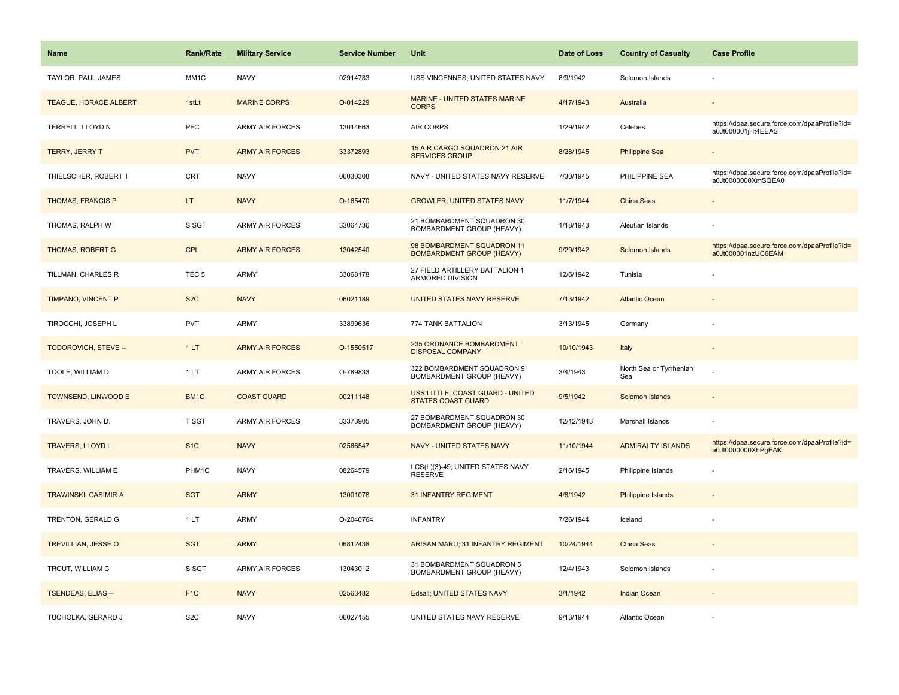| Name | Rank/Rate | Military Service | Service Number | Unit | Date of Loss | Country of Casualty | Case Profile |
|---|---|---|---|---|---|---|---|
| TAYLOR, PAUL JAMES | MM1C | NAVY | 02914783 | USS VINCENNES; UNITED STATES NAVY | 8/9/1942 | Solomon Islands | - |
| TEAGUE, HORACE ALBERT | 1stLt | MARINE CORPS | O-014229 | MARINE - UNITED STATES MARINE CORPS | 4/17/1943 | Australia | - |
| TERRELL, LLOYD N | PFC | ARMY AIR FORCES | 13014663 | AIR CORPS | 1/29/1942 | Celebes | https://dpaa.secure.force.com/dpaaProfile?id=a0Jt000001jHt4EEAS |
| TERRY, JERRY T | PVT | ARMY AIR FORCES | 33372893 | 15 AIR CARGO SQUADRON 21 AIR SERVICES GROUP | 8/28/1945 | Philippine Sea | - |
| THIELSCHER, ROBERT T | CRT | NAVY | 06030308 | NAVY - UNITED STATES NAVY RESERVE | 7/30/1945 | PHILIPPINE SEA | https://dpaa.secure.force.com/dpaaProfile?id=a0Jt0000000XmSQEA0 |
| THOMAS, FRANCIS P | LT | NAVY | O-165470 | GROWLER; UNITED STATES NAVY | 11/7/1944 | China Seas | - |
| THOMAS, RALPH W | S SGT | ARMY AIR FORCES | 33064736 | 21 BOMBARDMENT SQUADRON 30 BOMBARDMENT GROUP (HEAVY) | 1/18/1943 | Aleutian Islands | - |
| THOMAS, ROBERT G | CPL | ARMY AIR FORCES | 13042540 | 98 BOMBARDMENT SQUADRON 11 BOMBARDMENT GROUP (HEAVY) | 9/29/1942 | Solomon Islands | https://dpaa.secure.force.com/dpaaProfile?id=a0Jt000001nzUC6EAM |
| TILLMAN, CHARLES R | TEC 5 | ARMY | 33068178 | 27 FIELD ARTILLERY BATTALION 1 ARMORED DIVISION | 12/6/1942 | Tunisia | - |
| TIMPANO, VINCENT P | S2C | NAVY | 06021189 | UNITED STATES NAVY RESERVE | 7/13/1942 | Atlantic Ocean | - |
| TIROCCHI, JOSEPH L | PVT | ARMY | 33899636 | 774 TANK BATTALION | 3/13/1945 | Germany | - |
| TODOROVICH, STEVE -- | 1 LT | ARMY AIR FORCES | O-1550517 | 235 ORDNANCE BOMBARDMENT DISPOSAL COMPANY | 10/10/1943 | Italy | - |
| TOOLE, WILLIAM D | 1 LT | ARMY AIR FORCES | O-789833 | 322 BOMBARDMENT SQUADRON 91 BOMBARDMENT GROUP (HEAVY) | 3/4/1943 | North Sea or Tyrrhenian Sea | - |
| TOWNSEND, LINWOOD E | BM1C | COAST GUARD | 00211148 | USS LITTLE; COAST GUARD - UNITED STATES COAST GUARD | 9/5/1942 | Solomon Islands | - |
| TRAVERS, JOHN D. | T SGT | ARMY AIR FORCES | 33373905 | 27 BOMBARDMENT SQUADRON 30 BOMBARDMENT GROUP (HEAVY) | 12/12/1943 | Marshall Islands | - |
| TRAVERS, LLOYD L | S1C | NAVY | 02566547 | NAVY - UNITED STATES NAVY | 11/10/1944 | ADMIRALTY ISLANDS | https://dpaa.secure.force.com/dpaaProfile?id=a0Jt0000000XhPgEAK |
| TRAVERS, WILLIAM E | PHM1C | NAVY | 08264579 | LCS(L)(3)-49; UNITED STATES NAVY RESERVE | 2/16/1945 | Philippine Islands | - |
| TRAWINSKI, CASIMIR A | SGT | ARMY | 13001078 | 31 INFANTRY REGIMENT | 4/8/1942 | Philippine Islands | - |
| TRENTON, GERALD G | 1 LT | ARMY | O-2040764 | INFANTRY | 7/26/1944 | Iceland | - |
| TREVILLIAN, JESSE O | SGT | ARMY | 06812438 | ARISAN MARU; 31 INFANTRY REGIMENT | 10/24/1944 | China Seas | - |
| TROUT, WILLIAM C | S SGT | ARMY AIR FORCES | 13043012 | 31 BOMBARDMENT SQUADRON 5 BOMBARDMENT GROUP (HEAVY) | 12/4/1943 | Solomon Islands | - |
| TSENDEAS, ELIAS -- | F1C | NAVY | 02563482 | Edsall; UNITED STATES NAVY | 3/1/1942 | Indian Ocean | - |
| TUCHOLKA, GERARD J | S2C | NAVY | 06027155 | UNITED STATES NAVY RESERVE | 9/13/1944 | Atlantic Ocean | - |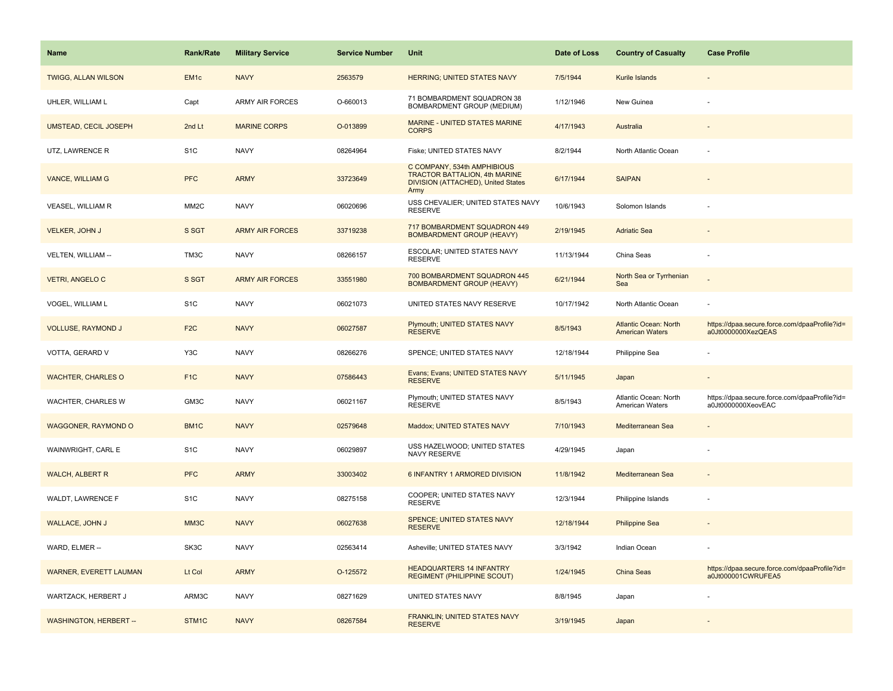| Name | Rank/Rate | Military Service | Service Number | Unit | Date of Loss | Country of Casualty | Case Profile |
|---|---|---|---|---|---|---|---|
| TWIGG, ALLAN WILSON | EM1c | NAVY | 2563579 | HERRING; UNITED STATES NAVY | 7/5/1944 | Kurile Islands | - |
| UHLER, WILLIAM L | Capt | ARMY AIR FORCES | O-660013 | 71 BOMBARDMENT SQUADRON 38 BOMBARDMENT GROUP (MEDIUM) | 1/12/1946 | New Guinea | - |
| UMSTEAD, CECIL JOSEPH | 2nd Lt | MARINE CORPS | O-013899 | MARINE - UNITED STATES MARINE CORPS | 4/17/1943 | Australia | - |
| UTZ, LAWRENCE R | S1C | NAVY | 08264964 | Fiske; UNITED STATES NAVY | 8/2/1944 | North Atlantic Ocean | - |
| VANCE, WILLIAM G | PFC | ARMY | 33723649 | C COMPANY, 534th AMPHIBIOUS TRACTOR BATTALION, 4th MARINE DIVISION (ATTACHED), United States Army | 6/17/1944 | SAIPAN | - |
| VEASEL, WILLIAM R | MM2C | NAVY | 06020696 | USS CHEVALIER; UNITED STATES NAVY RESERVE | 10/6/1943 | Solomon Islands | - |
| VELKER, JOHN J | S SGT | ARMY AIR FORCES | 33719238 | 717 BOMBARDMENT SQUADRON 449 BOMBARDMENT GROUP (HEAVY) | 2/19/1945 | Adriatic Sea | - |
| VELTEN, WILLIAM -- | TM3C | NAVY | 08266157 | ESCOLAR; UNITED STATES NAVY RESERVE | 11/13/1944 | China Seas | - |
| VETRI, ANGELO C | S SGT | ARMY AIR FORCES | 33551980 | 700 BOMBARDMENT SQUADRON 445 BOMBARDMENT GROUP (HEAVY) | 6/21/1944 | North Sea or Tyrrhenian Sea | - |
| VOGEL, WILLIAM L | S1C | NAVY | 06021073 | UNITED STATES NAVY RESERVE | 10/17/1942 | North Atlantic Ocean | - |
| VOLLUSE, RAYMOND J | F2C | NAVY | 06027587 | Plymouth; UNITED STATES NAVY RESERVE | 8/5/1943 | Atlantic Ocean: North American Waters | https://dpaa.secure.force.com/dpaaProfile?id=a0Jt0000000XezQEAS |
| VOTTA, GERARD V | Y3C | NAVY | 08266276 | SPENCE; UNITED STATES NAVY | 12/18/1944 | Philippine Sea | - |
| WACHTER, CHARLES O | F1C | NAVY | 07586443 | Evans; Evans; UNITED STATES NAVY RESERVE | 5/11/1945 | Japan | - |
| WACHTER, CHARLES W | GM3C | NAVY | 06021167 | Plymouth; UNITED STATES NAVY RESERVE | 8/5/1943 | Atlantic Ocean: North American Waters | https://dpaa.secure.force.com/dpaaProfile?id=a0Jt0000000XeovEAC |
| WAGGONER, RAYMOND O | BM1C | NAVY | 02579648 | Maddox; UNITED STATES NAVY | 7/10/1943 | Mediterranean Sea | - |
| WAINWRIGHT, CARL E | S1C | NAVY | 06029897 | USS HAZELWOOD; UNITED STATES NAVY RESERVE | 4/29/1945 | Japan | - |
| WALCH, ALBERT R | PFC | ARMY | 33003402 | 6 INFANTRY 1 ARMORED DIVISION | 11/8/1942 | Mediterranean Sea | - |
| WALDT, LAWRENCE F | S1C | NAVY | 08275158 | COOPER; UNITED STATES NAVY RESERVE | 12/3/1944 | Philippine Islands | - |
| WALLACE, JOHN J | MM3C | NAVY | 06027638 | SPENCE; UNITED STATES NAVY RESERVE | 12/18/1944 | Philippine Sea | - |
| WARD, ELMER -- | SK3C | NAVY | 02563414 | Asheville; UNITED STATES NAVY | 3/3/1942 | Indian Ocean | - |
| WARNER, EVERETT LAUMAN | Lt Col | ARMY | O-125572 | HEADQUARTERS 14 INFANTRY REGIMENT (PHILIPPINE SCOUT) | 1/24/1945 | China Seas | https://dpaa.secure.force.com/dpaaProfile?id=a0Jt000001CWRUFEA5 |
| WARTZACK, HERBERT J | ARM3C | NAVY | 08271629 | UNITED STATES NAVY | 8/8/1945 | Japan | - |
| WASHINGTON, HERBERT -- | STM1C | NAVY | 08267584 | FRANKLIN; UNITED STATES NAVY RESERVE | 3/19/1945 | Japan | - |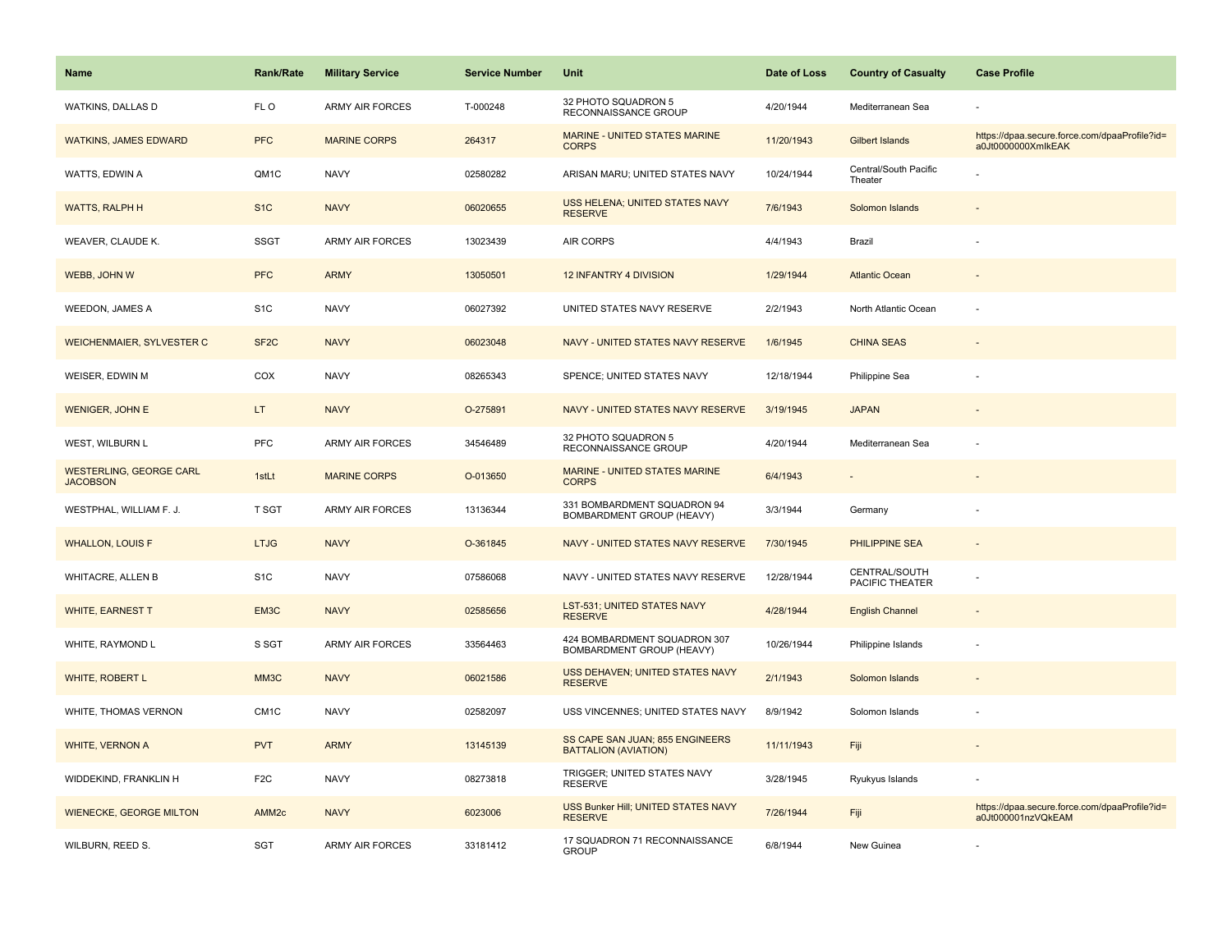| Name | Rank/Rate | Military Service | Service Number | Unit | Date of Loss | Country of Casualty | Case Profile |
|---|---|---|---|---|---|---|---|
| WATKINS, DALLAS D | FL O | ARMY AIR FORCES | T-000248 | 32 PHOTO SQUADRON 5 RECONNAISSANCE GROUP | 4/20/1944 | Mediterranean Sea | - |
| WATKINS, JAMES EDWARD | PFC | MARINE CORPS | 264317 | MARINE - UNITED STATES MARINE CORPS | 11/20/1943 | Gilbert Islands | https://dpaa.secure.force.com/dpaaProfile?id=a0Jt0000000XmIkEAK |
| WATTS, EDWIN A | QM1C | NAVY | 02580282 | ARISAN MARU; UNITED STATES NAVY | 10/24/1944 | Central/South Pacific Theater | - |
| WATTS, RALPH H | S1C | NAVY | 06020655 | USS HELENA; UNITED STATES NAVY RESERVE | 7/6/1943 | Solomon Islands | - |
| WEAVER, CLAUDE K. | SSGT | ARMY AIR FORCES | 13023439 | AIR CORPS | 4/4/1943 | Brazil | - |
| WEBB, JOHN W | PFC | ARMY | 13050501 | 12 INFANTRY 4 DIVISION | 1/29/1944 | Atlantic Ocean | - |
| WEEDON, JAMES A | S1C | NAVY | 06027392 | UNITED STATES NAVY RESERVE | 2/2/1943 | North Atlantic Ocean | - |
| WEICHENMAIER, SYLVESTER C | SF2C | NAVY | 06023048 | NAVY - UNITED STATES NAVY RESERVE | 1/6/1945 | CHINA SEAS | - |
| WEISER, EDWIN M | COX | NAVY | 08265343 | SPENCE; UNITED STATES NAVY | 12/18/1944 | Philippine Sea | - |
| WENIGER, JOHN E | LT | NAVY | O-275891 | NAVY - UNITED STATES NAVY RESERVE | 3/19/1945 | JAPAN | - |
| WEST, WILBURN L | PFC | ARMY AIR FORCES | 34546489 | 32 PHOTO SQUADRON 5 RECONNAISSANCE GROUP | 4/20/1944 | Mediterranean Sea | - |
| WESTERLING, GEORGE CARL JACOBSON | 1stLt | MARINE CORPS | O-013650 | MARINE - UNITED STATES MARINE CORPS | 6/4/1943 | - | - |
| WESTPHAL, WILLIAM F. J. | T SGT | ARMY AIR FORCES | 13136344 | 331 BOMBARDMENT SQUADRON 94 BOMBARDMENT GROUP (HEAVY) | 3/3/1944 | Germany | - |
| WHALLON, LOUIS F | LTJG | NAVY | O-361845 | NAVY - UNITED STATES NAVY RESERVE | 7/30/1945 | PHILIPPINE SEA | - |
| WHITACRE, ALLEN B | S1C | NAVY | 07586068 | NAVY - UNITED STATES NAVY RESERVE | 12/28/1944 | CENTRAL/SOUTH PACIFIC THEATER | - |
| WHITE, EARNEST T | EM3C | NAVY | 02585656 | LST-531; UNITED STATES NAVY RESERVE | 4/28/1944 | English Channel | - |
| WHITE, RAYMOND L | S SGT | ARMY AIR FORCES | 33564463 | 424 BOMBARDMENT SQUADRON 307 BOMBARDMENT GROUP (HEAVY) | 10/26/1944 | Philippine Islands | - |
| WHITE, ROBERT L | MM3C | NAVY | 06021586 | USS DEHAVEN; UNITED STATES NAVY RESERVE | 2/1/1943 | Solomon Islands | - |
| WHITE, THOMAS VERNON | CM1C | NAVY | 02582097 | USS VINCENNES; UNITED STATES NAVY | 8/9/1942 | Solomon Islands | - |
| WHITE, VERNON A | PVT | ARMY | 13145139 | SS CAPE SAN JUAN; 855 ENGINEERS BATTALION (AVIATION) | 11/11/1943 | Fiji | - |
| WIDDEKIND, FRANKLIN H | F2C | NAVY | 08273818 | TRIGGER; UNITED STATES NAVY RESERVE | 3/28/1945 | Ryukyus Islands | - |
| WIENECKE, GEORGE MILTON | AMM2c | NAVY | 6023006 | USS Bunker Hill; UNITED STATES NAVY RESERVE | 7/26/1944 | Fiji | https://dpaa.secure.force.com/dpaaProfile?id=a0Jt000001nzVQkEAM |
| WILBURN, REED S. | SGT | ARMY AIR FORCES | 33181412 | 17 SQUADRON 71 RECONNAISSANCE GROUP | 6/8/1944 | New Guinea | - |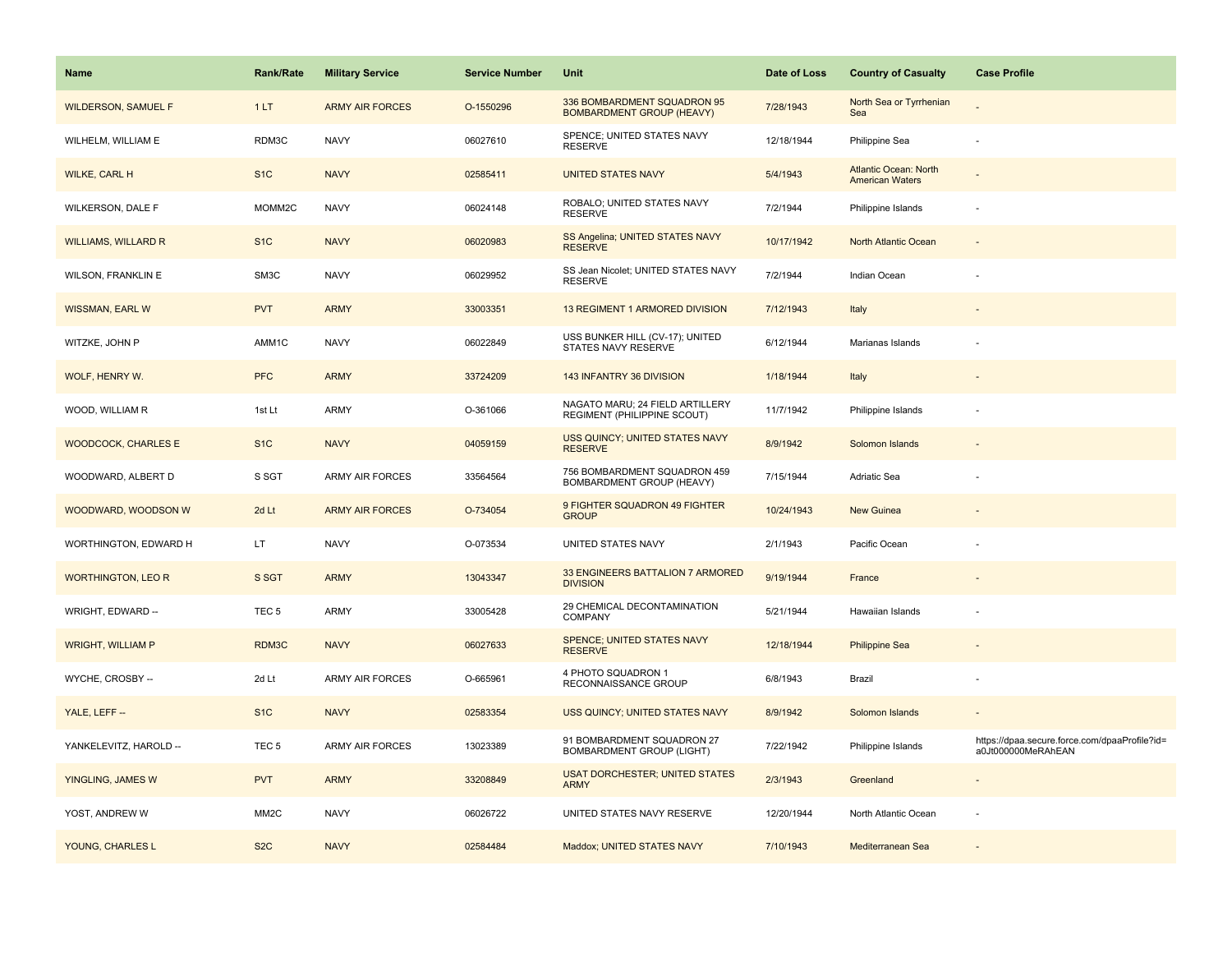| Name | Rank/Rate | Military Service | Service Number | Unit | Date of Loss | Country of Casualty | Case Profile |
| --- | --- | --- | --- | --- | --- | --- | --- |
| WILDERSON, SAMUEL F | 1 LT | ARMY AIR FORCES | O-1550296 | 336 BOMBARDMENT SQUADRON 95 BOMBARDMENT GROUP (HEAVY) | 7/28/1943 | North Sea or Tyrrhenian Sea | - |
| WILHELM, WILLIAM E | RDM3C | NAVY | 06027610 | SPENCE; UNITED STATES NAVY RESERVE | 12/18/1944 | Philippine Sea | - |
| WILKE, CARL H | S1C | NAVY | 02585411 | UNITED STATES NAVY | 5/4/1943 | Atlantic Ocean: North American Waters | - |
| WILKERSON, DALE F | MOMM2C | NAVY | 06024148 | ROBALO; UNITED STATES NAVY RESERVE | 7/2/1944 | Philippine Islands | - |
| WILLIAMS, WILLARD R | S1C | NAVY | 06020983 | SS Angelina; UNITED STATES NAVY RESERVE | 10/17/1942 | North Atlantic Ocean | - |
| WILSON, FRANKLIN E | SM3C | NAVY | 06029952 | SS Jean Nicolet; UNITED STATES NAVY RESERVE | 7/2/1944 | Indian Ocean | - |
| WISSMAN, EARL W | PVT | ARMY | 33003351 | 13 REGIMENT 1 ARMORED DIVISION | 7/12/1943 | Italy | - |
| WITZKE, JOHN P | AMM1C | NAVY | 06022849 | USS BUNKER HILL (CV-17); UNITED STATES NAVY RESERVE | 6/12/1944 | Marianas Islands | - |
| WOLF, HENRY W. | PFC | ARMY | 33724209 | 143 INFANTRY 36 DIVISION | 1/18/1944 | Italy | - |
| WOOD, WILLIAM R | 1st Lt | ARMY | O-361066 | NAGATO MARU; 24 FIELD ARTILLERY REGIMENT (PHILIPPINE SCOUT) | 11/7/1942 | Philippine Islands | - |
| WOODCOCK, CHARLES E | S1C | NAVY | 04059159 | USS QUINCY; UNITED STATES NAVY RESERVE | 8/9/1942 | Solomon Islands | - |
| WOODWARD, ALBERT D | S SGT | ARMY AIR FORCES | 33564564 | 756 BOMBARDMENT SQUADRON 459 BOMBARDMENT GROUP (HEAVY) | 7/15/1944 | Adriatic Sea | - |
| WOODWARD, WOODSON W | 2d Lt | ARMY AIR FORCES | O-734054 | 9 FIGHTER SQUADRON 49 FIGHTER GROUP | 10/24/1943 | New Guinea | - |
| WORTHINGTON, EDWARD H | LT | NAVY | O-073534 | UNITED STATES NAVY | 2/1/1943 | Pacific Ocean | - |
| WORTHINGTON, LEO R | S SGT | ARMY | 13043347 | 33 ENGINEERS BATTALION 7 ARMORED DIVISION | 9/19/1944 | France | - |
| WRIGHT, EDWARD -- | TEC 5 | ARMY | 33005428 | 29 CHEMICAL DECONTAMINATION COMPANY | 5/21/1944 | Hawaiian Islands | - |
| WRIGHT, WILLIAM P | RDM3C | NAVY | 06027633 | SPENCE; UNITED STATES NAVY RESERVE | 12/18/1944 | Philippine Sea | - |
| WYCHE, CROSBY -- | 2d Lt | ARMY AIR FORCES | O-665961 | 4 PHOTO SQUADRON 1 RECONNAISSANCE GROUP | 6/8/1943 | Brazil | - |
| YALE, LEFF -- | S1C | NAVY | 02583354 | USS QUINCY; UNITED STATES NAVY | 8/9/1942 | Solomon Islands | - |
| YANKELEVITZ, HAROLD -- | TEC 5 | ARMY AIR FORCES | 13023389 | 91 BOMBARDMENT SQUADRON 27 BOMBARDMENT GROUP (LIGHT) | 7/22/1942 | Philippine Islands | https://dpaa.secure.force.com/dpaaProfile?id=a0Jt000000MeRAhEAN |
| YINGLING, JAMES W | PVT | ARMY | 33208849 | USAT DORCHESTER; UNITED STATES ARMY | 2/3/1943 | Greenland | - |
| YOST, ANDREW W | MM2C | NAVY | 06026722 | UNITED STATES NAVY RESERVE | 12/20/1944 | North Atlantic Ocean | - |
| YOUNG, CHARLES L | S2C | NAVY | 02584484 | Maddox; UNITED STATES NAVY | 7/10/1943 | Mediterranean Sea | - |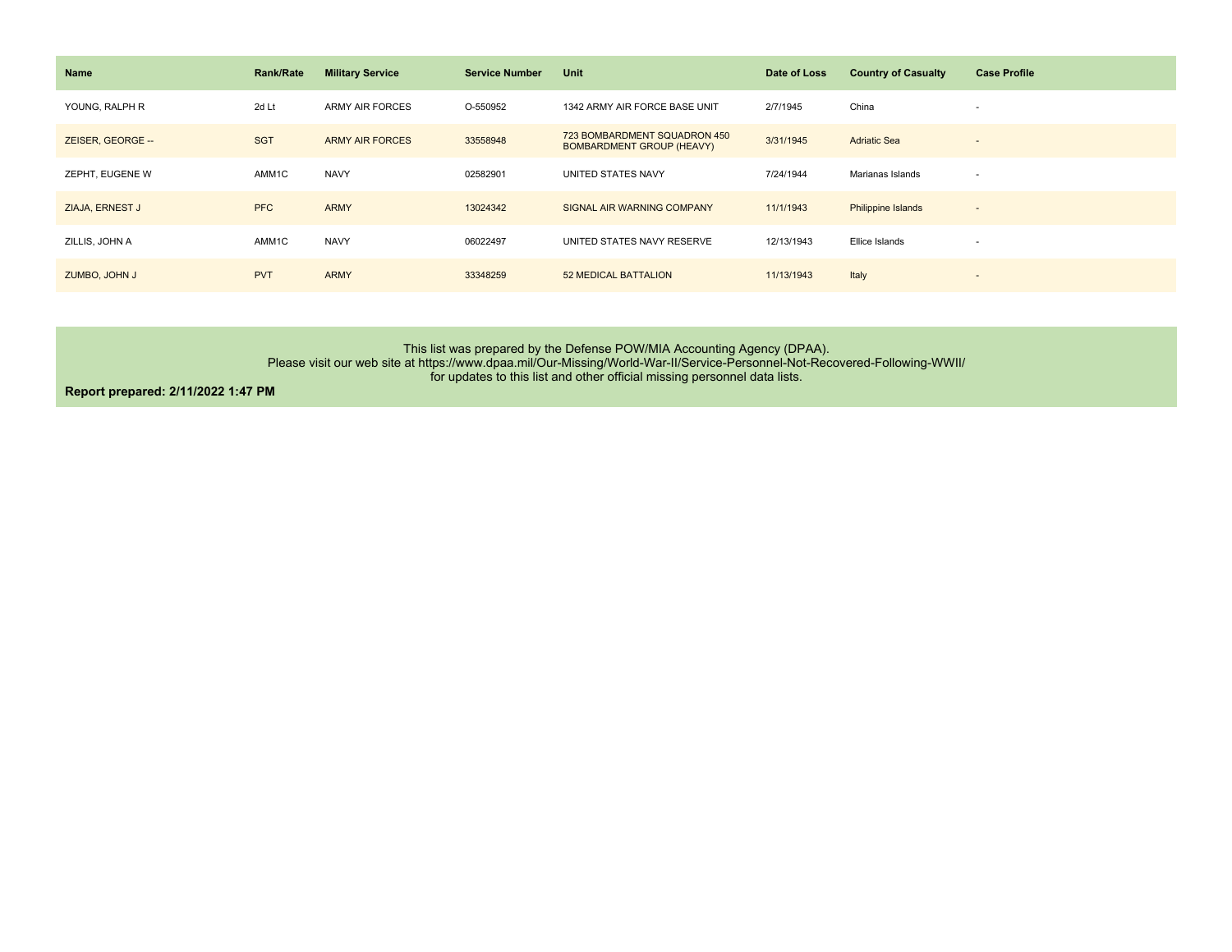| Name | Rank/Rate | Military Service | Service Number | Unit | Date of Loss | Country of Casualty | Case Profile |
|---|---|---|---|---|---|---|---|
| YOUNG, RALPH R | 2d Lt | ARMY AIR FORCES | O-550952 | 1342 ARMY AIR FORCE BASE UNIT | 2/7/1945 | China | - |
| ZEISER, GEORGE -- | SGT | ARMY AIR FORCES | 33558948 | 723 BOMBARDMENT SQUADRON 450 BOMBARDMENT GROUP (HEAVY) | 3/31/1945 | Adriatic Sea | - |
| ZEPHT, EUGENE W | AMM1C | NAVY | 02582901 | UNITED STATES NAVY | 7/24/1944 | Marianas Islands | - |
| ZIAJA, ERNEST J | PFC | ARMY | 13024342 | SIGNAL AIR WARNING COMPANY | 11/1/1943 | Philippine Islands | - |
| ZILLIS, JOHN A | AMM1C | NAVY | 06022497 | UNITED STATES NAVY RESERVE | 12/13/1943 | Ellice Islands | - |
| ZUMBO, JOHN J | PVT | ARMY | 33348259 | 52 MEDICAL BATTALION | 11/13/1943 | Italy | - |

This list was prepared by the Defense POW/MIA Accounting Agency (DPAA).
Please visit our web site at https://www.dpaa.mil/Our-Missing/World-War-II/Service-Personnel-Not-Recovered-Following-WWII/
for updates to this list and other official missing personnel data lists.

**Report prepared: 2/11/2022 1:47 PM**